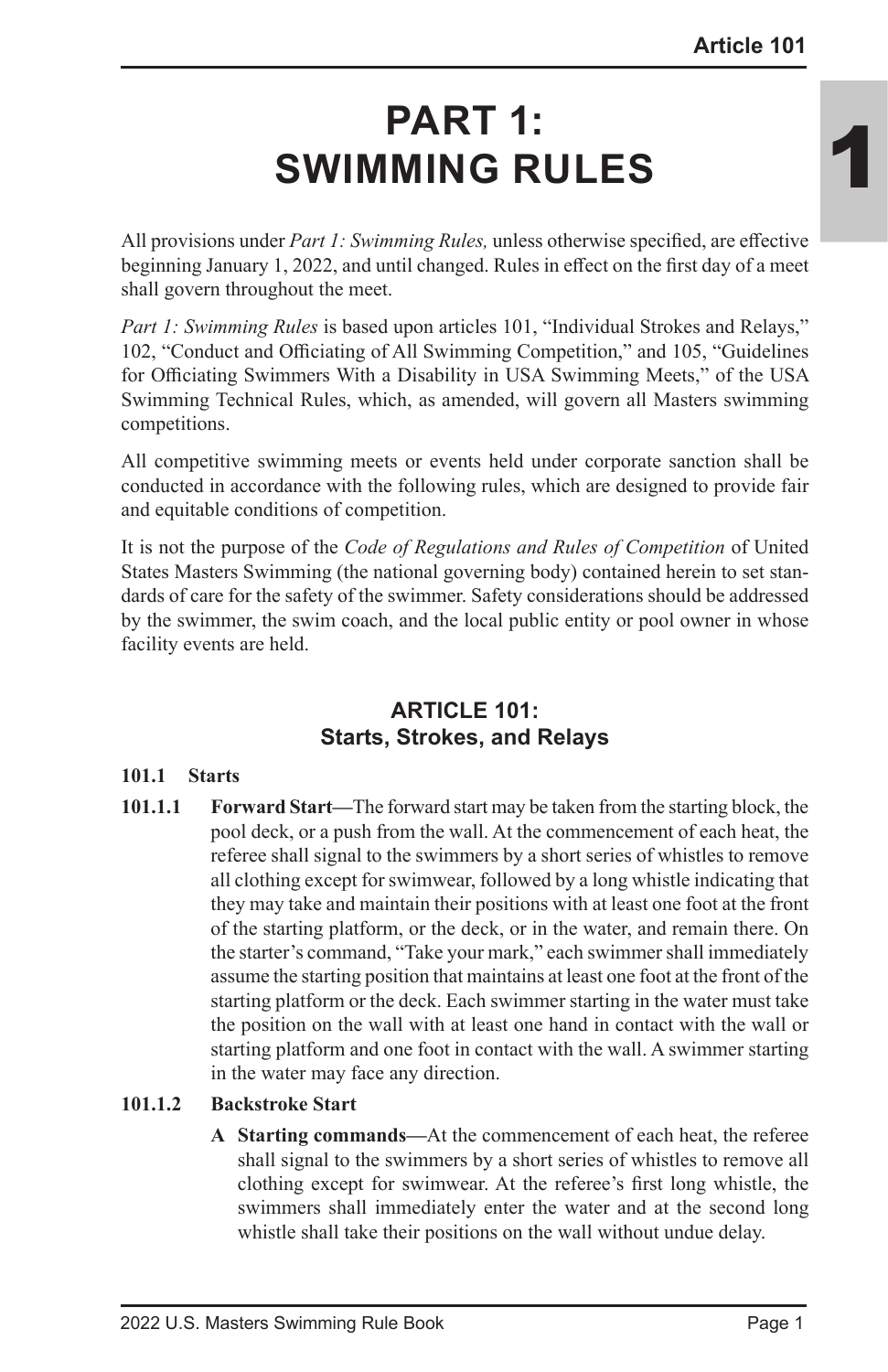# PART 1: SWIMMING RULES

All provisions under *Part 1: Swimming Rules,* unless otherwise specified, are effective beginning January 1, 2022, and until changed. Rules in effect on the first day of a meet shall govern throughout the meet.

*Part 1: Swimming Rules* is based upon articles 101, "Individual Strokes and Relays," 102, "Conduct and Officiating of All Swimming Competition," and 105, "Guidelines for Officiating Swimmers With a Disability in USA Swimming Meets," of the USA Swimming Technical Rules, which, as amended, will govern all Masters swimming competitions.

All competitive swimming meets or events held under corporate sanction shall be conducted in accordance with the following rules, which are designed to provide fair and equitable conditions of competition.

It is not the purpose of the *Code of Regulations and Rules of Competition* of United States Masters Swimming (the national governing body) contained herein to set standards of care for the safety of the swimmer. Safety considerations should be addressed by the swimmer, the swim coach, and the local public entity or pool owner in whose facility events are held.

## ARTICLE 101: Starts, Strokes, and Relays

**101.1 Starts**

**101.1.1 Forward Start—**The forward start may be taken from the starting block, the pool deck, or a push from the wall. At the commencement of each heat, the referee shall signal to the swimmers by a short series of whistles to remove all clothing except for swimwear, followed by a long whistle indicating that they may take and maintain their positions with at least one foot at the front of the starting platform, or the deck, or in the water, and remain there. On the starter's command, "Take your mark," each swimmer shall immediately assume the starting position that maintains at least one foot at the front of the starting platform or the deck. Each swimmer starting in the water must take the position on the wall with at least one hand in contact with the wall or starting platform and one foot in contact with the wall. A swimmer starting in the water may face any direction.

**101.1.2 Backstroke Start**

**A Starting commands—**At the commencement of each heat, the referee shall signal to the swimmers by a short series of whistles to remove all clothing except for swimwear. At the referee's first long whistle, the swimmers shall immediately enter the water and at the second long whistle shall take their positions on the wall without undue delay.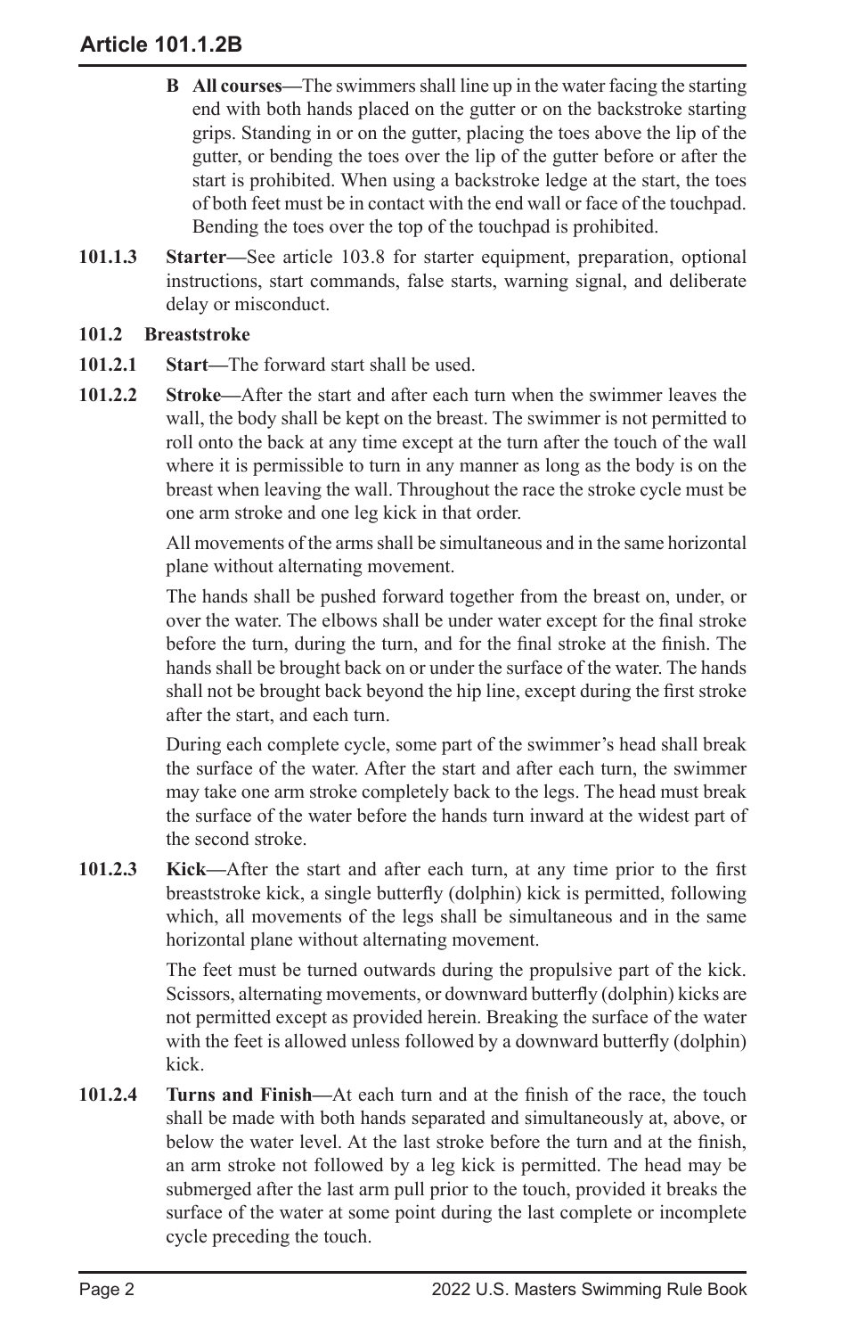**B All courses—**The swimmers shall line up in the water facing the starting end with both hands placed on the gutter or on the backstroke starting grips. Standing in or on the gutter, placing the toes above the lip of the gutter, or bending the toes over the lip of the gutter before or after the start is prohibited. When using a backstroke ledge at the start, the toes of both feet must be in contact with the end wall or face of the touchpad. Bending the toes over the top of the touchpad is prohibited.

**101.1.3 Starter—**See article 103.8 for starter equipment, preparation, optional instructions, start commands, false starts, warning signal, and deliberate delay or misconduct.

### 101.2 Breaststroke

**101.2.1 Start—**The forward start shall be used.

**101.2.2 Stroke—**After the start and after each turn when the swimmer leaves the wall, the body shall be kept on the breast. The swimmer is not permitted to roll onto the back at any time except at the turn after the touch of the wall where it is permissible to turn in any manner as long as the body is on the breast when leaving the wall. Throughout the race the stroke cycle must be one arm stroke and one leg kick in that order.

All movements of the arms shall be simultaneous and in the same horizontal plane without alternating movement.

The hands shall be pushed forward together from the breast on, under, or over the water. The elbows shall be under water except for the final stroke before the turn, during the turn, and for the final stroke at the finish. The hands shall be brought back on or under the surface of the water. The hands shall not be brought back beyond the hip line, except during the first stroke after the start, and each turn.

During each complete cycle, some part of the swimmer's head shall break the surface of the water. After the start and after each turn, the swimmer may take one arm stroke completely back to the legs. The head must break the surface of the water before the hands turn inward at the widest part of the second stroke.

**101.2.3 Kick—**After the start and after each turn, at any time prior to the first breaststroke kick, a single butterfly (dolphin) kick is permitted, following which, all movements of the legs shall be simultaneous and in the same horizontal plane without alternating movement.

The feet must be turned outwards during the propulsive part of the kick. Scissors, alternating movements, or downward butterfly (dolphin) kicks are not permitted except as provided herein. Breaking the surface of the water with the feet is allowed unless followed by a downward butterfly (dolphin) kick.

**101.2.4 Turns and Finish—**At each turn and at the finish of the race, the touch shall be made with both hands separated and simultaneously at, above, or below the water level. At the last stroke before the turn and at the finish, an arm stroke not followed by a leg kick is permitted. The head may be submerged after the last arm pull prior to the touch, provided it breaks the surface of the water at some point during the last complete or incomplete cycle preceding the touch.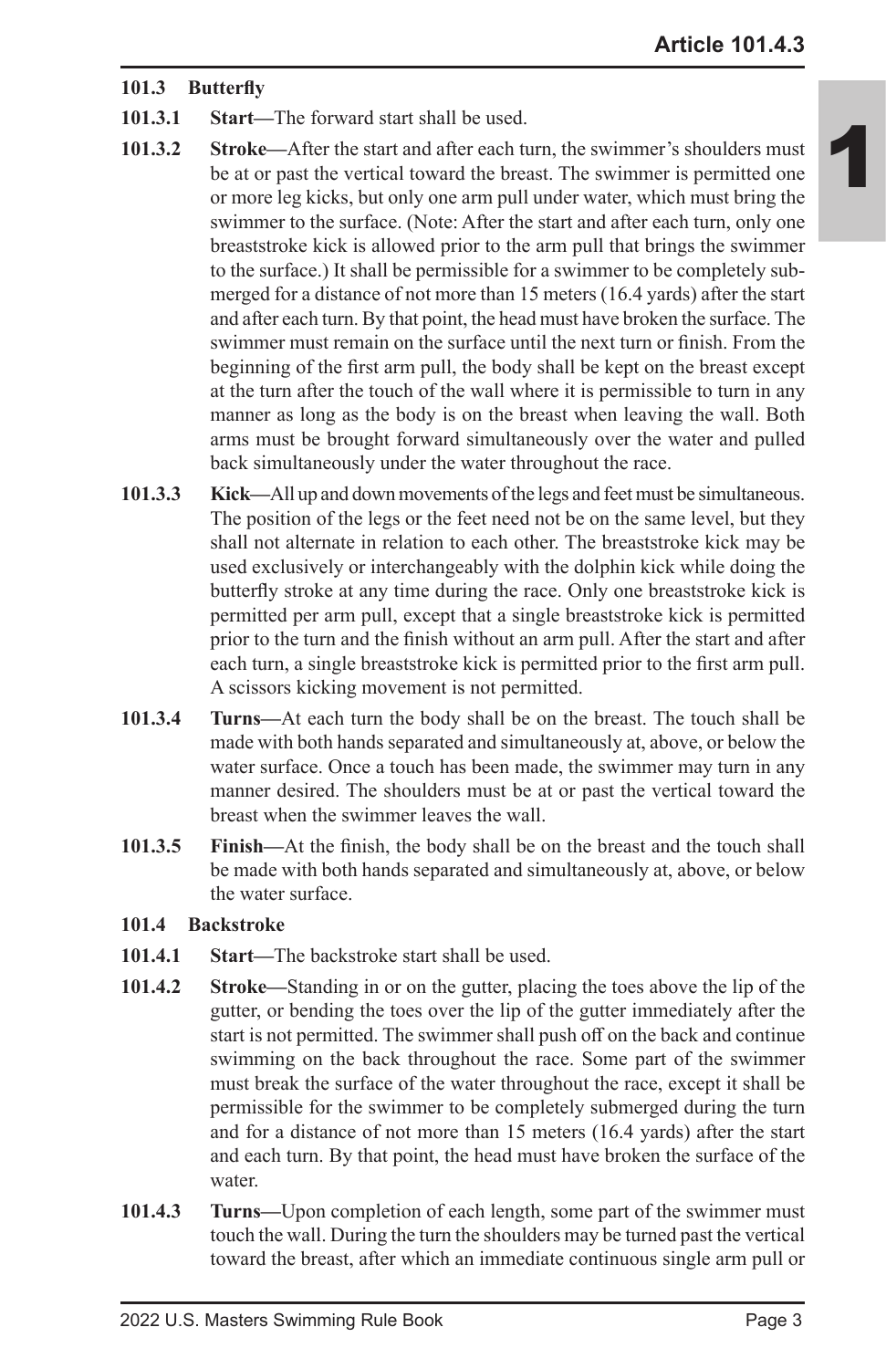### 101.3 Butterfly

**101.3.1 Start—**The forward start shall be used.

**101.3.2 Stroke—**After the start and after each turn, the swimmer's shoulders must be at or past the vertical toward the breast. The swimmer is permitted one or more leg kicks, but only one arm pull under water, which must bring the swimmer to the surface. (Note: After the start and after each turn, only one breaststroke kick is allowed prior to the arm pull that brings the swimmer to the surface.) It shall be permissible for a swimmer to be completely submerged for a distance of not more than 15 meters (16.4 yards) after the start and after each turn. By that point, the head must have broken the surface. The swimmer must remain on the surface until the next turn or finish. From the beginning of the first arm pull, the body shall be kept on the breast except at the turn after the touch of the wall where it is permissible to turn in any manner as long as the body is on the breast when leaving the wall. Both arms must be brought forward simultaneously over the water and pulled back simultaneously under the water throughout the race.

**101.3.3 Kick—**All up and down movements of the legs and feet must be simultaneous. The position of the legs or the feet need not be on the same level, but they shall not alternate in relation to each other. The breaststroke kick may be used exclusively or interchangeably with the dolphin kick while doing the butterfly stroke at any time during the race. Only one breaststroke kick is permitted per arm pull, except that a single breaststroke kick is permitted prior to the turn and the finish without an arm pull. After the start and after each turn, a single breaststroke kick is permitted prior to the first arm pull. A scissors kicking movement is not permitted.

**101.3.4 Turns—**At each turn the body shall be on the breast. The touch shall be made with both hands separated and simultaneously at, above, or below the water surface. Once a touch has been made, the swimmer may turn in any manner desired. The shoulders must be at or past the vertical toward the breast when the swimmer leaves the wall.

**101.3.5 Finish—**At the finish, the body shall be on the breast and the touch shall be made with both hands separated and simultaneously at, above, or below the water surface.

### 101.4 Backstroke

**101.4.1 Start—**The backstroke start shall be used.

**101.4.2 Stroke—**Standing in or on the gutter, placing the toes above the lip of the gutter, or bending the toes over the lip of the gutter immediately after the start is not permitted. The swimmer shall push off on the back and continue swimming on the back throughout the race. Some part of the swimmer must break the surface of the water throughout the race, except it shall be permissible for the swimmer to be completely submerged during the turn and for a distance of not more than 15 meters (16.4 yards) after the start and each turn. By that point, the head must have broken the surface of the water.

**101.4.3 Turns—**Upon completion of each length, some part of the swimmer must touch the wall. During the turn the shoulders may be turned past the vertical toward the breast, after which an immediate continuous single arm pull or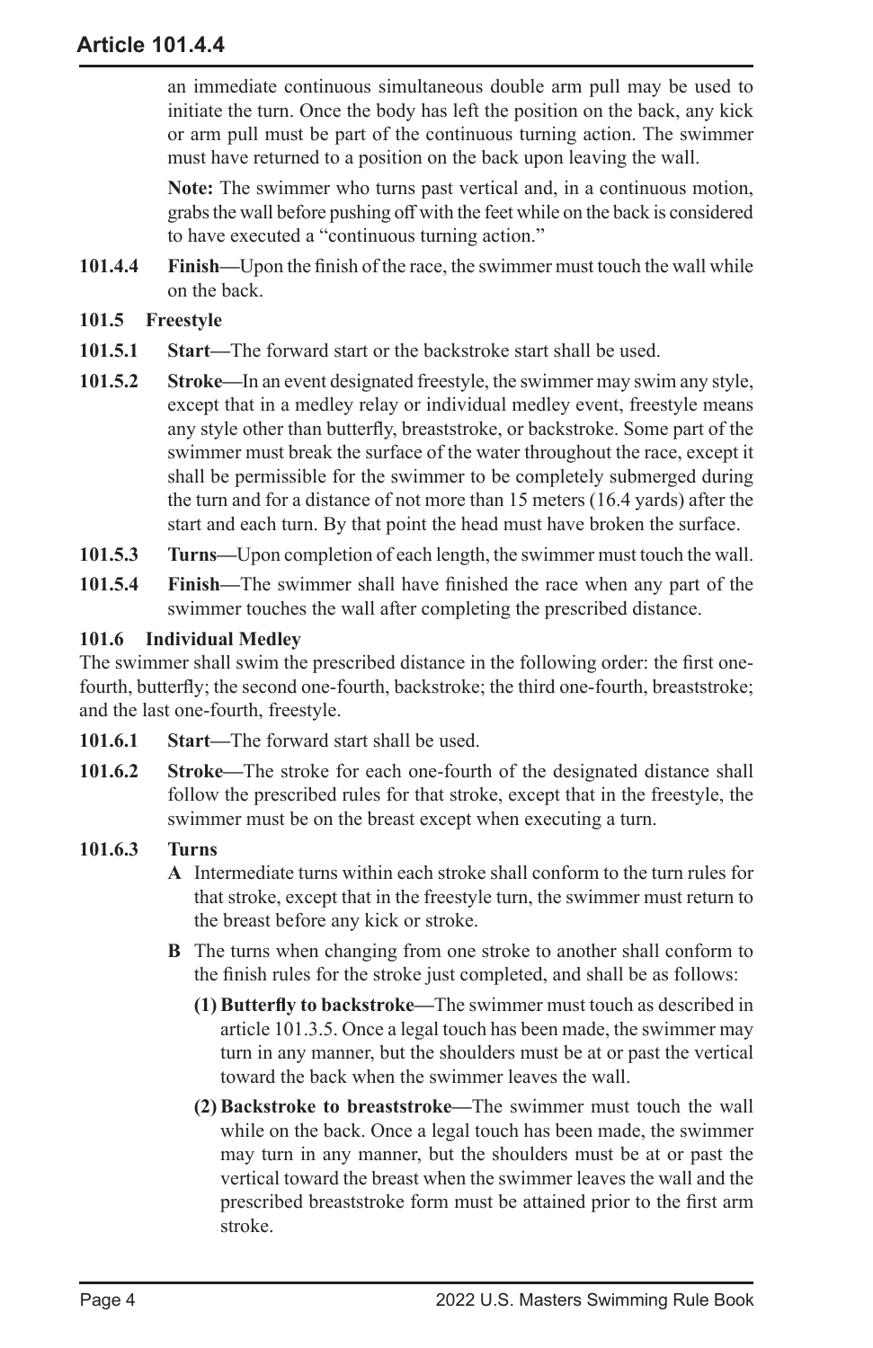an immediate continuous simultaneous double arm pull may be used to initiate the turn. Once the body has left the position on the back, any kick or arm pull must be part of the continuous turning action. The swimmer must have returned to a position on the back upon leaving the wall.

**Note:** The swimmer who turns past vertical and, in a continuous motion, grabs the wall before pushing off with the feet while on the back is considered to have executed a "continuous turning action."

**101.4.4** **Finish—**Upon the finish of the race, the swimmer must touch the wall while on the back.

### 101.5 Freestyle

**101.5.1** **Start—**The forward start or the backstroke start shall be used.

**101.5.2** **Stroke—**In an event designated freestyle, the swimmer may swim any style, except that in a medley relay or individual medley event, freestyle means any style other than butterfly, breaststroke, or backstroke. Some part of the swimmer must break the surface of the water throughout the race, except it shall be permissible for the swimmer to be completely submerged during the turn and for a distance of not more than 15 meters (16.4 yards) after the start and each turn. By that point the head must have broken the surface.

**101.5.3** **Turns—**Upon completion of each length, the swimmer must touch the wall.

**101.5.4** **Finish—**The swimmer shall have finished the race when any part of the swimmer touches the wall after completing the prescribed distance.

### 101.6 Individual Medley

The swimmer shall swim the prescribed distance in the following order: the first one-fourth, butterfly; the second one-fourth, backstroke; the third one-fourth, breaststroke; and the last one-fourth, freestyle.

**101.6.1** **Start—**The forward start shall be used.

**101.6.2** **Stroke—**The stroke for each one-fourth of the designated distance shall follow the prescribed rules for that stroke, except that in the freestyle, the swimmer must be on the breast except when executing a turn.

**101.6.3** **Turns**

**A** Intermediate turns within each stroke shall conform to the turn rules for that stroke, except that in the freestyle turn, the swimmer must return to the breast before any kick or stroke.

**B** The turns when changing from one stroke to another shall conform to the finish rules for the stroke just completed, and shall be as follows:

**(1) Butterfly to backstroke—**The swimmer must touch as described in article 101.3.5. Once a legal touch has been made, the swimmer may turn in any manner, but the shoulders must be at or past the vertical toward the back when the swimmer leaves the wall.

**(2) Backstroke to breaststroke—**The swimmer must touch the wall while on the back. Once a legal touch has been made, the swimmer may turn in any manner, but the shoulders must be at or past the vertical toward the breast when the swimmer leaves the wall and the prescribed breaststroke form must be attained prior to the first arm stroke.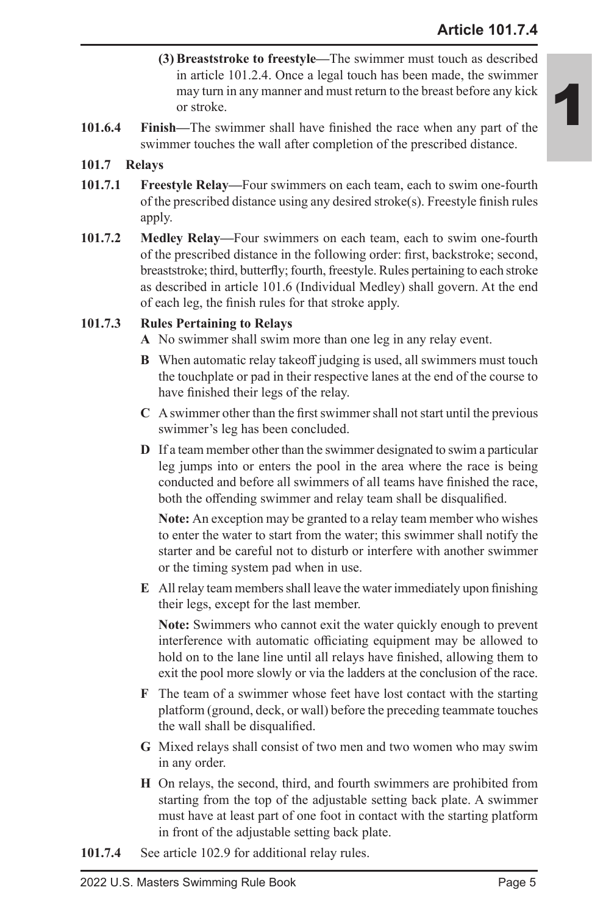(3) **Breaststroke to freestyle—**The swimmer must touch as described in article 101.2.4. Once a legal touch has been made, the swimmer may turn in any manner and must return to the breast before any kick or stroke.

**101.6.4** **Finish—**The swimmer shall have finished the race when any part of the swimmer touches the wall after completion of the prescribed distance.

### 101.7 Relays

**101.7.1** **Freestyle Relay—**Four swimmers on each team, each to swim one-fourth of the prescribed distance using any desired stroke(s). Freestyle finish rules apply.

**101.7.2** **Medley Relay—**Four swimmers on each team, each to swim one-fourth of the prescribed distance in the following order: first, backstroke; second, breaststroke; third, butterfly; fourth, freestyle. Rules pertaining to each stroke as described in article 101.6 (Individual Medley) shall govern. At the end of each leg, the finish rules for that stroke apply.

**101.7.3** **Rules Pertaining to Relays**

**A** No swimmer shall swim more than one leg in any relay event.

**B** When automatic relay takeoff judging is used, all swimmers must touch the touchplate or pad in their respective lanes at the end of the course to have finished their legs of the relay.

**C** A swimmer other than the first swimmer shall not start until the previous swimmer's leg has been concluded.

**D** If a team member other than the swimmer designated to swim a particular leg jumps into or enters the pool in the area where the race is being conducted and before all swimmers of all teams have finished the race, both the offending swimmer and relay team shall be disqualified.

**Note:** An exception may be granted to a relay team member who wishes to enter the water to start from the water; this swimmer shall notify the starter and be careful not to disturb or interfere with another swimmer or the timing system pad when in use.

**E** All relay team members shall leave the water immediately upon finishing their legs, except for the last member.

**Note:** Swimmers who cannot exit the water quickly enough to prevent interference with automatic officiating equipment may be allowed to hold on to the lane line until all relays have finished, allowing them to exit the pool more slowly or via the ladders at the conclusion of the race.

**F** The team of a swimmer whose feet have lost contact with the starting platform (ground, deck, or wall) before the preceding teammate touches the wall shall be disqualified.

**G** Mixed relays shall consist of two men and two women who may swim in any order.

**H** On relays, the second, third, and fourth swimmers are prohibited from starting from the top of the adjustable setting back plate. A swimmer must have at least part of one foot in contact with the starting platform in front of the adjustable setting back plate.

**101.7.4** See article 102.9 for additional relay rules.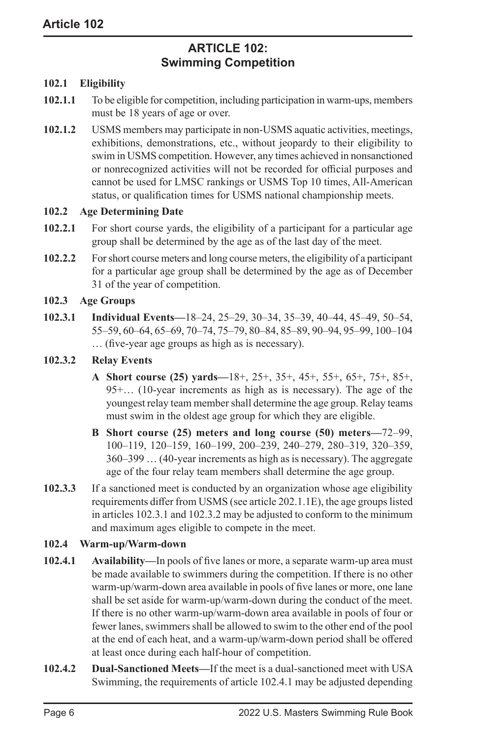## ARTICLE 102: Swimming Competition

### 102.1 Eligibility

**102.1.1** To be eligible for competition, including participation in warm-ups, members must be 18 years of age or over.

**102.1.2** USMS members may participate in non-USMS aquatic activities, meetings, exhibitions, demonstrations, etc., without jeopardy to their eligibility to swim in USMS competition. However, any times achieved in nonsanctioned or nonrecognized activities will not be recorded for official purposes and cannot be used for LMSC rankings or USMS Top 10 times, All-American status, or qualification times for USMS national championship meets.

### 102.2 Age Determining Date

**102.2.1** For short course yards, the eligibility of a participant for a particular age group shall be determined by the age as of the last day of the meet.

**102.2.2** For short course meters and long course meters, the eligibility of a participant for a particular age group shall be determined by the age as of December 31 of the year of competition.

### 102.3 Age Groups

**102.3.1** **Individual Events—**18–24, 25–29, 30–34, 35–39, 40–44, 45–49, 50–54, 55–59, 60–64, 65–69, 70–74, 75–79, 80–84, 85–89, 90–94, 95–99, 100–104 … (five-year age groups as high as is necessary).

**102.3.2** **Relay Events**

**A** **Short course (25) yards—**18+, 25+, 35+, 45+, 55+, 65+, 75+, 85+, 95+… (10-year increments as high as is necessary). The age of the youngest relay team member shall determine the age group. Relay teams must swim in the oldest age group for which they are eligible.

**B** **Short course (25) meters and long course (50) meters—**72–99, 100–119, 120–159, 160–199, 200–239, 240–279, 280–319, 320–359, 360–399 … (40-year increments as high as is necessary). The aggregate age of the four relay team members shall determine the age group.

**102.3.3** If a sanctioned meet is conducted by an organization whose age eligibility requirements differ from USMS (see article 202.1.1E), the age groups listed in articles 102.3.1 and 102.3.2 may be adjusted to conform to the minimum and maximum ages eligible to compete in the meet.

### 102.4 Warm-up/Warm-down

**102.4.1** **Availability—**In pools of five lanes or more, a separate warm-up area must be made available to swimmers during the competition. If there is no other warm-up/warm-down area available in pools of five lanes or more, one lane shall be set aside for warm-up/warm-down during the conduct of the meet. If there is no other warm-up/warm-down area available in pools of four or fewer lanes, swimmers shall be allowed to swim to the other end of the pool at the end of each heat, and a warm-up/warm-down period shall be offered at least once during each half-hour of competition.

**102.4.2** **Dual-Sanctioned Meets—**If the meet is a dual-sanctioned meet with USA Swimming, the requirements of article 102.4.1 may be adjusted depending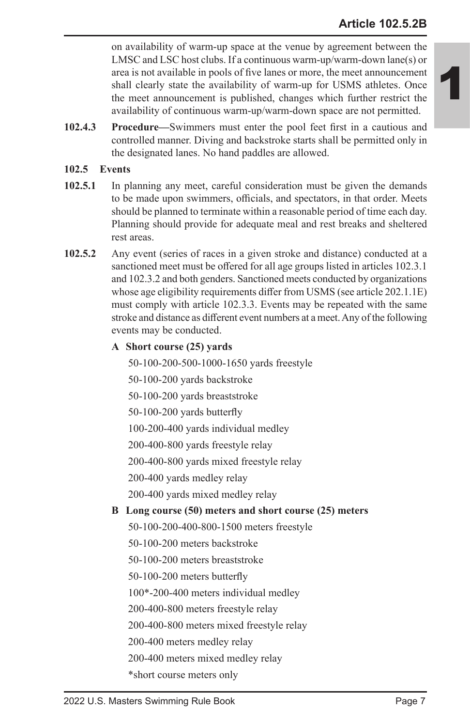on availability of warm-up space at the venue by agreement between the LMSC and LSC host clubs. If a continuous warm-up/warm-down lane(s) or area is not available in pools of five lanes or more, the meet announcement shall clearly state the availability of warm-up for USMS athletes. Once the meet announcement is published, changes which further restrict the availability of continuous warm-up/warm-down space are not permitted.

**102.4.3** **Procedure—**Swimmers must enter the pool feet first in a cautious and controlled manner. Diving and backstroke starts shall be permitted only in the designated lanes. No hand paddles are allowed.

## 102.5 Events

**102.5.1** In planning any meet, careful consideration must be given the demands to be made upon swimmers, officials, and spectators, in that order. Meets should be planned to terminate within a reasonable period of time each day. Planning should provide for adequate meal and rest breaks and sheltered rest areas.

**102.5.2** Any event (series of races in a given stroke and distance) conducted at a sanctioned meet must be offered for all age groups listed in articles 102.3.1 and 102.3.2 and both genders. Sanctioned meets conducted by organizations whose age eligibility requirements differ from USMS (see article 202.1.1E) must comply with article 102.3.3. Events may be repeated with the same stroke and distance as different event numbers at a meet. Any of the following events may be conducted.

**A Short course (25) yards**

50-100-200-500-1000-1650 yards freestyle

50-100-200 yards backstroke

50-100-200 yards breaststroke

50-100-200 yards butterfly

100-200-400 yards individual medley

200-400-800 yards freestyle relay

200-400-800 yards mixed freestyle relay

200-400 yards medley relay

200-400 yards mixed medley relay

**B Long course (50) meters and short course (25) meters**

50-100-200-400-800-1500 meters freestyle

50-100-200 meters backstroke

50-100-200 meters breaststroke

50-100-200 meters butterfly

100*-200-400 meters individual medley

200-400-800 meters freestyle relay

200-400-800 meters mixed freestyle relay

200-400 meters medley relay

200-400 meters mixed medley relay

*short course meters only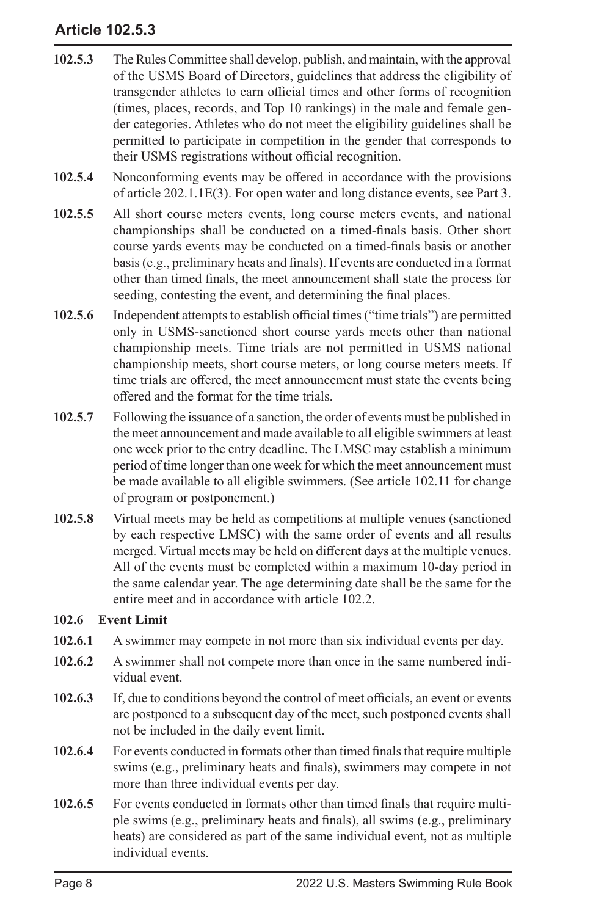**102.5.3** The Rules Committee shall develop, publish, and maintain, with the approval of the USMS Board of Directors, guidelines that address the eligibility of transgender athletes to earn official times and other forms of recognition (times, places, records, and Top 10 rankings) in the male and female gender categories. Athletes who do not meet the eligibility guidelines shall be permitted to participate in competition in the gender that corresponds to their USMS registrations without official recognition.

**102.5.4** Nonconforming events may be offered in accordance with the provisions of article 202.1.1E(3). For open water and long distance events, see Part 3.

**102.5.5** All short course meters events, long course meters events, and national championships shall be conducted on a timed-finals basis. Other short course yards events may be conducted on a timed-finals basis or another basis (e.g., preliminary heats and finals). If events are conducted in a format other than timed finals, the meet announcement shall state the process for seeding, contesting the event, and determining the final places.

**102.5.6** Independent attempts to establish official times ("time trials") are permitted only in USMS-sanctioned short course yards meets other than national championship meets. Time trials are not permitted in USMS national championship meets, short course meters, or long course meters meets. If time trials are offered, the meet announcement must state the events being offered and the format for the time trials.

**102.5.7** Following the issuance of a sanction, the order of events must be published in the meet announcement and made available to all eligible swimmers at least one week prior to the entry deadline. The LMSC may establish a minimum period of time longer than one week for which the meet announcement must be made available to all eligible swimmers. (See article 102.11 for change of program or postponement.)

**102.5.8** Virtual meets may be held as competitions at multiple venues (sanctioned by each respective LMSC) with the same order of events and all results merged. Virtual meets may be held on different days at the multiple venues. All of the events must be completed within a maximum 10-day period in the same calendar year. The age determining date shall be the same for the entire meet and in accordance with article 102.2.

### 102.6 Event Limit

**102.6.1** A swimmer may compete in not more than six individual events per day.

**102.6.2** A swimmer shall not compete more than once in the same numbered individual event.

**102.6.3** If, due to conditions beyond the control of meet officials, an event or events are postponed to a subsequent day of the meet, such postponed events shall not be included in the daily event limit.

**102.6.4** For events conducted in formats other than timed finals that require multiple swims (e.g., preliminary heats and finals), swimmers may compete in not more than three individual events per day.

**102.6.5** For events conducted in formats other than timed finals that require multiple swims (e.g., preliminary heats and finals), all swims (e.g., preliminary heats) are considered as part of the same individual event, not as multiple individual events.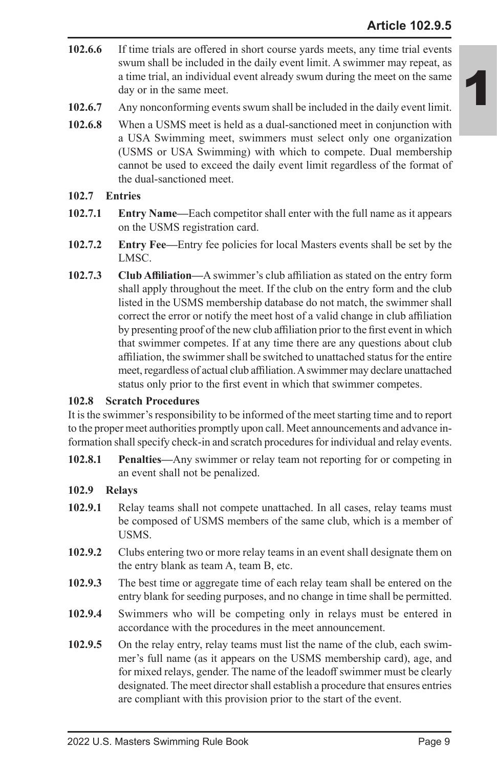**102.6.6** If time trials are offered in short course yards meets, any time trial events swum shall be included in the daily event limit. A swimmer may repeat, as a time trial, an individual event already swum during the meet on the same day or in the same meet.

**102.6.7** Any nonconforming events swum shall be included in the daily event limit.

**102.6.8** When a USMS meet is held as a dual-sanctioned meet in conjunction with a USA Swimming meet, swimmers must select only one organization (USMS or USA Swimming) with which to compete. Dual membership cannot be used to exceed the daily event limit regardless of the format of the dual-sanctioned meet.

### 102.7 Entries

**102.7.1** **Entry Name—**Each competitor shall enter with the full name as it appears on the USMS registration card.

**102.7.2** **Entry Fee—**Entry fee policies for local Masters events shall be set by the LMSC.

**102.7.3** **Club Affiliation—**A swimmer's club affiliation as stated on the entry form shall apply throughout the meet. If the club on the entry form and the club listed in the USMS membership database do not match, the swimmer shall correct the error or notify the meet host of a valid change in club affiliation by presenting proof of the new club affiliation prior to the first event in which that swimmer competes. If at any time there are any questions about club affiliation, the swimmer shall be switched to unattached status for the entire meet, regardless of actual club affiliation. A swimmer may declare unattached status only prior to the first event in which that swimmer competes.

### 102.8 Scratch Procedures

It is the swimmer's responsibility to be informed of the meet starting time and to report to the proper meet authorities promptly upon call. Meet announcements and advance information shall specify check-in and scratch procedures for individual and relay events.

**102.8.1** **Penalties—**Any swimmer or relay team not reporting for or competing in an event shall not be penalized.

### 102.9 Relays

**102.9.1** Relay teams shall not compete unattached. In all cases, relay teams must be composed of USMS members of the same club, which is a member of USMS.

**102.9.2** Clubs entering two or more relay teams in an event shall designate them on the entry blank as team A, team B, etc.

**102.9.3** The best time or aggregate time of each relay team shall be entered on the entry blank for seeding purposes, and no change in time shall be permitted.

**102.9.4** Swimmers who will be competing only in relays must be entered in accordance with the procedures in the meet announcement.

**102.9.5** On the relay entry, relay teams must list the name of the club, each swimmer's full name (as it appears on the USMS membership card), age, and for mixed relays, gender. The name of the leadoff swimmer must be clearly designated. The meet director shall establish a procedure that ensures entries are compliant with this provision prior to the start of the event.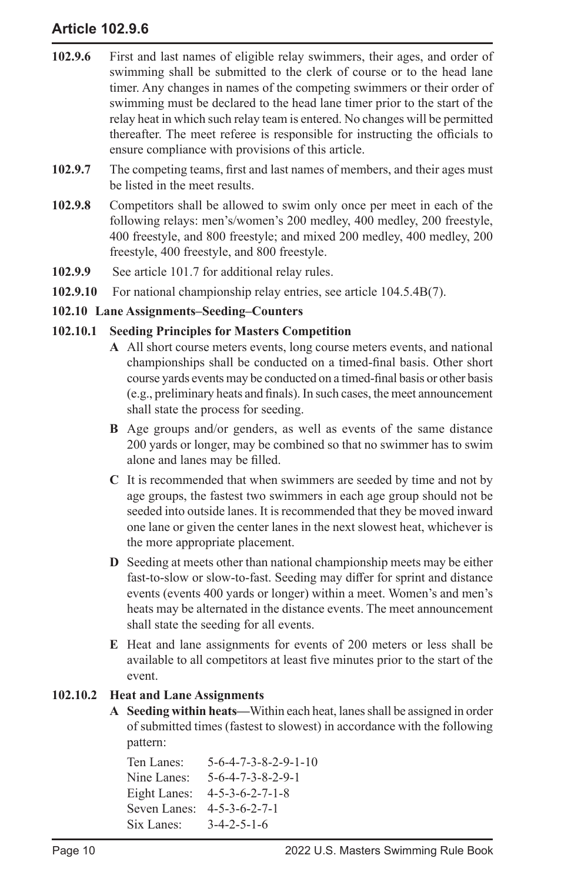**102.9.6** First and last names of eligible relay swimmers, their ages, and order of swimming shall be submitted to the clerk of course or to the head lane timer. Any changes in names of the competing swimmers or their order of swimming must be declared to the head lane timer prior to the start of the relay heat in which such relay team is entered. No changes will be permitted thereafter. The meet referee is responsible for instructing the officials to ensure compliance with provisions of this article.

**102.9.7** The competing teams, first and last names of members, and their ages must be listed in the meet results.

**102.9.8** Competitors shall be allowed to swim only once per meet in each of the following relays: men's/women's 200 medley, 400 medley, 200 freestyle, 400 freestyle, and 800 freestyle; and mixed 200 medley, 400 medley, 200 freestyle, 400 freestyle, and 800 freestyle.

**102.9.9** See article 101.7 for additional relay rules.

**102.9.10** For national championship relay entries, see article 104.5.4B(7).

### 102.10 Lane Assignments–Seeding–Counters

#### 102.10.1 Seeding Principles for Masters Competition

**A** All short course meters events, long course meters events, and national championships shall be conducted on a timed-final basis. Other short course yards events may be conducted on a timed-final basis or other basis (e.g., preliminary heats and finals). In such cases, the meet announcement shall state the process for seeding.

**B** Age groups and/or genders, as well as events of the same distance 200 yards or longer, may be combined so that no swimmer has to swim alone and lanes may be filled.

**C** It is recommended that when swimmers are seeded by time and not by age groups, the fastest two swimmers in each age group should not be seeded into outside lanes. It is recommended that they be moved inward one lane or given the center lanes in the next slowest heat, whichever is the more appropriate placement.

**D** Seeding at meets other than national championship meets may be either fast-to-slow or slow-to-fast. Seeding may differ for sprint and distance events (events 400 yards or longer) within a meet. Women's and men's heats may be alternated in the distance events. The meet announcement shall state the seeding for all events.

**E** Heat and lane assignments for events of 200 meters or less shall be available to all competitors at least five minutes prior to the start of the event.

#### 102.10.2 Heat and Lane Assignments

**A** **Seeding within heats—**Within each heat, lanes shall be assigned in order of submitted times (fastest to slowest) in accordance with the following pattern:

Ten Lanes: 5-6-4-7-3-8-2-9-1-10
Nine Lanes: 5-6-4-7-3-8-2-9-1
Eight Lanes: 4-5-3-6-2-7-1-8
Seven Lanes: 4-5-3-6-2-7-1
Six Lanes: 3-4-2-5-1-6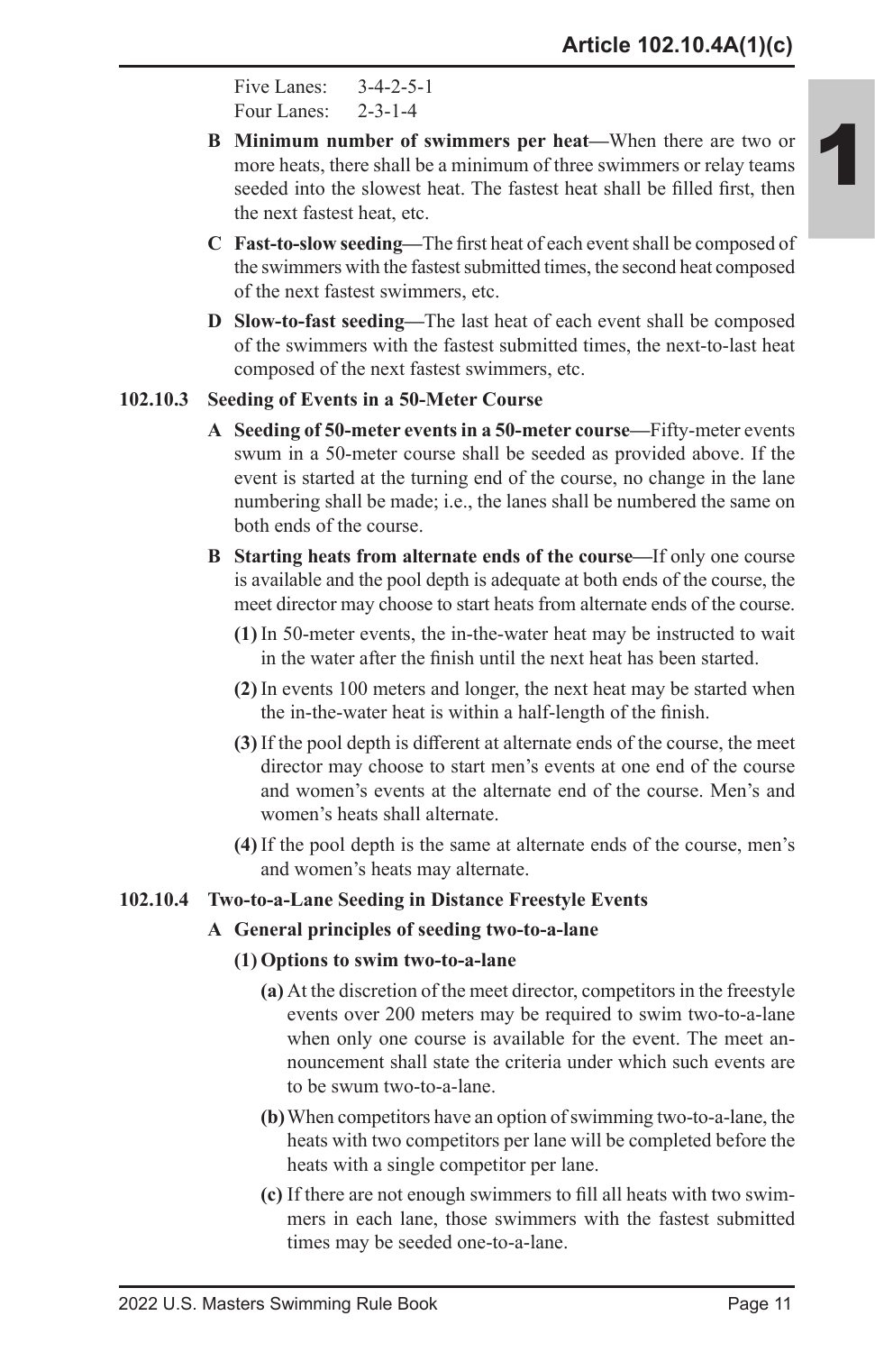Five Lanes: 3-4-2-5-1
Four Lanes: 2-3-1-4

**B Minimum number of swimmers per heat—**When there are two or more heats, there shall be a minimum of three swimmers or relay teams seeded into the slowest heat. The fastest heat shall be filled first, then the next fastest heat, etc.

**C Fast-to-slow seeding—**The first heat of each event shall be composed of the swimmers with the fastest submitted times, the second heat composed of the next fastest swimmers, etc.

**D Slow-to-fast seeding—**The last heat of each event shall be composed of the swimmers with the fastest submitted times, the next-to-last heat composed of the next fastest swimmers, etc.

**102.10.3 Seeding of Events in a 50-Meter Course**

**A Seeding of 50-meter events in a 50-meter course—**Fifty-meter events swum in a 50-meter course shall be seeded as provided above. If the event is started at the turning end of the course, no change in the lane numbering shall be made; i.e., the lanes shall be numbered the same on both ends of the course.

**B Starting heats from alternate ends of the course—**If only one course is available and the pool depth is adequate at both ends of the course, the meet director may choose to start heats from alternate ends of the course.

**(1)** In 50-meter events, the in-the-water heat may be instructed to wait in the water after the finish until the next heat has been started.

**(2)** In events 100 meters and longer, the next heat may be started when the in-the-water heat is within a half-length of the finish.

**(3)** If the pool depth is different at alternate ends of the course, the meet director may choose to start men's events at one end of the course and women's events at the alternate end of the course. Men's and women's heats shall alternate.

**(4)** If the pool depth is the same at alternate ends of the course, men's and women's heats may alternate.

**102.10.4 Two-to-a-Lane Seeding in Distance Freestyle Events**

**A General principles of seeding two-to-a-lane**

**(1) Options to swim two-to-a-lane**

**(a)** At the discretion of the meet director, competitors in the freestyle events over 200 meters may be required to swim two-to-a-lane when only one course is available for the event. The meet announcement shall state the criteria under which such events are to be swum two-to-a-lane.

**(b)** When competitors have an option of swimming two-to-a-lane, the heats with two competitors per lane will be completed before the heats with a single competitor per lane.

**(c)** If there are not enough swimmers to fill all heats with two swimmers in each lane, those swimmers with the fastest submitted times may be seeded one-to-a-lane.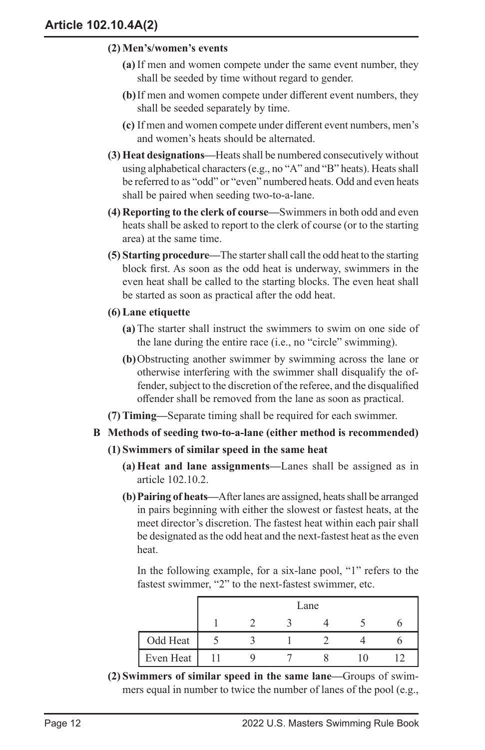**(2) Men's/women's events**

**(a)** If men and women compete under the same event number, they shall be seeded by time without regard to gender.

**(b)** If men and women compete under different event numbers, they shall be seeded separately by time.

**(c)** If men and women compete under different event numbers, men's and women's heats should be alternated.

**(3) Heat designations—**Heats shall be numbered consecutively without using alphabetical characters (e.g., no "A" and "B" heats). Heats shall be referred to as "odd" or "even" numbered heats. Odd and even heats shall be paired when seeding two-to-a-lane.

**(4) Reporting to the clerk of course—**Swimmers in both odd and even heats shall be asked to report to the clerk of course (or to the starting area) at the same time.

**(5) Starting procedure—**The starter shall call the odd heat to the starting block first. As soon as the odd heat is underway, swimmers in the even heat shall be called to the starting blocks. The even heat shall be started as soon as practical after the odd heat.

**(6) Lane etiquette**

**(a)** The starter shall instruct the swimmers to swim on one side of the lane during the entire race (i.e., no "circle" swimming).

**(b)** Obstructing another swimmer by swimming across the lane or otherwise interfering with the swimmer shall disqualify the offender, subject to the discretion of the referee, and the disqualified offender shall be removed from the lane as soon as practical.

**(7) Timing—**Separate timing shall be required for each swimmer.

**B Methods of seeding two-to-a-lane (either method is recommended)**

**(1) Swimmers of similar speed in the same heat**

**(a) Heat and lane assignments—**Lanes shall be assigned as in article 102.10.2.

**(b) Pairing of heats—**After lanes are assigned, heats shall be arranged in pairs beginning with either the slowest or fastest heats, at the meet director's discretion. The fastest heat within each pair shall be designated as the odd heat and the next-fastest heat as the even heat.

In the following example, for a six-lane pool, "1" refers to the fastest swimmer, "2" to the next-fastest swimmer, etc.

| | Lane | | | | | |
|---|---|---|---|---|---|---|
| | 1 | 2 | 3 | 4 | 5 | 6 |
| Odd Heat | 5 | 3 | 1 | 2 | 4 | 6 |
| Even Heat | 11 | 9 | 7 | 8 | 10 | 12 |

**(2) Swimmers of similar speed in the same lane—**Groups of swimmers equal in number to twice the number of lanes of the pool (e.g.,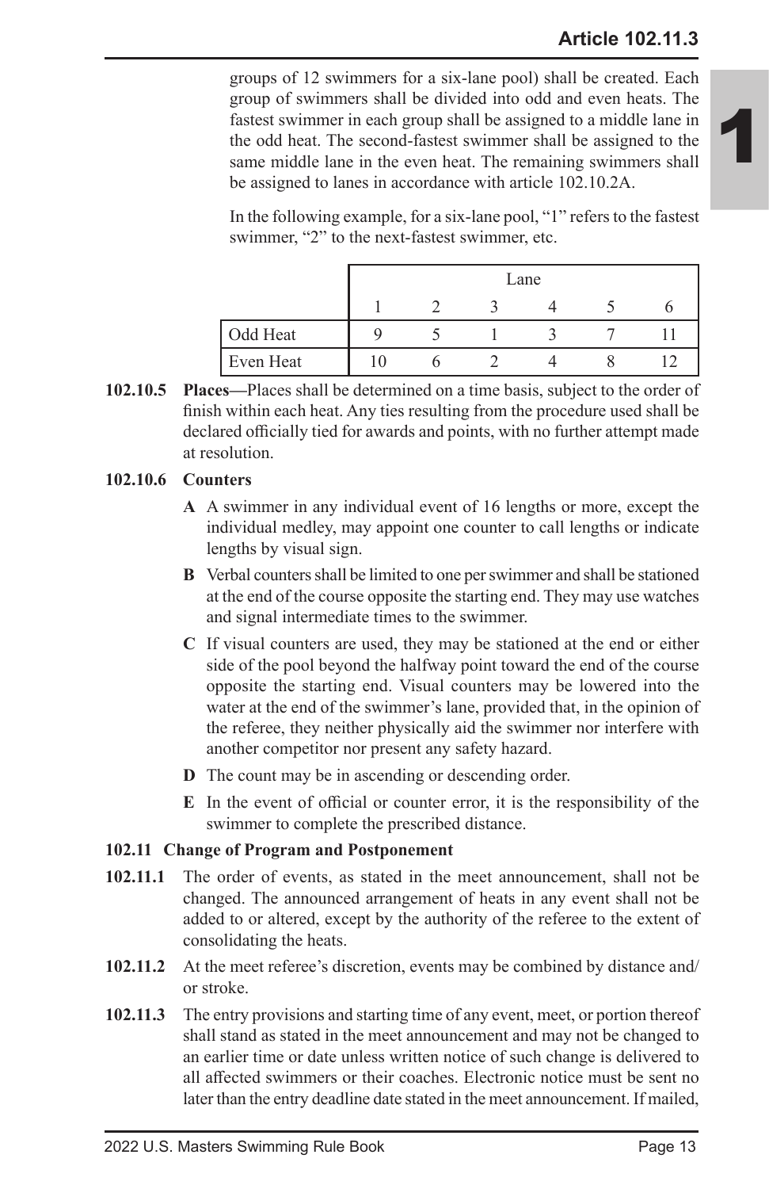groups of 12 swimmers for a six-lane pool) shall be created. Each group of swimmers shall be divided into odd and even heats. The fastest swimmer in each group shall be assigned to a middle lane in the odd heat. The second-fastest swimmer shall be assigned to the same middle lane in the even heat. The remaining swimmers shall be assigned to lanes in accordance with article 102.10.2A.

In the following example, for a six-lane pool, "1" refers to the fastest swimmer, "2" to the next-fastest swimmer, etc.

| | Lane | | | | | |
|---|---|---|---|---|---|---|
| | 1 | 2 | 3 | 4 | 5 | 6 |
| Odd Heat | 9 | 5 | 1 | 3 | 7 | 11 |
| Even Heat | 10 | 6 | 2 | 4 | 8 | 12 |

**102.10.5 Places—**Places shall be determined on a time basis, subject to the order of finish within each heat. Any ties resulting from the procedure used shall be declared officially tied for awards and points, with no further attempt made at resolution.

**102.10.6 Counters**

**A** A swimmer in any individual event of 16 lengths or more, except the individual medley, may appoint one counter to call lengths or indicate lengths by visual sign.

**B** Verbal counters shall be limited to one per swimmer and shall be stationed at the end of the course opposite the starting end. They may use watches and signal intermediate times to the swimmer.

**C** If visual counters are used, they may be stationed at the end or either side of the pool beyond the halfway point toward the end of the course opposite the starting end. Visual counters may be lowered into the water at the end of the swimmer's lane, provided that, in the opinion of the referee, they neither physically aid the swimmer nor interfere with another competitor nor present any safety hazard.

**D** The count may be in ascending or descending order.

**E** In the event of official or counter error, it is the responsibility of the swimmer to complete the prescribed distance.

### 102.11 Change of Program and Postponement

**102.11.1** The order of events, as stated in the meet announcement, shall not be changed. The announced arrangement of heats in any event shall not be added to or altered, except by the authority of the referee to the extent of consolidating the heats.

**102.11.2** At the meet referee's discretion, events may be combined by distance and/or stroke.

**102.11.3** The entry provisions and starting time of any event, meet, or portion thereof shall stand as stated in the meet announcement and may not be changed to an earlier time or date unless written notice of such change is delivered to all affected swimmers or their coaches. Electronic notice must be sent no later than the entry deadline date stated in the meet announcement. If mailed,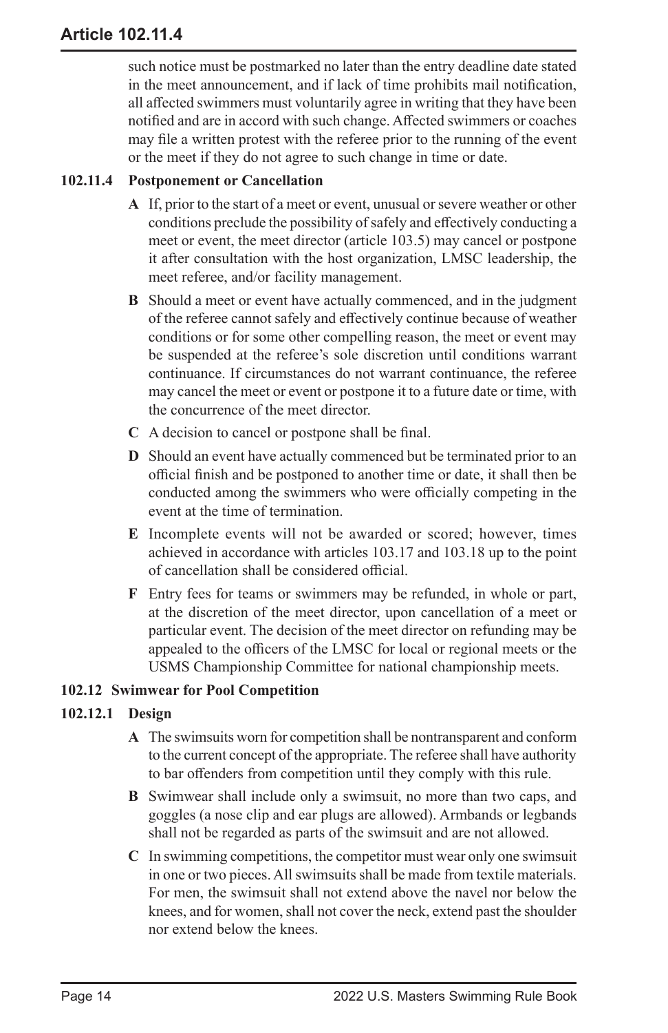such notice must be postmarked no later than the entry deadline date stated in the meet announcement, and if lack of time prohibits mail notification, all affected swimmers must voluntarily agree in writing that they have been notified and are in accord with such change. Affected swimmers or coaches may file a written protest with the referee prior to the running of the event or the meet if they do not agree to such change in time or date.

#### 102.11.4 Postponement or Cancellation

**A** If, prior to the start of a meet or event, unusual or severe weather or other conditions preclude the possibility of safely and effectively conducting a meet or event, the meet director (article 103.5) may cancel or postpone it after consultation with the host organization, LMSC leadership, the meet referee, and/or facility management.

**B** Should a meet or event have actually commenced, and in the judgment of the referee cannot safely and effectively continue because of weather conditions or for some other compelling reason, the meet or event may be suspended at the referee's sole discretion until conditions warrant continuance. If circumstances do not warrant continuance, the referee may cancel the meet or event or postpone it to a future date or time, with the concurrence of the meet director.

**C** A decision to cancel or postpone shall be final.

**D** Should an event have actually commenced but be terminated prior to an official finish and be postponed to another time or date, it shall then be conducted among the swimmers who were officially competing in the event at the time of termination.

**E** Incomplete events will not be awarded or scored; however, times achieved in accordance with articles 103.17 and 103.18 up to the point of cancellation shall be considered official.

**F** Entry fees for teams or swimmers may be refunded, in whole or part, at the discretion of the meet director, upon cancellation of a meet or particular event. The decision of the meet director on refunding may be appealed to the officers of the LMSC for local or regional meets or the USMS Championship Committee for national championship meets.

### 102.12 Swimwear for Pool Competition

#### 102.12.1 Design

**A** The swimsuits worn for competition shall be nontransparent and conform to the current concept of the appropriate. The referee shall have authority to bar offenders from competition until they comply with this rule.

**B** Swimwear shall include only a swimsuit, no more than two caps, and goggles (a nose clip and ear plugs are allowed). Armbands or legbands shall not be regarded as parts of the swimsuit and are not allowed.

**C** In swimming competitions, the competitor must wear only one swimsuit in one or two pieces. All swimsuits shall be made from textile materials. For men, the swimsuit shall not extend above the navel nor below the knees, and for women, shall not cover the neck, extend past the shoulder nor extend below the knees.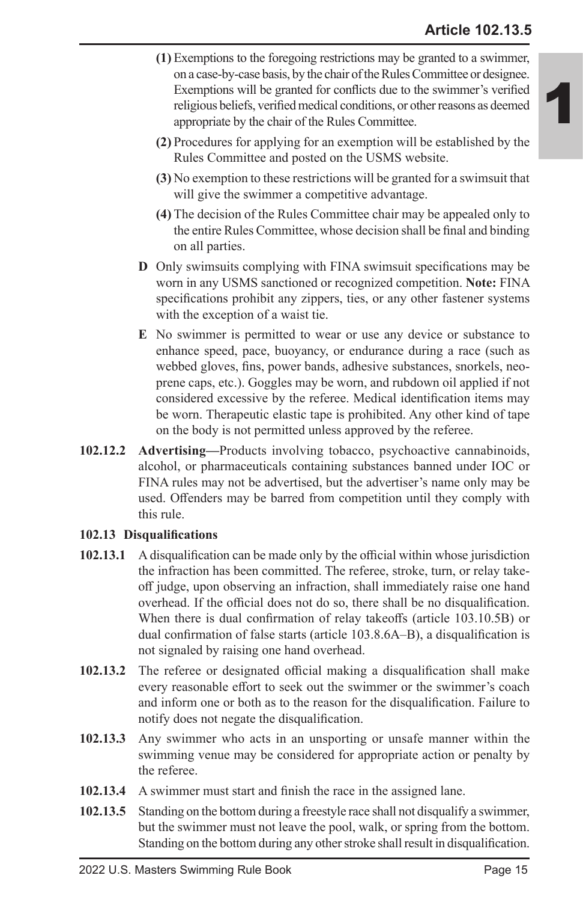**(1)** Exemptions to the foregoing restrictions may be granted to a swimmer, on a case-by-case basis, by the chair of the Rules Committee or designee. Exemptions will be granted for conflicts due to the swimmer's verified religious beliefs, verified medical conditions, or other reasons as deemed appropriate by the chair of the Rules Committee.

**(2)** Procedures for applying for an exemption will be established by the Rules Committee and posted on the USMS website.

**(3)** No exemption to these restrictions will be granted for a swimsuit that will give the swimmer a competitive advantage.

**(4)** The decision of the Rules Committee chair may be appealed only to the entire Rules Committee, whose decision shall be final and binding on all parties.

**D** Only swimsuits complying with FINA swimsuit specifications may be worn in any USMS sanctioned or recognized competition. **Note:** FINA specifications prohibit any zippers, ties, or any other fastener systems with the exception of a waist tie.

**E** No swimmer is permitted to wear or use any device or substance to enhance speed, pace, buoyancy, or endurance during a race (such as webbed gloves, fins, power bands, adhesive substances, snorkels, neoprene caps, etc.). Goggles may be worn, and rubdown oil applied if not considered excessive by the referee. Medical identification items may be worn. Therapeutic elastic tape is prohibited. Any other kind of tape on the body is not permitted unless approved by the referee.

**102.12.2** **Advertising—**Products involving tobacco, psychoactive cannabinoids, alcohol, or pharmaceuticals containing substances banned under IOC or FINA rules may not be advertised, but the advertiser's name only may be used. Offenders may be barred from competition until they comply with this rule.

### 102.13 Disqualifications

**102.13.1** A disqualification can be made only by the official within whose jurisdiction the infraction has been committed. The referee, stroke, turn, or relay takeoff judge, upon observing an infraction, shall immediately raise one hand overhead. If the official does not do so, there shall be no disqualification. When there is dual confirmation of relay takeoffs (article 103.10.5B) or dual confirmation of false starts (article 103.8.6A–B), a disqualification is not signaled by raising one hand overhead.

**102.13.2** The referee or designated official making a disqualification shall make every reasonable effort to seek out the swimmer or the swimmer's coach and inform one or both as to the reason for the disqualification. Failure to notify does not negate the disqualification.

**102.13.3** Any swimmer who acts in an unsporting or unsafe manner within the swimming venue may be considered for appropriate action or penalty by the referee.

**102.13.4** A swimmer must start and finish the race in the assigned lane.

**102.13.5** Standing on the bottom during a freestyle race shall not disqualify a swimmer, but the swimmer must not leave the pool, walk, or spring from the bottom. Standing on the bottom during any other stroke shall result in disqualification.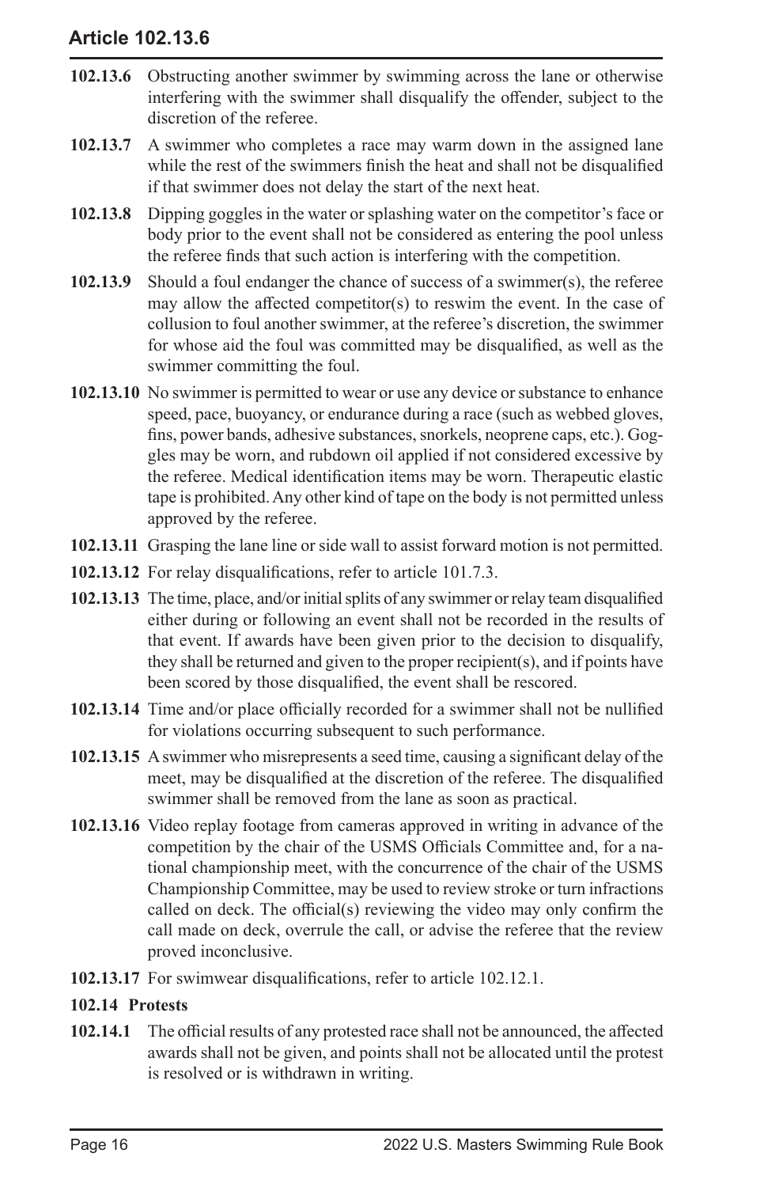**102.13.6** Obstructing another swimmer by swimming across the lane or otherwise interfering with the swimmer shall disqualify the offender, subject to the discretion of the referee.

**102.13.7** A swimmer who completes a race may warm down in the assigned lane while the rest of the swimmers finish the heat and shall not be disqualified if that swimmer does not delay the start of the next heat.

**102.13.8** Dipping goggles in the water or splashing water on the competitor's face or body prior to the event shall not be considered as entering the pool unless the referee finds that such action is interfering with the competition.

**102.13.9** Should a foul endanger the chance of success of a swimmer(s), the referee may allow the affected competitor(s) to reswim the event. In the case of collusion to foul another swimmer, at the referee's discretion, the swimmer for whose aid the foul was committed may be disqualified, as well as the swimmer committing the foul.

**102.13.10** No swimmer is permitted to wear or use any device or substance to enhance speed, pace, buoyancy, or endurance during a race (such as webbed gloves, fins, power bands, adhesive substances, snorkels, neoprene caps, etc.). Goggles may be worn, and rubdown oil applied if not considered excessive by the referee. Medical identification items may be worn. Therapeutic elastic tape is prohibited. Any other kind of tape on the body is not permitted unless approved by the referee.

**102.13.11** Grasping the lane line or side wall to assist forward motion is not permitted.

**102.13.12** For relay disqualifications, refer to article 101.7.3.

**102.13.13** The time, place, and/or initial splits of any swimmer or relay team disqualified either during or following an event shall not be recorded in the results of that event. If awards have been given prior to the decision to disqualify, they shall be returned and given to the proper recipient(s), and if points have been scored by those disqualified, the event shall be rescored.

**102.13.14** Time and/or place officially recorded for a swimmer shall not be nullified for violations occurring subsequent to such performance.

**102.13.15** A swimmer who misrepresents a seed time, causing a significant delay of the meet, may be disqualified at the discretion of the referee. The disqualified swimmer shall be removed from the lane as soon as practical.

**102.13.16** Video replay footage from cameras approved in writing in advance of the competition by the chair of the USMS Officials Committee and, for a national championship meet, with the concurrence of the chair of the USMS Championship Committee, may be used to review stroke or turn infractions called on deck. The official(s) reviewing the video may only confirm the call made on deck, overrule the call, or advise the referee that the review proved inconclusive.

**102.13.17** For swimwear disqualifications, refer to article 102.12.1.

### 102.14 Protests

**102.14.1** The official results of any protested race shall not be announced, the affected awards shall not be given, and points shall not be allocated until the protest is resolved or is withdrawn in writing.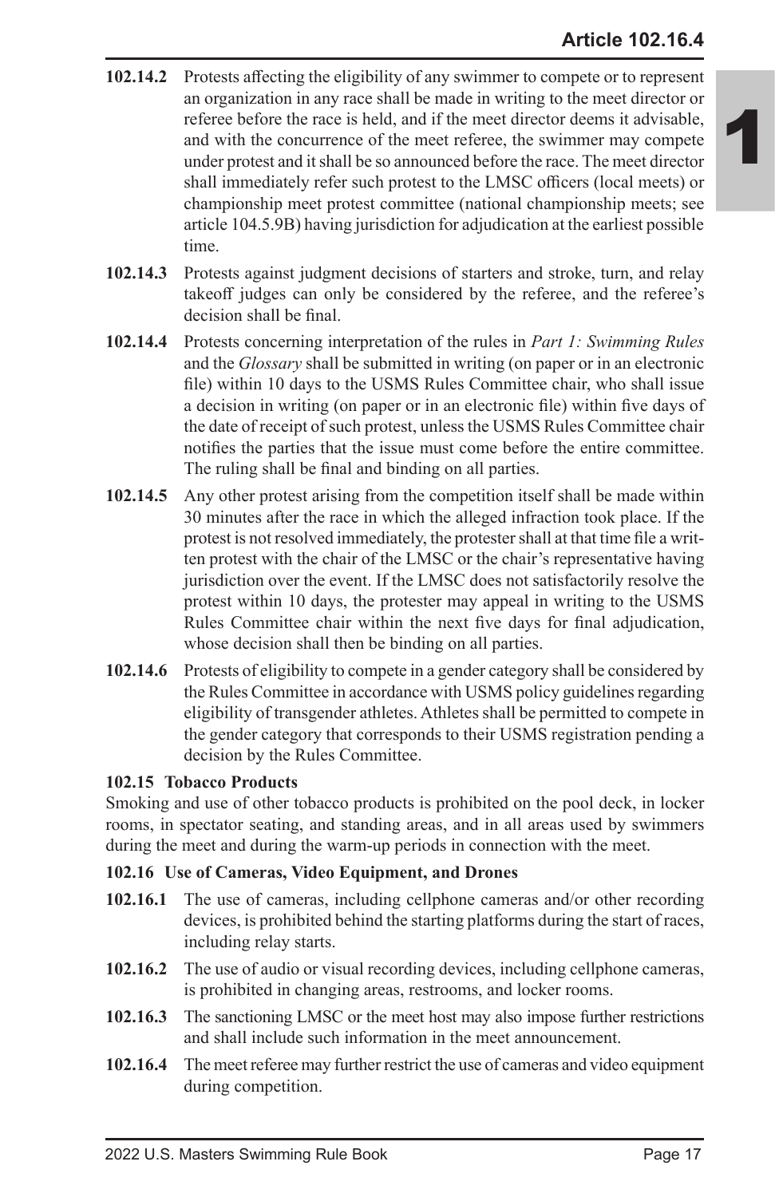**102.14.2** Protests affecting the eligibility of any swimmer to compete or to represent an organization in any race shall be made in writing to the meet director or referee before the race is held, and if the meet director deems it advisable, and with the concurrence of the meet referee, the swimmer may compete under protest and it shall be so announced before the race. The meet director shall immediately refer such protest to the LMSC officers (local meets) or championship meet protest committee (national championship meets; see article 104.5.9B) having jurisdiction for adjudication at the earliest possible time.

**102.14.3** Protests against judgment decisions of starters and stroke, turn, and relay takeoff judges can only be considered by the referee, and the referee's decision shall be final.

**102.14.4** Protests concerning interpretation of the rules in *Part 1: Swimming Rules* and the *Glossary* shall be submitted in writing (on paper or in an electronic file) within 10 days to the USMS Rules Committee chair, who shall issue a decision in writing (on paper or in an electronic file) within five days of the date of receipt of such protest, unless the USMS Rules Committee chair notifies the parties that the issue must come before the entire committee. The ruling shall be final and binding on all parties.

**102.14.5** Any other protest arising from the competition itself shall be made within 30 minutes after the race in which the alleged infraction took place. If the protest is not resolved immediately, the protester shall at that time file a written protest with the chair of the LMSC or the chair's representative having jurisdiction over the event. If the LMSC does not satisfactorily resolve the protest within 10 days, the protester may appeal in writing to the USMS Rules Committee chair within the next five days for final adjudication, whose decision shall then be binding on all parties.

**102.14.6** Protests of eligibility to compete in a gender category shall be considered by the Rules Committee in accordance with USMS policy guidelines regarding eligibility of transgender athletes. Athletes shall be permitted to compete in the gender category that corresponds to their USMS registration pending a decision by the Rules Committee.

### 102.15 Tobacco Products

Smoking and use of other tobacco products is prohibited on the pool deck, in locker rooms, in spectator seating, and standing areas, and in all areas used by swimmers during the meet and during the warm-up periods in connection with the meet.

### 102.16 Use of Cameras, Video Equipment, and Drones

**102.16.1** The use of cameras, including cellphone cameras and/or other recording devices, is prohibited behind the starting platforms during the start of races, including relay starts.

**102.16.2** The use of audio or visual recording devices, including cellphone cameras, is prohibited in changing areas, restrooms, and locker rooms.

**102.16.3** The sanctioning LMSC or the meet host may also impose further restrictions and shall include such information in the meet announcement.

**102.16.4** The meet referee may further restrict the use of cameras and video equipment during competition.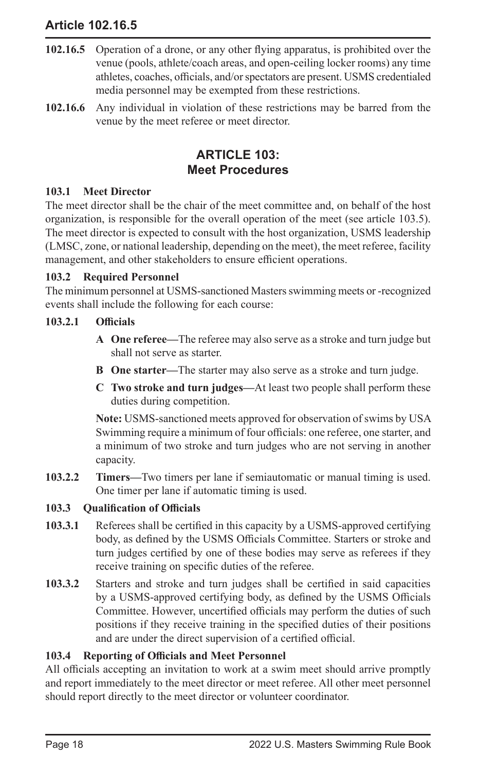**102.16.5** Operation of a drone, or any other flying apparatus, is prohibited over the venue (pools, athlete/coach areas, and open-ceiling locker rooms) any time athletes, coaches, officials, and/or spectators are present. USMS credentialed media personnel may be exempted from these restrictions.

**102.16.6** Any individual in violation of these restrictions may be barred from the venue by the meet referee or meet director.

## ARTICLE 103: Meet Procedures

### 103.1 Meet Director

The meet director shall be the chair of the meet committee and, on behalf of the host organization, is responsible for the overall operation of the meet (see article 103.5). The meet director is expected to consult with the host organization, USMS leadership (LMSC, zone, or national leadership, depending on the meet), the meet referee, facility management, and other stakeholders to ensure efficient operations.

### 103.2 Required Personnel

The minimum personnel at USMS-sanctioned Masters swimming meets or -recognized events shall include the following for each course:

**103.2.1 Officials**

- **A One referee—**The referee may also serve as a stroke and turn judge but shall not serve as starter.
- **B One starter—**The starter may also serve as a stroke and turn judge.
- **C Two stroke and turn judges—**At least two people shall perform these duties during competition.

**Note:** USMS-sanctioned meets approved for observation of swims by USA Swimming require a minimum of four officials: one referee, one starter, and a minimum of two stroke and turn judges who are not serving in another capacity.

**103.2.2 Timers—**Two timers per lane if semiautomatic or manual timing is used. One timer per lane if automatic timing is used.

### 103.3 Qualification of Officials

**103.3.1** Referees shall be certified in this capacity by a USMS-approved certifying body, as defined by the USMS Officials Committee. Starters or stroke and turn judges certified by one of these bodies may serve as referees if they receive training on specific duties of the referee.

**103.3.2** Starters and stroke and turn judges shall be certified in said capacities by a USMS-approved certifying body, as defined by the USMS Officials Committee. However, uncertified officials may perform the duties of such positions if they receive training in the specified duties of their positions and are under the direct supervision of a certified official.

### 103.4 Reporting of Officials and Meet Personnel

All officials accepting an invitation to work at a swim meet should arrive promptly and report immediately to the meet director or meet referee. All other meet personnel should report directly to the meet director or volunteer coordinator.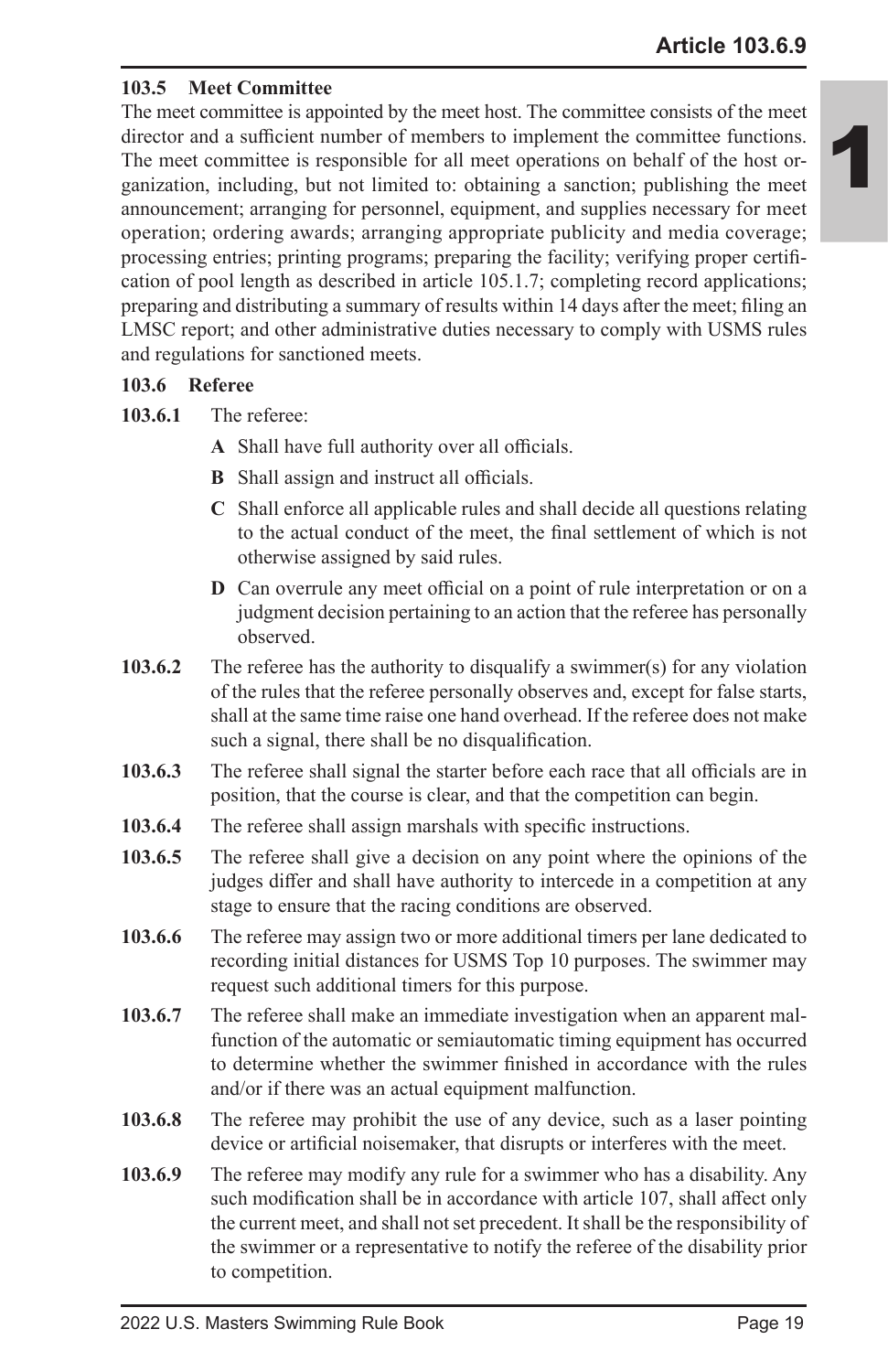### 103.5 Meet Committee

The meet committee is appointed by the meet host. The committee consists of the meet director and a sufficient number of members to implement the committee functions. The meet committee is responsible for all meet operations on behalf of the host organization, including, but not limited to: obtaining a sanction; publishing the meet announcement; arranging for personnel, equipment, and supplies necessary for meet operation; ordering awards; arranging appropriate publicity and media coverage; processing entries; printing programs; preparing the facility; verifying proper certification of pool length as described in article 105.1.7; completing record applications; preparing and distributing a summary of results within 14 days after the meet; filing an LMSC report; and other administrative duties necessary to comply with USMS rules and regulations for sanctioned meets.

### 103.6 Referee

**103.6.1** The referee:

- **A** Shall have full authority over all officials.
- **B** Shall assign and instruct all officials.
- **C** Shall enforce all applicable rules and shall decide all questions relating to the actual conduct of the meet, the final settlement of which is not otherwise assigned by said rules.
- **D** Can overrule any meet official on a point of rule interpretation or on a judgment decision pertaining to an action that the referee has personally observed.

**103.6.2** The referee has the authority to disqualify a swimmer(s) for any violation of the rules that the referee personally observes and, except for false starts, shall at the same time raise one hand overhead. If the referee does not make such a signal, there shall be no disqualification.

**103.6.3** The referee shall signal the starter before each race that all officials are in position, that the course is clear, and that the competition can begin.

**103.6.4** The referee shall assign marshals with specific instructions.

**103.6.5** The referee shall give a decision on any point where the opinions of the judges differ and shall have authority to intercede in a competition at any stage to ensure that the racing conditions are observed.

**103.6.6** The referee may assign two or more additional timers per lane dedicated to recording initial distances for USMS Top 10 purposes. The swimmer may request such additional timers for this purpose.

**103.6.7** The referee shall make an immediate investigation when an apparent malfunction of the automatic or semiautomatic timing equipment has occurred to determine whether the swimmer finished in accordance with the rules and/or if there was an actual equipment malfunction.

**103.6.8** The referee may prohibit the use of any device, such as a laser pointing device or artificial noisemaker, that disrupts or interferes with the meet.

**103.6.9** The referee may modify any rule for a swimmer who has a disability. Any such modification shall be in accordance with article 107, shall affect only the current meet, and shall not set precedent. It shall be the responsibility of the swimmer or a representative to notify the referee of the disability prior to competition.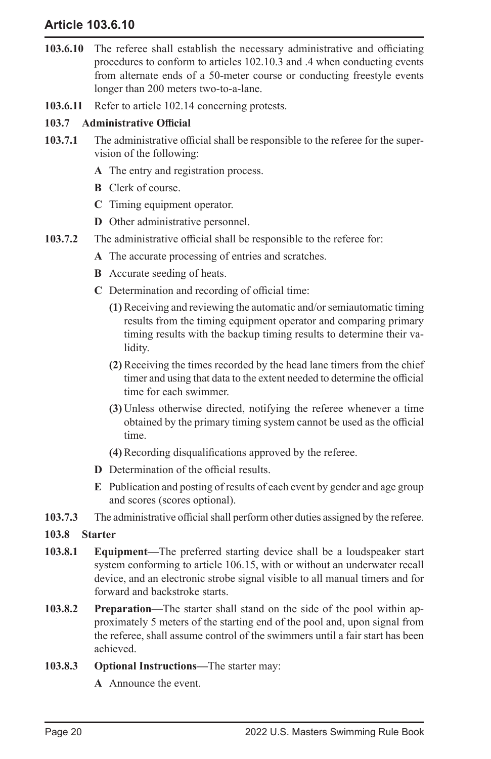**103.6.10** The referee shall establish the necessary administrative and officiating procedures to conform to articles 102.10.3 and .4 when conducting events from alternate ends of a 50-meter course or conducting freestyle events longer than 200 meters two-to-a-lane.

**103.6.11** Refer to article 102.14 concerning protests.

### 103.7 Administrative Official

**103.7.1** The administrative official shall be responsible to the referee for the supervision of the following:

- **A** The entry and registration process.
- **B** Clerk of course.
- **C** Timing equipment operator.
- **D** Other administrative personnel.

**103.7.2** The administrative official shall be responsible to the referee for:

- **A** The accurate processing of entries and scratches.
- **B** Accurate seeding of heats.
- **C** Determination and recording of official time:
  - **(1)** Receiving and reviewing the automatic and/or semiautomatic timing results from the timing equipment operator and comparing primary timing results with the backup timing results to determine their validity.
  - **(2)** Receiving the times recorded by the head lane timers from the chief timer and using that data to the extent needed to determine the official time for each swimmer.
  - **(3)** Unless otherwise directed, notifying the referee whenever a time obtained by the primary timing system cannot be used as the official time.
  - **(4)** Recording disqualifications approved by the referee.
- **D** Determination of the official results.
- **E** Publication and posting of results of each event by gender and age group and scores (scores optional).

**103.7.3** The administrative official shall perform other duties assigned by the referee.

### 103.8 Starter

**103.8.1** **Equipment—**The preferred starting device shall be a loudspeaker start system conforming to article 106.15, with or without an underwater recall device, and an electronic strobe signal visible to all manual timers and for forward and backstroke starts.

**103.8.2** **Preparation—**The starter shall stand on the side of the pool within approximately 5 meters of the starting end of the pool and, upon signal from the referee, shall assume control of the swimmers until a fair start has been achieved.

**103.8.3** **Optional Instructions—**The starter may:

- **A** Announce the event.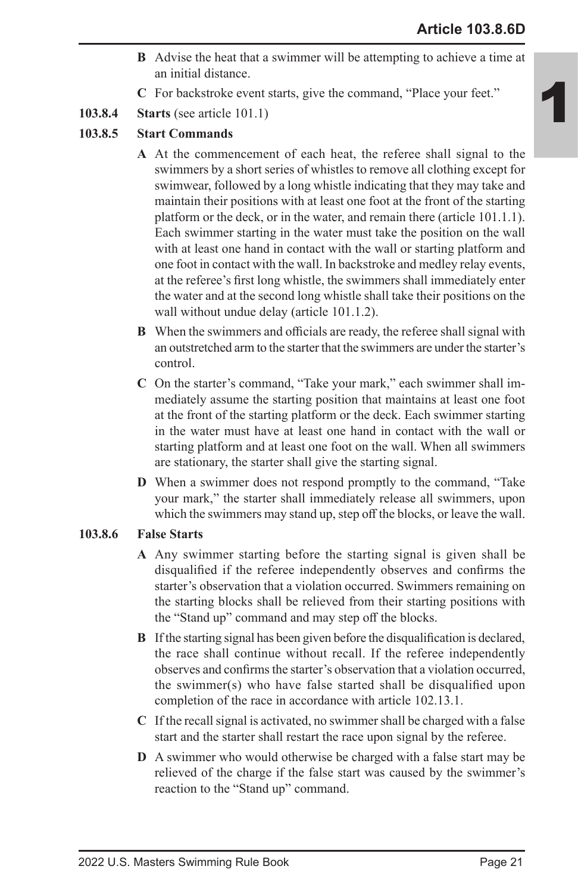**B** Advise the heat that a swimmer will be attempting to achieve a time at an initial distance.

**C** For backstroke event starts, give the command, "Place your feet."

**103.8.4 Starts** (see article 101.1)

**103.8.5 Start Commands**

**A** At the commencement of each heat, the referee shall signal to the swimmers by a short series of whistles to remove all clothing except for swimwear, followed by a long whistle indicating that they may take and maintain their positions with at least one foot at the front of the starting platform or the deck, or in the water, and remain there (article 101.1.1). Each swimmer starting in the water must take the position on the wall with at least one hand in contact with the wall or starting platform and one foot in contact with the wall. In backstroke and medley relay events, at the referee's first long whistle, the swimmers shall immediately enter the water and at the second long whistle shall take their positions on the wall without undue delay (article 101.1.2).

**B** When the swimmers and officials are ready, the referee shall signal with an outstretched arm to the starter that the swimmers are under the starter's control.

**C** On the starter's command, "Take your mark," each swimmer shall immediately assume the starting position that maintains at least one foot at the front of the starting platform or the deck. Each swimmer starting in the water must have at least one hand in contact with the wall or starting platform and at least one foot on the wall. When all swimmers are stationary, the starter shall give the starting signal.

**D** When a swimmer does not respond promptly to the command, "Take your mark," the starter shall immediately release all swimmers, upon which the swimmers may stand up, step off the blocks, or leave the wall.

**103.8.6 False Starts**

**A** Any swimmer starting before the starting signal is given shall be disqualified if the referee independently observes and confirms the starter's observation that a violation occurred. Swimmers remaining on the starting blocks shall be relieved from their starting positions with the "Stand up" command and may step off the blocks.

**B** If the starting signal has been given before the disqualification is declared, the race shall continue without recall. If the referee independently observes and confirms the starter's observation that a violation occurred, the swimmer(s) who have false started shall be disqualified upon completion of the race in accordance with article 102.13.1.

**C** If the recall signal is activated, no swimmer shall be charged with a false start and the starter shall restart the race upon signal by the referee.

**D** A swimmer who would otherwise be charged with a false start may be relieved of the charge if the false start was caused by the swimmer's reaction to the "Stand up" command.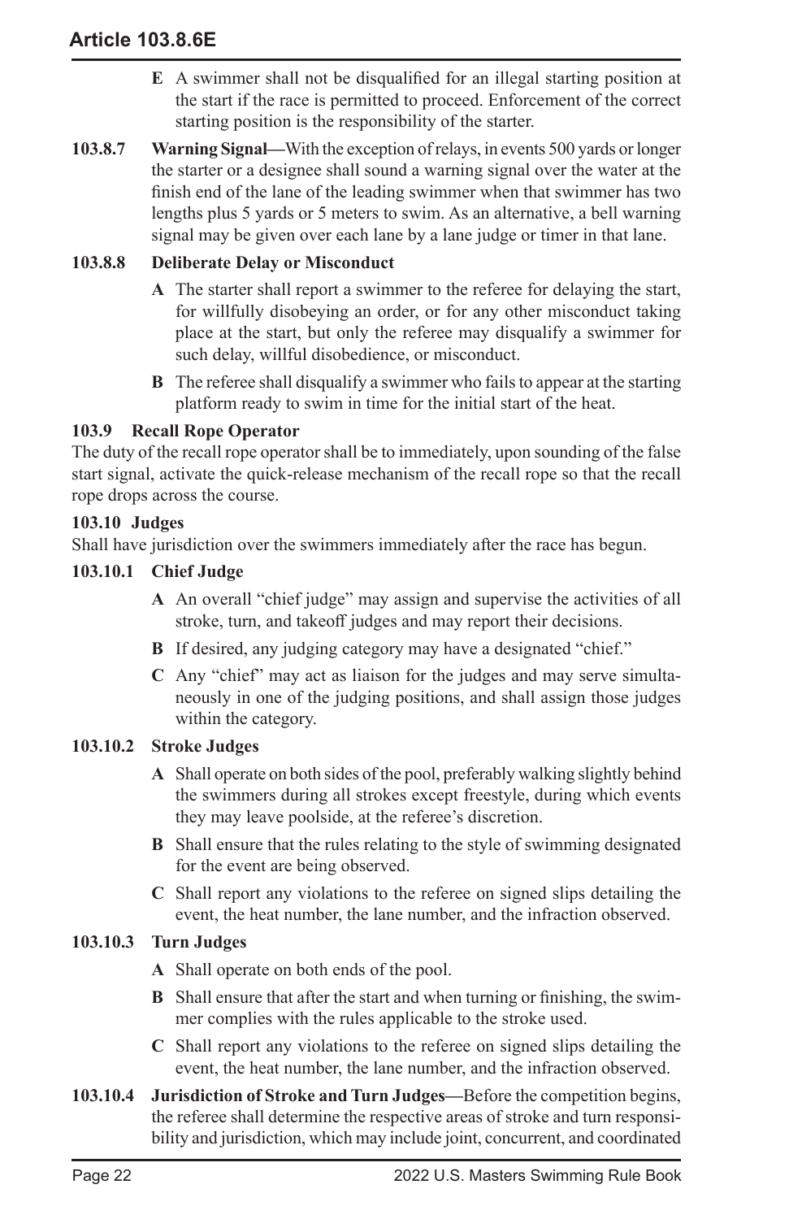**E** A swimmer shall not be disqualified for an illegal starting position at the start if the race is permitted to proceed. Enforcement of the correct starting position is the responsibility of the starter.

**103.8.7 Warning Signal—**With the exception of relays, in events 500 yards or longer the starter or a designee shall sound a warning signal over the water at the finish end of the lane of the leading swimmer when that swimmer has two lengths plus 5 yards or 5 meters to swim. As an alternative, a bell warning signal may be given over each lane by a lane judge or timer in that lane.

**103.8.8 Deliberate Delay or Misconduct**

**A** The starter shall report a swimmer to the referee for delaying the start, for willfully disobeying an order, or for any other misconduct taking place at the start, but only the referee may disqualify a swimmer for such delay, willful disobedience, or misconduct.

**B** The referee shall disqualify a swimmer who fails to appear at the starting platform ready to swim in time for the initial start of the heat.

### 103.9 Recall Rope Operator

The duty of the recall rope operator shall be to immediately, upon sounding of the false start signal, activate the quick-release mechanism of the recall rope so that the recall rope drops across the course.

### 103.10 Judges

Shall have jurisdiction over the swimmers immediately after the race has begun.

**103.10.1 Chief Judge**

**A** An overall "chief judge" may assign and supervise the activities of all stroke, turn, and takeoff judges and may report their decisions.

**B** If desired, any judging category may have a designated "chief."

**C** Any "chief" may act as liaison for the judges and may serve simultaneously in one of the judging positions, and shall assign those judges within the category.

**103.10.2 Stroke Judges**

**A** Shall operate on both sides of the pool, preferably walking slightly behind the swimmers during all strokes except freestyle, during which events they may leave poolside, at the referee's discretion.

**B** Shall ensure that the rules relating to the style of swimming designated for the event are being observed.

**C** Shall report any violations to the referee on signed slips detailing the event, the heat number, the lane number, and the infraction observed.

**103.10.3 Turn Judges**

**A** Shall operate on both ends of the pool.

**B** Shall ensure that after the start and when turning or finishing, the swimmer complies with the rules applicable to the stroke used.

**C** Shall report any violations to the referee on signed slips detailing the event, the heat number, the lane number, and the infraction observed.

**103.10.4 Jurisdiction of Stroke and Turn Judges—**Before the competition begins, the referee shall determine the respective areas of stroke and turn responsibility and jurisdiction, which may include joint, concurrent, and coordinated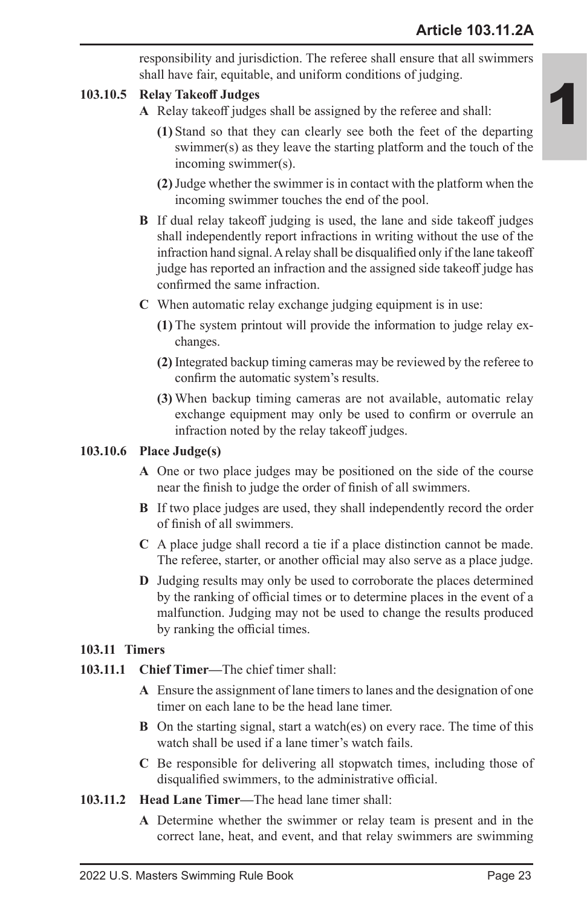responsibility and jurisdiction. The referee shall ensure that all swimmers shall have fair, equitable, and uniform conditions of judging.

**103.10.5 Relay Takeoff Judges**

**A** Relay takeoff judges shall be assigned by the referee and shall:

**(1)** Stand so that they can clearly see both the feet of the departing swimmer(s) as they leave the starting platform and the touch of the incoming swimmer(s).

**(2)** Judge whether the swimmer is in contact with the platform when the incoming swimmer touches the end of the pool.

**B** If dual relay takeoff judging is used, the lane and side takeoff judges shall independently report infractions in writing without the use of the infraction hand signal. A relay shall be disqualified only if the lane takeoff judge has reported an infraction and the assigned side takeoff judge has confirmed the same infraction.

**C** When automatic relay exchange judging equipment is in use:

**(1)** The system printout will provide the information to judge relay exchanges.

**(2)** Integrated backup timing cameras may be reviewed by the referee to confirm the automatic system's results.

**(3)** When backup timing cameras are not available, automatic relay exchange equipment may only be used to confirm or overrule an infraction noted by the relay takeoff judges.

**103.10.6 Place Judge(s)**

**A** One or two place judges may be positioned on the side of the course near the finish to judge the order of finish of all swimmers.

**B** If two place judges are used, they shall independently record the order of finish of all swimmers.

**C** A place judge shall record a tie if a place distinction cannot be made. The referee, starter, or another official may also serve as a place judge.

**D** Judging results may only be used to corroborate the places determined by the ranking of official times or to determine places in the event of a malfunction. Judging may not be used to change the results produced by ranking the official times.

**103.11 Timers**

**103.11.1 Chief Timer—**The chief timer shall:

**A** Ensure the assignment of lane timers to lanes and the designation of one timer on each lane to be the head lane timer.

**B** On the starting signal, start a watch(es) on every race. The time of this watch shall be used if a lane timer's watch fails.

**C** Be responsible for delivering all stopwatch times, including those of disqualified swimmers, to the administrative official.

**103.11.2 Head Lane Timer—**The head lane timer shall:

**A** Determine whether the swimmer or relay team is present and in the correct lane, heat, and event, and that relay swimmers are swimming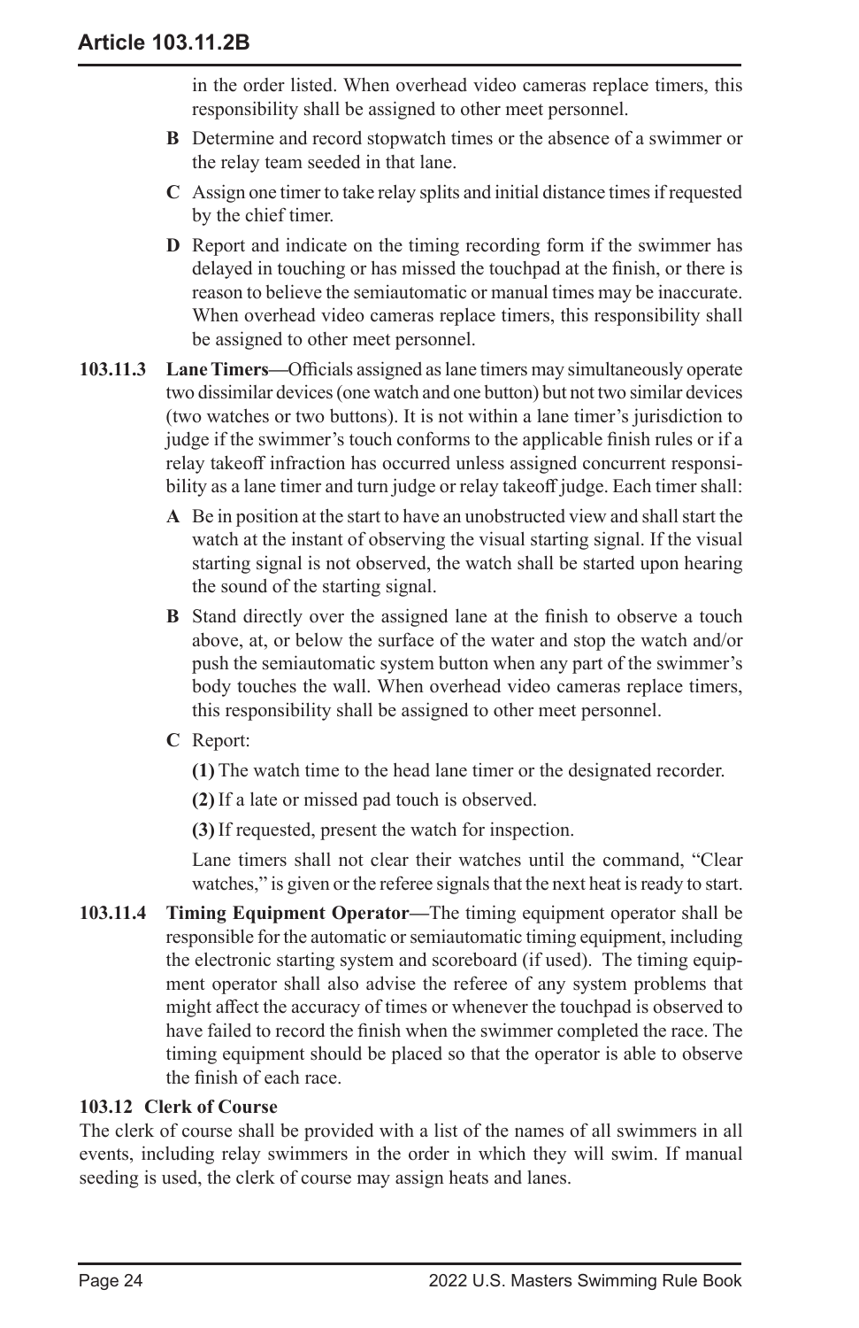in the order listed. When overhead video cameras replace timers, this responsibility shall be assigned to other meet personnel.

**B** Determine and record stopwatch times or the absence of a swimmer or the relay team seeded in that lane.

**C** Assign one timer to take relay splits and initial distance times if requested by the chief timer.

**D** Report and indicate on the timing recording form if the swimmer has delayed in touching or has missed the touchpad at the finish, or there is reason to believe the semiautomatic or manual times may be inaccurate. When overhead video cameras replace timers, this responsibility shall be assigned to other meet personnel.

**103.11.3 Lane Timers—**Officials assigned as lane timers may simultaneously operate two dissimilar devices (one watch and one button) but not two similar devices (two watches or two buttons). It is not within a lane timer's jurisdiction to judge if the swimmer's touch conforms to the applicable finish rules or if a relay takeoff infraction has occurred unless assigned concurrent responsibility as a lane timer and turn judge or relay takeoff judge. Each timer shall:

**A** Be in position at the start to have an unobstructed view and shall start the watch at the instant of observing the visual starting signal. If the visual starting signal is not observed, the watch shall be started upon hearing the sound of the starting signal.

**B** Stand directly over the assigned lane at the finish to observe a touch above, at, or below the surface of the water and stop the watch and/or push the semiautomatic system button when any part of the swimmer's body touches the wall. When overhead video cameras replace timers, this responsibility shall be assigned to other meet personnel.

**C** Report:

**(1)** The watch time to the head lane timer or the designated recorder.

**(2)** If a late or missed pad touch is observed.

**(3)** If requested, present the watch for inspection.

Lane timers shall not clear their watches until the command, "Clear watches," is given or the referee signals that the next heat is ready to start.

**103.11.4 Timing Equipment Operator—**The timing equipment operator shall be responsible for the automatic or semiautomatic timing equipment, including the electronic starting system and scoreboard (if used). The timing equipment operator shall also advise the referee of any system problems that might affect the accuracy of times or whenever the touchpad is observed to have failed to record the finish when the swimmer completed the race. The timing equipment should be placed so that the operator is able to observe the finish of each race.

### 103.12 Clerk of Course

The clerk of course shall be provided with a list of the names of all swimmers in all events, including relay swimmers in the order in which they will swim. If manual seeding is used, the clerk of course may assign heats and lanes.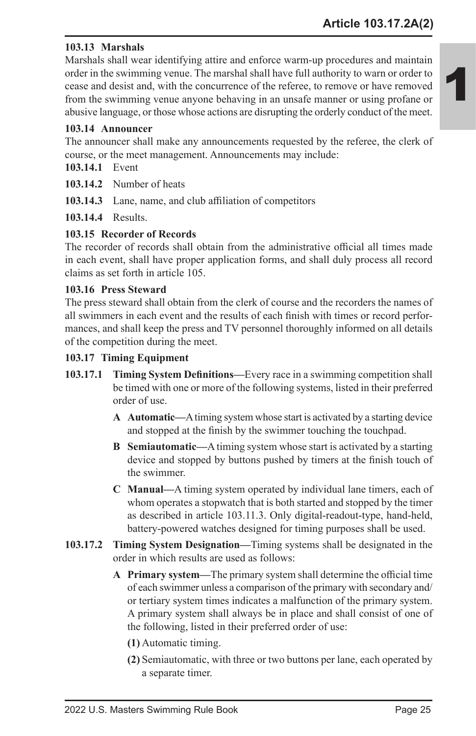### 103.13 Marshals

Marshals shall wear identifying attire and enforce warm-up procedures and maintain order in the swimming venue. The marshal shall have full authority to warn or order to cease and desist and, with the concurrence of the referee, to remove or have removed from the swimming venue anyone behaving in an unsafe manner or using profane or abusive language, or those whose actions are disrupting the orderly conduct of the meet.

### 103.14 Announcer

The announcer shall make any announcements requested by the referee, the clerk of course, or the meet management. Announcements may include:

**103.14.1** Event

**103.14.2** Number of heats

**103.14.3** Lane, name, and club affiliation of competitors

**103.14.4** Results.

### 103.15 Recorder of Records

The recorder of records shall obtain from the administrative official all times made in each event, shall have proper application forms, and shall duly process all record claims as set forth in article 105.

### 103.16 Press Steward

The press steward shall obtain from the clerk of course and the recorders the names of all swimmers in each event and the results of each finish with times or record performances, and shall keep the press and TV personnel thoroughly informed on all details of the competition during the meet.

### 103.17 Timing Equipment

**103.17.1 Timing System Definitions—**Every race in a swimming competition shall be timed with one or more of the following systems, listed in their preferred order of use.

- **A Automatic—**A timing system whose start is activated by a starting device and stopped at the finish by the swimmer touching the touchpad.
- **B Semiautomatic—**A timing system whose start is activated by a starting device and stopped by buttons pushed by timers at the finish touch of the swimmer.
- **C Manual—**A timing system operated by individual lane timers, each of whom operates a stopwatch that is both started and stopped by the timer as described in article 103.11.3. Only digital-readout-type, hand-held, battery-powered watches designed for timing purposes shall be used.

**103.17.2 Timing System Designation—**Timing systems shall be designated in the order in which results are used as follows:

- **A Primary system—**The primary system shall determine the official time of each swimmer unless a comparison of the primary with secondary and/or tertiary system times indicates a malfunction of the primary system. A primary system shall always be in place and shall consist of one of the following, listed in their preferred order of use:
  - **(1)** Automatic timing.
  - **(2)** Semiautomatic, with three or two buttons per lane, each operated by a separate timer.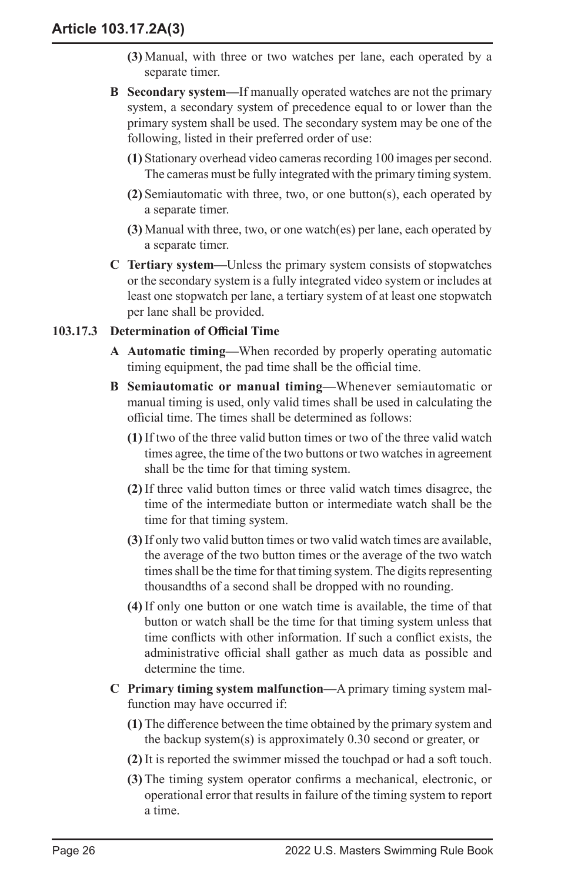- **(3)** Manual, with three or two watches per lane, each operated by a separate timer.

**B Secondary system—**If manually operated watches are not the primary system, a secondary system of precedence equal to or lower than the primary system shall be used. The secondary system may be one of the following, listed in their preferred order of use:

- **(1)** Stationary overhead video cameras recording 100 images per second. The cameras must be fully integrated with the primary timing system.
- **(2)** Semiautomatic with three, two, or one button(s), each operated by a separate timer.
- **(3)** Manual with three, two, or one watch(es) per lane, each operated by a separate timer.

**C Tertiary system—**Unless the primary system consists of stopwatches or the secondary system is a fully integrated video system or includes at least one stopwatch per lane, a tertiary system of at least one stopwatch per lane shall be provided.

### 103.17.3 Determination of Official Time

**A Automatic timing—**When recorded by properly operating automatic timing equipment, the pad time shall be the official time.

**B Semiautomatic or manual timing—**Whenever semiautomatic or manual timing is used, only valid times shall be used in calculating the official time. The times shall be determined as follows:

- **(1)** If two of the three valid button times or two of the three valid watch times agree, the time of the two buttons or two watches in agreement shall be the time for that timing system.
- **(2)** If three valid button times or three valid watch times disagree, the time of the intermediate button or intermediate watch shall be the time for that timing system.
- **(3)** If only two valid button times or two valid watch times are available, the average of the two button times or the average of the two watch times shall be the time for that timing system. The digits representing thousandths of a second shall be dropped with no rounding.
- **(4)** If only one button or one watch time is available, the time of that button or watch shall be the time for that timing system unless that time conflicts with other information. If such a conflict exists, the administrative official shall gather as much data as possible and determine the time.

**C Primary timing system malfunction—**A primary timing system malfunction may have occurred if:

- **(1)** The difference between the time obtained by the primary system and the backup system(s) is approximately 0.30 second or greater, or
- **(2)** It is reported the swimmer missed the touchpad or had a soft touch.
- **(3)** The timing system operator confirms a mechanical, electronic, or operational error that results in failure of the timing system to report a time.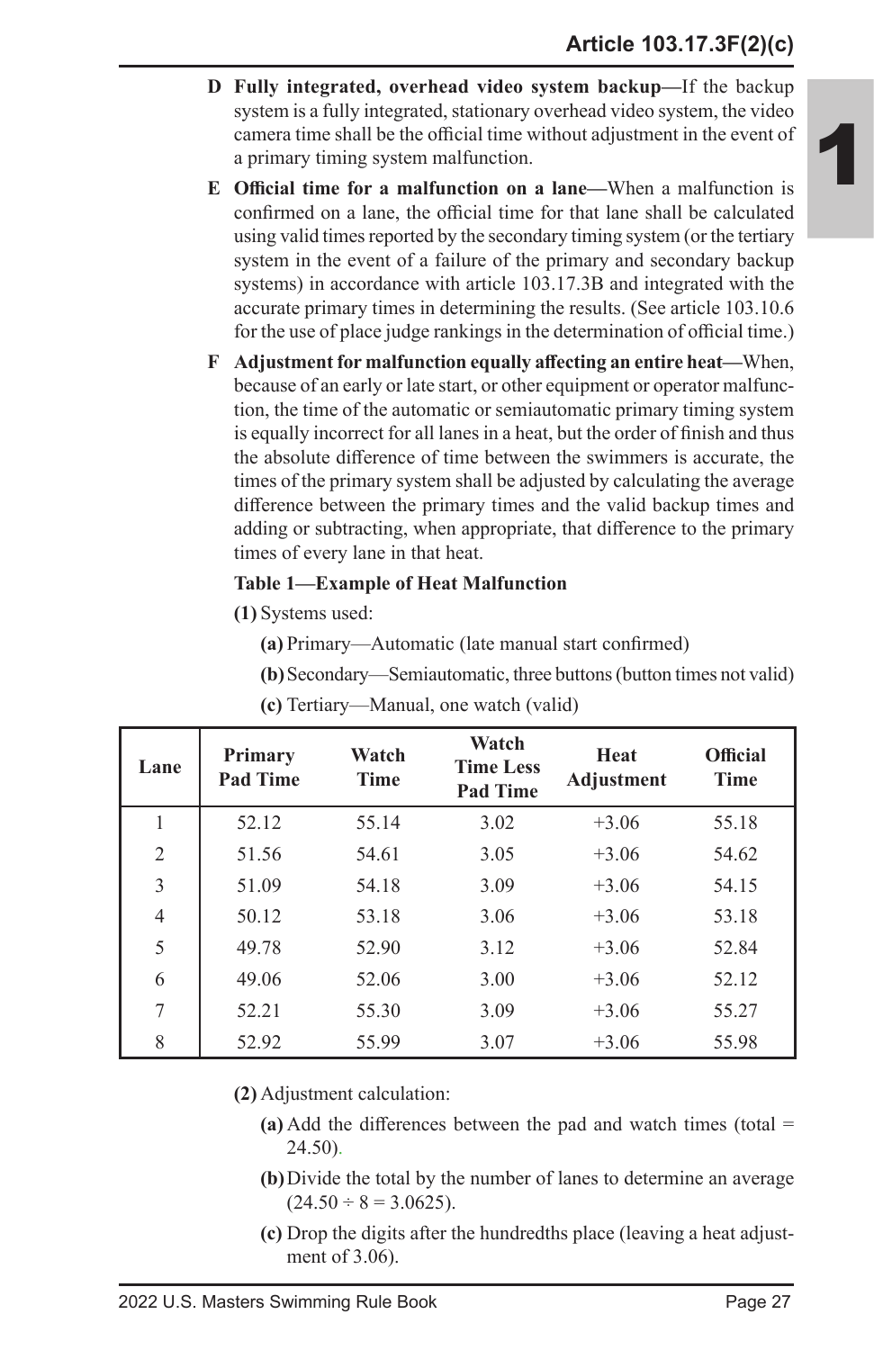**D Fully integrated, overhead video system backup—**If the backup system is a fully integrated, stationary overhead video system, the video camera time shall be the official time without adjustment in the event of a primary timing system malfunction.

**E Official time for a malfunction on a lane—**When a malfunction is confirmed on a lane, the official time for that lane shall be calculated using valid times reported by the secondary timing system (or the tertiary system in the event of a failure of the primary and secondary backup systems) in accordance with article 103.17.3B and integrated with the accurate primary times in determining the results. (See article 103.10.6 for the use of place judge rankings in the determination of official time.)

**F Adjustment for malfunction equally affecting an entire heat—**When, because of an early or late start, or other equipment or operator malfunction, the time of the automatic or semiautomatic primary timing system is equally incorrect for all lanes in a heat, but the order of finish and thus the absolute difference of time between the swimmers is accurate, the times of the primary system shall be adjusted by calculating the average difference between the primary times and the valid backup times and adding or subtracting, when appropriate, that difference to the primary times of every lane in that heat.

**Table 1—Example of Heat Malfunction**

**(1)** Systems used:

**(a)** Primary—Automatic (late manual start confirmed)

**(b)** Secondary—Semiautomatic, three buttons (button times not valid)

**(c)** Tertiary—Manual, one watch (valid)

| Lane | Primary Pad Time | Watch Time | Watch Time Less Pad Time | Heat Adjustment | Official Time |
|---|---|---|---|---|---|
| 1 | 52.12 | 55.14 | 3.02 | +3.06 | 55.18 |
| 2 | 51.56 | 54.61 | 3.05 | +3.06 | 54.62 |
| 3 | 51.09 | 54.18 | 3.09 | +3.06 | 54.15 |
| 4 | 50.12 | 53.18 | 3.06 | +3.06 | 53.18 |
| 5 | 49.78 | 52.90 | 3.12 | +3.06 | 52.84 |
| 6 | 49.06 | 52.06 | 3.00 | +3.06 | 52.12 |
| 7 | 52.21 | 55.30 | 3.09 | +3.06 | 55.27 |
| 8 | 52.92 | 55.99 | 3.07 | +3.06 | 55.98 |

**(2)** Adjustment calculation:

**(a)** Add the differences between the pad and watch times (total = 24.50).

**(b)** Divide the total by the number of lanes to determine an average ($24.50 \div 8 = 3.0625$).

**(c)** Drop the digits after the hundredths place (leaving a heat adjustment of 3.06).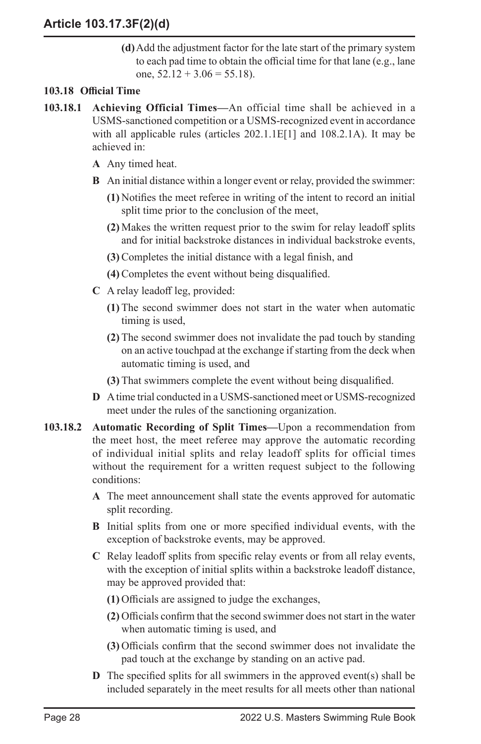**(d)** Add the adjustment factor for the late start of the primary system to each pad time to obtain the official time for that lane (e.g., lane one, 52.12 + 3.06 = 55.18).

### 103.18 Official Time

**103.18.1 Achieving Official Times—**An official time shall be achieved in a USMS-sanctioned competition or a USMS-recognized event in accordance with all applicable rules (articles 202.1.1E[1] and 108.2.1A). It may be achieved in:

**A** Any timed heat.

**B** An initial distance within a longer event or relay, provided the swimmer:

**(1)** Notifies the meet referee in writing of the intent to record an initial split time prior to the conclusion of the meet,

**(2)** Makes the written request prior to the swim for relay leadoff splits and for initial backstroke distances in individual backstroke events,

**(3)** Completes the initial distance with a legal finish, and

**(4)** Completes the event without being disqualified.

**C** A relay leadoff leg, provided:

**(1)** The second swimmer does not start in the water when automatic timing is used,

**(2)** The second swimmer does not invalidate the pad touch by standing on an active touchpad at the exchange if starting from the deck when automatic timing is used, and

**(3)** That swimmers complete the event without being disqualified.

**D** A time trial conducted in a USMS-sanctioned meet or USMS-recognized meet under the rules of the sanctioning organization.

**103.18.2 Automatic Recording of Split Times—**Upon a recommendation from the meet host, the meet referee may approve the automatic recording of individual initial splits and relay leadoff splits for official times without the requirement for a written request subject to the following conditions:

**A** The meet announcement shall state the events approved for automatic split recording.

**B** Initial splits from one or more specified individual events, with the exception of backstroke events, may be approved.

**C** Relay leadoff splits from specific relay events or from all relay events, with the exception of initial splits within a backstroke leadoff distance, may be approved provided that:

**(1)** Officials are assigned to judge the exchanges,

**(2)** Officials confirm that the second swimmer does not start in the water when automatic timing is used, and

**(3)** Officials confirm that the second swimmer does not invalidate the pad touch at the exchange by standing on an active pad.

**D** The specified splits for all swimmers in the approved event(s) shall be included separately in the meet results for all meets other than national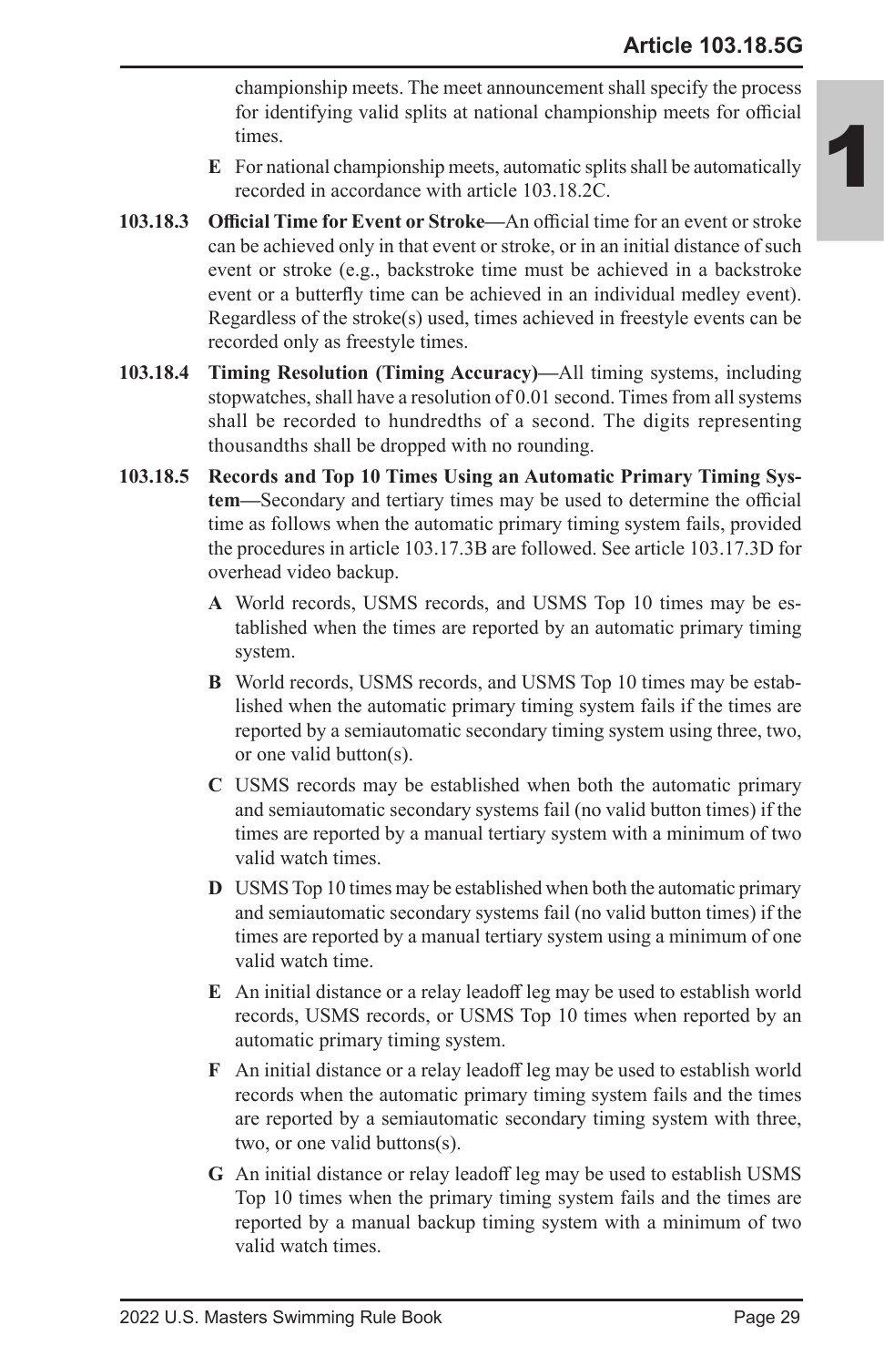championship meets. The meet announcement shall specify the process for identifying valid splits at national championship meets for official times.

**E** For national championship meets, automatic splits shall be automatically recorded in accordance with article 103.18.2C.

**103.18.3 Official Time for Event or Stroke—**An official time for an event or stroke can be achieved only in that event or stroke, or in an initial distance of such event or stroke (e.g., backstroke time must be achieved in a backstroke event or a butterfly time can be achieved in an individual medley event). Regardless of the stroke(s) used, times achieved in freestyle events can be recorded only as freestyle times.

**103.18.4 Timing Resolution (Timing Accuracy)—**All timing systems, including stopwatches, shall have a resolution of 0.01 second. Times from all systems shall be recorded to hundredths of a second. The digits representing thousandths shall be dropped with no rounding.

**103.18.5 Records and Top 10 Times Using an Automatic Primary Timing System—**Secondary and tertiary times may be used to determine the official time as follows when the automatic primary timing system fails, provided the procedures in article 103.17.3B are followed. See article 103.17.3D for overhead video backup.

**A** World records, USMS records, and USMS Top 10 times may be established when the times are reported by an automatic primary timing system.

**B** World records, USMS records, and USMS Top 10 times may be established when the automatic primary timing system fails if the times are reported by a semiautomatic secondary timing system using three, two, or one valid button(s).

**C** USMS records may be established when both the automatic primary and semiautomatic secondary systems fail (no valid button times) if the times are reported by a manual tertiary system with a minimum of two valid watch times.

**D** USMS Top 10 times may be established when both the automatic primary and semiautomatic secondary systems fail (no valid button times) if the times are reported by a manual tertiary system using a minimum of one valid watch time.

**E** An initial distance or a relay leadoff leg may be used to establish world records, USMS records, or USMS Top 10 times when reported by an automatic primary timing system.

**F** An initial distance or a relay leadoff leg may be used to establish world records when the automatic primary timing system fails and the times are reported by a semiautomatic secondary timing system with three, two, or one valid buttons(s).

**G** An initial distance or relay leadoff leg may be used to establish USMS Top 10 times when the primary timing system fails and the times are reported by a manual backup timing system with a minimum of two valid watch times.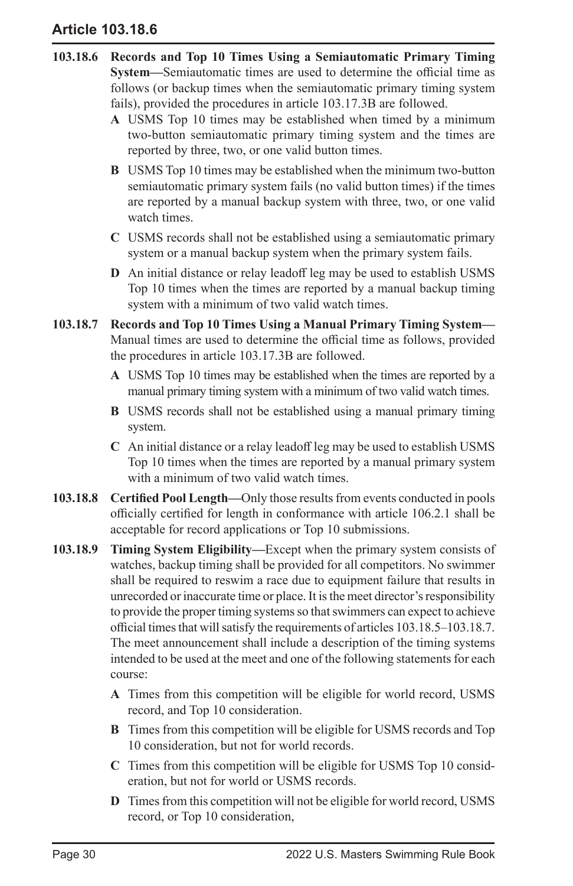**103.18.6 Records and Top 10 Times Using a Semiautomatic Primary Timing System—**Semiautomatic times are used to determine the official time as follows (or backup times when the semiautomatic primary timing system fails), provided the procedures in article 103.17.3B are followed.

- **A** USMS Top 10 times may be established when timed by a minimum two-button semiautomatic primary timing system and the times are reported by three, two, or one valid button times.
- **B** USMS Top 10 times may be established when the minimum two-button semiautomatic primary system fails (no valid button times) if the times are reported by a manual backup system with three, two, or one valid watch times.
- **C** USMS records shall not be established using a semiautomatic primary system or a manual backup system when the primary system fails.
- **D** An initial distance or relay leadoff leg may be used to establish USMS Top 10 times when the times are reported by a manual backup timing system with a minimum of two valid watch times.

**103.18.7 Records and Top 10 Times Using a Manual Primary Timing System—**Manual times are used to determine the official time as follows, provided the procedures in article 103.17.3B are followed.

- **A** USMS Top 10 times may be established when the times are reported by a manual primary timing system with a minimum of two valid watch times.
- **B** USMS records shall not be established using a manual primary timing system.
- **C** An initial distance or a relay leadoff leg may be used to establish USMS Top 10 times when the times are reported by a manual primary system with a minimum of two valid watch times.

**103.18.8 Certified Pool Length—**Only those results from events conducted in pools officially certified for length in conformance with article 106.2.1 shall be acceptable for record applications or Top 10 submissions.

**103.18.9 Timing System Eligibility—**Except when the primary system consists of watches, backup timing shall be provided for all competitors. No swimmer shall be required to reswim a race due to equipment failure that results in unrecorded or inaccurate time or place. It is the meet director's responsibility to provide the proper timing systems so that swimmers can expect to achieve official times that will satisfy the requirements of articles 103.18.5–103.18.7. The meet announcement shall include a description of the timing systems intended to be used at the meet and one of the following statements for each course:

- **A** Times from this competition will be eligible for world record, USMS record, and Top 10 consideration.
- **B** Times from this competition will be eligible for USMS records and Top 10 consideration, but not for world records.
- **C** Times from this competition will be eligible for USMS Top 10 consideration, but not for world or USMS records.
- **D** Times from this competition will not be eligible for world record, USMS record, or Top 10 consideration,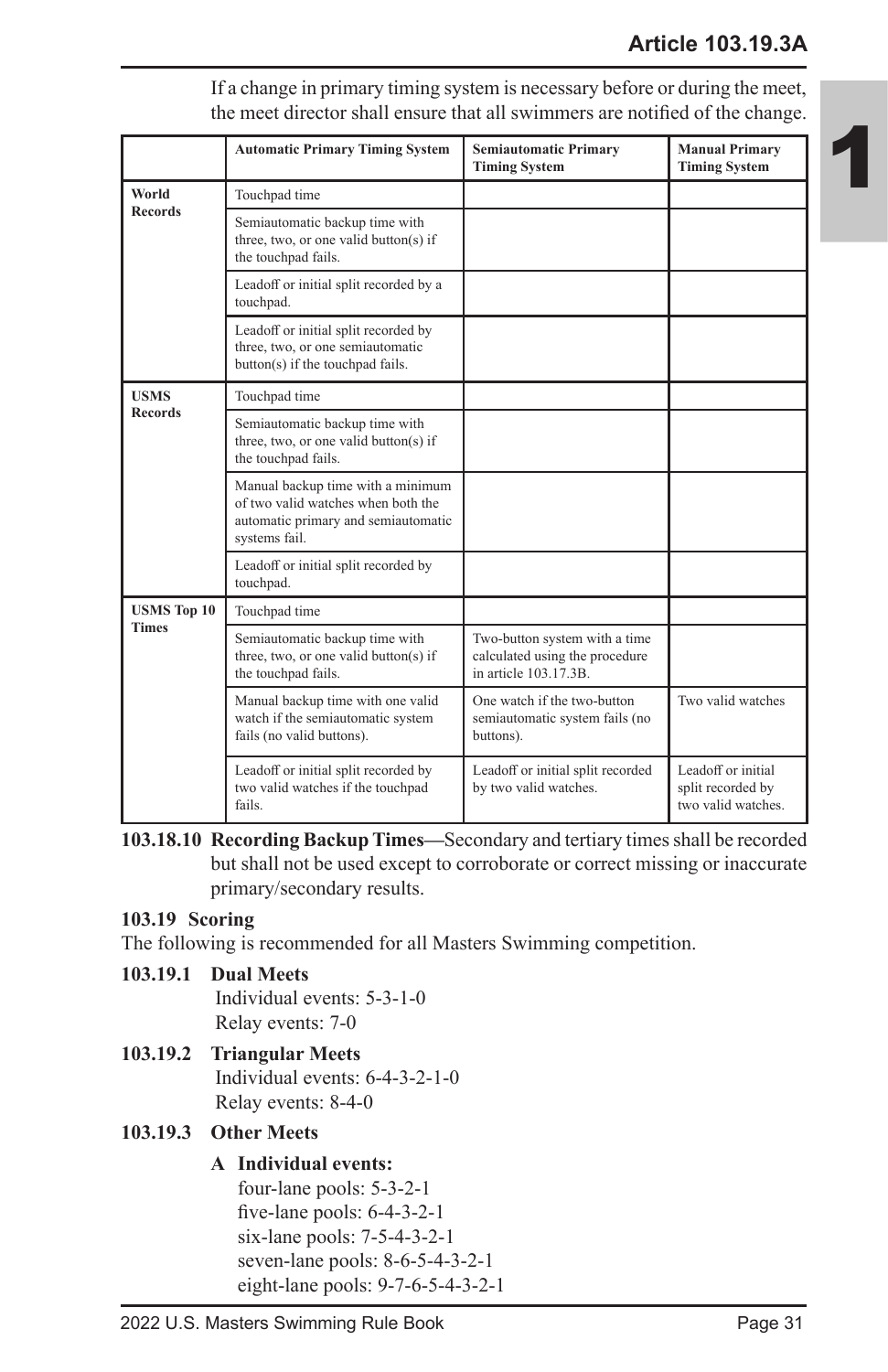If a change in primary timing system is necessary before or during the meet, the meet director shall ensure that all swimmers are notified of the change.

| | Automatic Primary Timing System | Semiautomatic Primary Timing System | Manual Primary Timing System |
|---|---|---|---|
| **World Records** | Touchpad time | | |
| | Semiautomatic backup time with three, two, or one valid button(s) if the touchpad fails. | | |
| | Leadoff or initial split recorded by a touchpad. | | |
| | Leadoff or initial split recorded by three, two, or one semiautomatic button(s) if the touchpad fails. | | |
| **USMS Records** | Touchpad time | | |
| | Semiautomatic backup time with three, two, or one valid button(s) if the touchpad fails. | | |
| | Manual backup time with a minimum of two valid watches when both the automatic primary and semiautomatic systems fail. | | |
| | Leadoff or initial split recorded by touchpad. | | |
| **USMS Top 10 Times** | Touchpad time | | |
| | Semiautomatic backup time with three, two, or one valid button(s) if the touchpad fails. | Two-button system with a time calculated using the procedure in article 103.17.3B. | |
| | Manual backup time with one valid watch if the semiautomatic system fails (no valid buttons). | One watch if the two-button semiautomatic system fails (no buttons). | Two valid watches |
| | Leadoff or initial split recorded by two valid watches if the touchpad fails. | Leadoff or initial split recorded by two valid watches. | Leadoff or initial split recorded by two valid watches. |

**103.18.10 Recording Backup Times—**Secondary and tertiary times shall be recorded but shall not be used except to corroborate or correct missing or inaccurate primary/secondary results.

### 103.19 Scoring

The following is recommended for all Masters Swimming competition.

**103.19.1 Dual Meets**

Individual events: 5-3-1-0
Relay events: 7-0

**103.19.2 Triangular Meets**

Individual events: 6-4-3-2-1-0
Relay events: 8-4-0

**103.19.3 Other Meets**

**A Individual events:**

four-lane pools: 5-3-2-1
five-lane pools: 6-4-3-2-1
six-lane pools: 7-5-4-3-2-1
seven-lane pools: 8-6-5-4-3-2-1
eight-lane pools: 9-7-6-5-4-3-2-1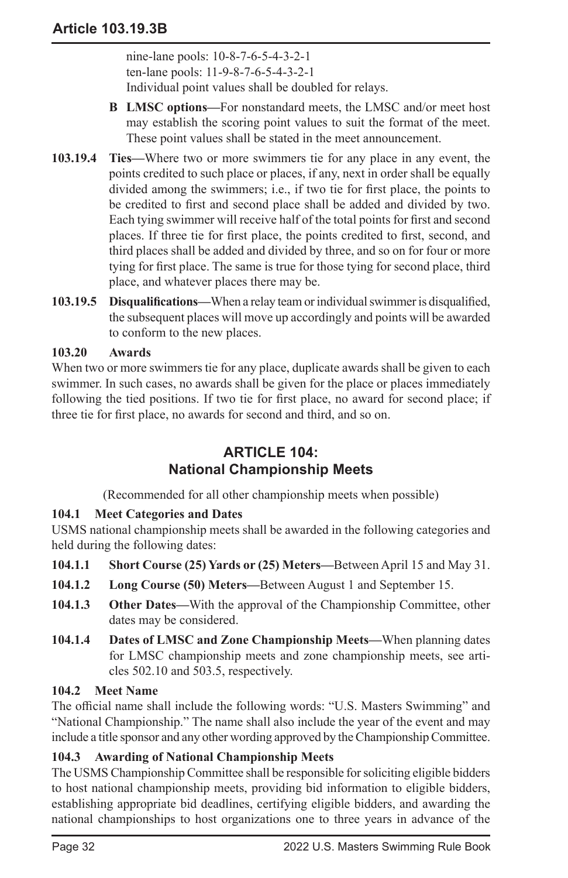nine-lane pools: 10-8-7-6-5-4-3-2-1
ten-lane pools: 11-9-8-7-6-5-4-3-2-1
Individual point values shall be doubled for relays.

**B LMSC options—**For nonstandard meets, the LMSC and/or meet host may establish the scoring point values to suit the format of the meet. These point values shall be stated in the meet announcement.

**103.19.4 Ties—**Where two or more swimmers tie for any place in any event, the points credited to such place or places, if any, next in order shall be equally divided among the swimmers; i.e., if two tie for first place, the points to be credited to first and second place shall be added and divided by two. Each tying swimmer will receive half of the total points for first and second places. If three tie for first place, the points credited to first, second, and third places shall be added and divided by three, and so on for four or more tying for first place. The same is true for those tying for second place, third place, and whatever places there may be.

**103.19.5 Disqualifications—**When a relay team or individual swimmer is disqualified, the subsequent places will move up accordingly and points will be awarded to conform to the new places.

### 103.20 Awards

When two or more swimmers tie for any place, duplicate awards shall be given to each swimmer. In such cases, no awards shall be given for the place or places immediately following the tied positions. If two tie for first place, no award for second place; if three tie for first place, no awards for second and third, and so on.

## ARTICLE 104: National Championship Meets

(Recommended for all other championship meets when possible)

### 104.1 Meet Categories and Dates

USMS national championship meets shall be awarded in the following categories and held during the following dates:

**104.1.1 Short Course (25) Yards or (25) Meters—**Between April 15 and May 31.

**104.1.2 Long Course (50) Meters—**Between August 1 and September 15.

**104.1.3 Other Dates—**With the approval of the Championship Committee, other dates may be considered.

**104.1.4 Dates of LMSC and Zone Championship Meets—**When planning dates for LMSC championship meets and zone championship meets, see articles 502.10 and 503.5, respectively.

### 104.2 Meet Name

The official name shall include the following words: "U.S. Masters Swimming" and "National Championship." The name shall also include the year of the event and may include a title sponsor and any other wording approved by the Championship Committee.

### 104.3 Awarding of National Championship Meets

The USMS Championship Committee shall be responsible for soliciting eligible bidders to host national championship meets, providing bid information to eligible bidders, establishing appropriate bid deadlines, certifying eligible bidders, and awarding the national championships to host organizations one to three years in advance of the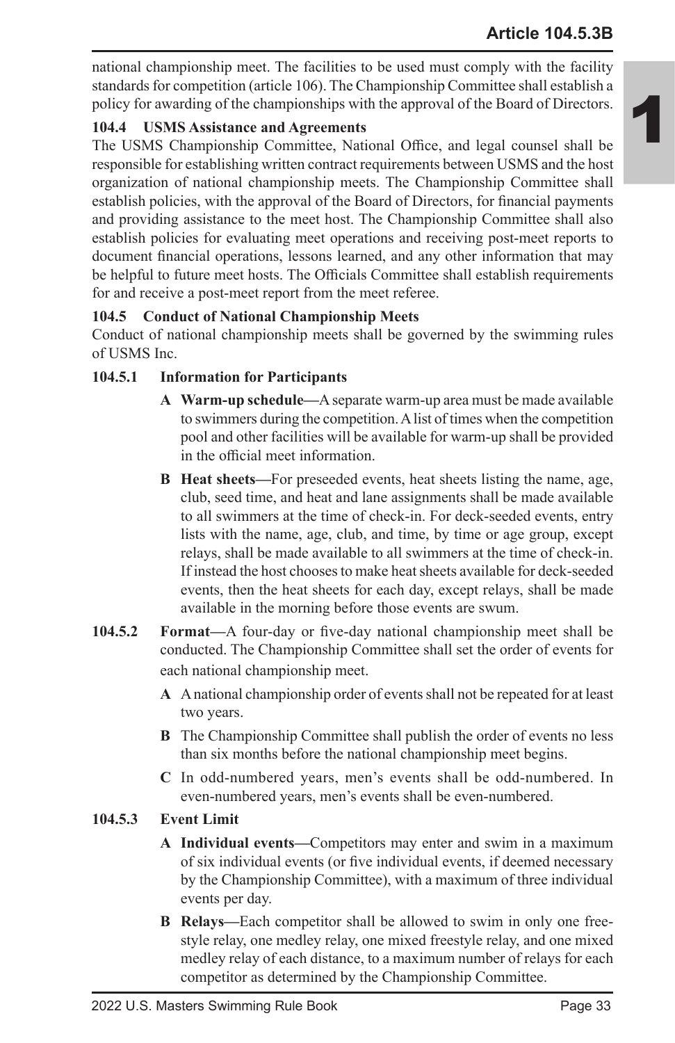national championship meet. The facilities to be used must comply with the facility standards for competition (article 106). The Championship Committee shall establish a policy for awarding of the championships with the approval of the Board of Directors.

### 104.4 USMS Assistance and Agreements

The USMS Championship Committee, National Office, and legal counsel shall be responsible for establishing written contract requirements between USMS and the host organization of national championship meets. The Championship Committee shall establish policies, with the approval of the Board of Directors, for financial payments and providing assistance to the meet host. The Championship Committee shall also establish policies for evaluating meet operations and receiving post-meet reports to document financial operations, lessons learned, and any other information that may be helpful to future meet hosts. The Officials Committee shall establish requirements for and receive a post-meet report from the meet referee.

### 104.5 Conduct of National Championship Meets

Conduct of national championship meets shall be governed by the swimming rules of USMS Inc.

#### 104.5.1 Information for Participants

**A Warm-up schedule—**A separate warm-up area must be made available to swimmers during the competition. A list of times when the competition pool and other facilities will be available for warm-up shall be provided in the official meet information.

**B Heat sheets—**For preseeded events, heat sheets listing the name, age, club, seed time, and heat and lane assignments shall be made available to all swimmers at the time of check-in. For deck-seeded events, entry lists with the name, age, club, and time, by time or age group, except relays, shall be made available to all swimmers at the time of check-in. If instead the host chooses to make heat sheets available for deck-seeded events, then the heat sheets for each day, except relays, shall be made available in the morning before those events are swum.

**104.5.2 Format—**A four-day or five-day national championship meet shall be conducted. The Championship Committee shall set the order of events for each national championship meet.

**A** A national championship order of events shall not be repeated for at least two years.

**B** The Championship Committee shall publish the order of events no less than six months before the national championship meet begins.

**C** In odd-numbered years, men's events shall be odd-numbered. In even-numbered years, men's events shall be even-numbered.

#### 104.5.3 Event Limit

**A Individual events—**Competitors may enter and swim in a maximum of six individual events (or five individual events, if deemed necessary by the Championship Committee), with a maximum of three individual events per day.

**B Relays—**Each competitor shall be allowed to swim in only one freestyle relay, one medley relay, one mixed freestyle relay, and one mixed medley relay of each distance, to a maximum number of relays for each competitor as determined by the Championship Committee.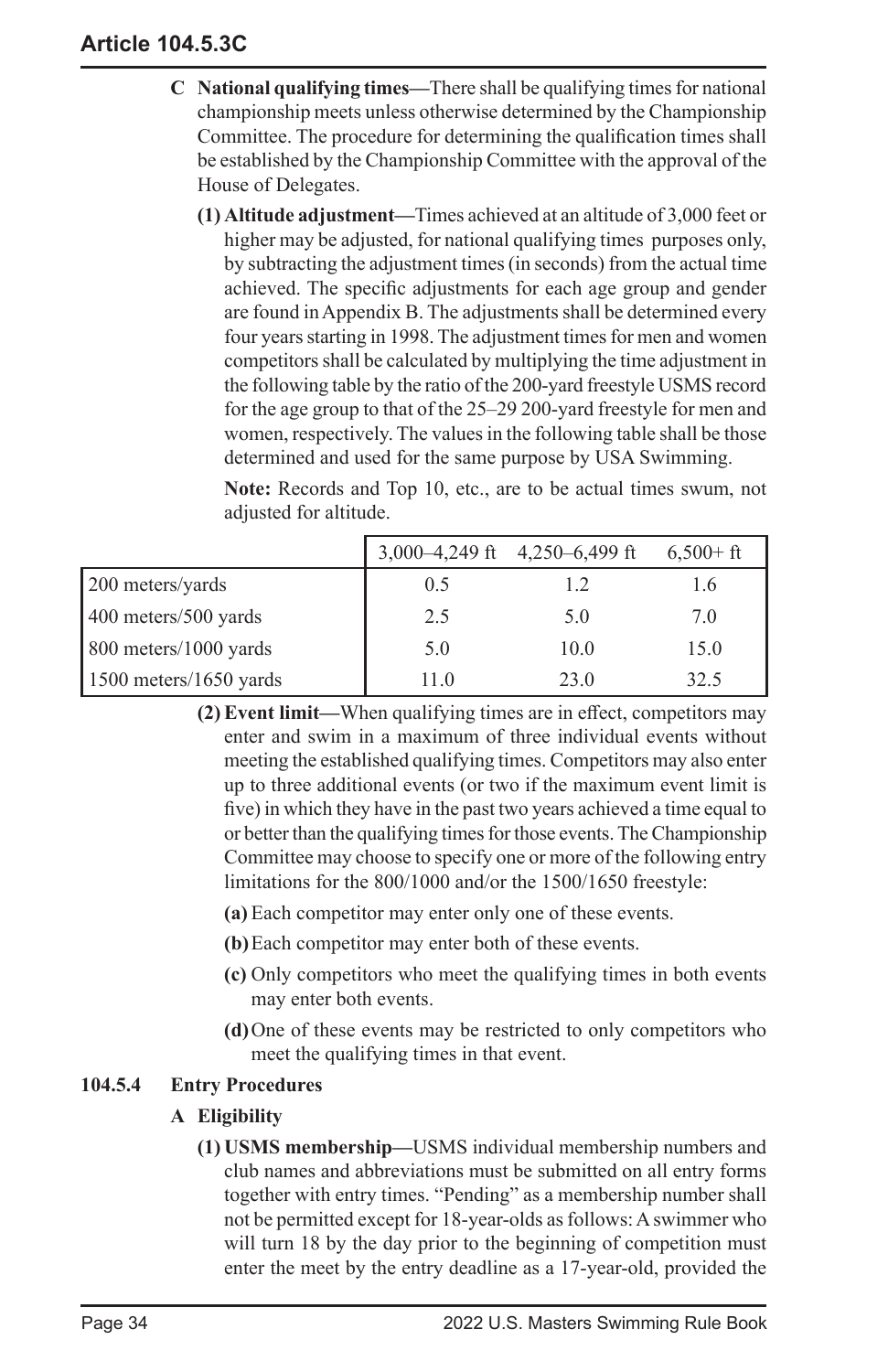**C National qualifying times—**There shall be qualifying times for national championship meets unless otherwise determined by the Championship Committee. The procedure for determining the qualification times shall be established by the Championship Committee with the approval of the House of Delegates.

**(1) Altitude adjustment—**Times achieved at an altitude of 3,000 feet or higher may be adjusted, for national qualifying times purposes only, by subtracting the adjustment times (in seconds) from the actual time achieved. The specific adjustments for each age group and gender are found in Appendix B. The adjustments shall be determined every four years starting in 1998. The adjustment times for men and women competitors shall be calculated by multiplying the time adjustment in the following table by the ratio of the 200-yard freestyle USMS record for the age group to that of the 25–29 200-yard freestyle for men and women, respectively. The values in the following table shall be those determined and used for the same purpose by USA Swimming.

**Note:** Records and Top 10, etc., are to be actual times swum, not adjusted for altitude.

| | 3,000–4,249 ft | 4,250–6,499 ft | 6,500+ ft |
|---|---|---|---|
| 200 meters/yards | 0.5 | 1.2 | 1.6 |
| 400 meters/500 yards | 2.5 | 5.0 | 7.0 |
| 800 meters/1000 yards | 5.0 | 10.0 | 15.0 |
| 1500 meters/1650 yards | 11.0 | 23.0 | 32.5 |

**(2) Event limit—**When qualifying times are in effect, competitors may enter and swim in a maximum of three individual events without meeting the established qualifying times. Competitors may also enter up to three additional events (or two if the maximum event limit is five) in which they have in the past two years achieved a time equal to or better than the qualifying times for those events. The Championship Committee may choose to specify one or more of the following entry limitations for the 800/1000 and/or the 1500/1650 freestyle:

**(a)** Each competitor may enter only one of these events.

**(b)** Each competitor may enter both of these events.

**(c)** Only competitors who meet the qualifying times in both events may enter both events.

**(d)** One of these events may be restricted to only competitors who meet the qualifying times in that event.

### 104.5.4 Entry Procedures

**A Eligibility**

**(1) USMS membership—**USMS individual membership numbers and club names and abbreviations must be submitted on all entry forms together with entry times. "Pending" as a membership number shall not be permitted except for 18-year-olds as follows: A swimmer who will turn 18 by the day prior to the beginning of competition must enter the meet by the entry deadline as a 17-year-old, provided the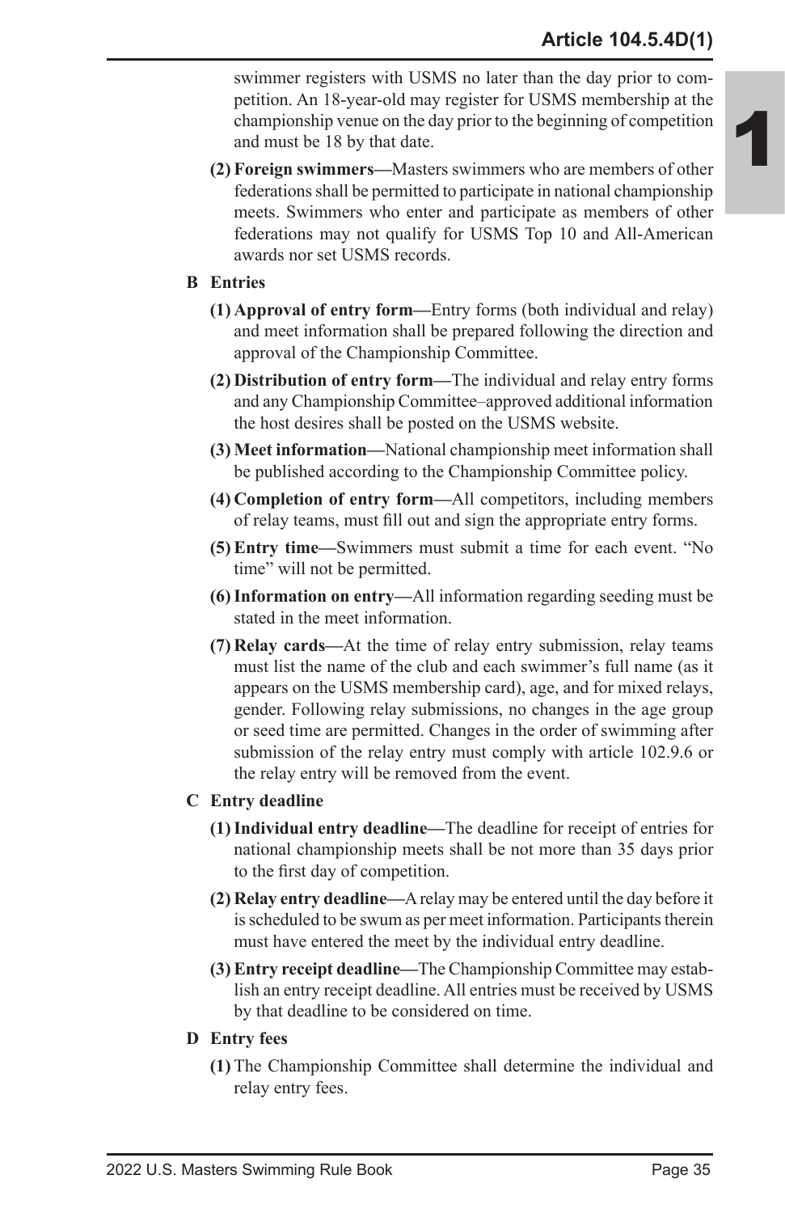swimmer registers with USMS no later than the day prior to competition. An 18-year-old may register for USMS membership at the championship venue on the day prior to the beginning of competition and must be 18 by that date.

**(2) Foreign swimmers—**Masters swimmers who are members of other federations shall be permitted to participate in national championship meets. Swimmers who enter and participate as members of other federations may not qualify for USMS Top 10 and All-American awards nor set USMS records.

**B Entries**

**(1) Approval of entry form—**Entry forms (both individual and relay) and meet information shall be prepared following the direction and approval of the Championship Committee.

**(2) Distribution of entry form—**The individual and relay entry forms and any Championship Committee–approved additional information the host desires shall be posted on the USMS website.

**(3) Meet information—**National championship meet information shall be published according to the Championship Committee policy.

**(4) Completion of entry form—**All competitors, including members of relay teams, must fill out and sign the appropriate entry forms.

**(5) Entry time—**Swimmers must submit a time for each event. "No time" will not be permitted.

**(6) Information on entry—**All information regarding seeding must be stated in the meet information.

**(7) Relay cards—**At the time of relay entry submission, relay teams must list the name of the club and each swimmer's full name (as it appears on the USMS membership card), age, and for mixed relays, gender. Following relay submissions, no changes in the age group or seed time are permitted. Changes in the order of swimming after submission of the relay entry must comply with article 102.9.6 or the relay entry will be removed from the event.

**C Entry deadline**

**(1) Individual entry deadline—**The deadline for receipt of entries for national championship meets shall be not more than 35 days prior to the first day of competition.

**(2) Relay entry deadline—**A relay may be entered until the day before it is scheduled to be swum as per meet information. Participants therein must have entered the meet by the individual entry deadline.

**(3) Entry receipt deadline—**The Championship Committee may establish an entry receipt deadline. All entries must be received by USMS by that deadline to be considered on time.

**D Entry fees**

**(1)** The Championship Committee shall determine the individual and relay entry fees.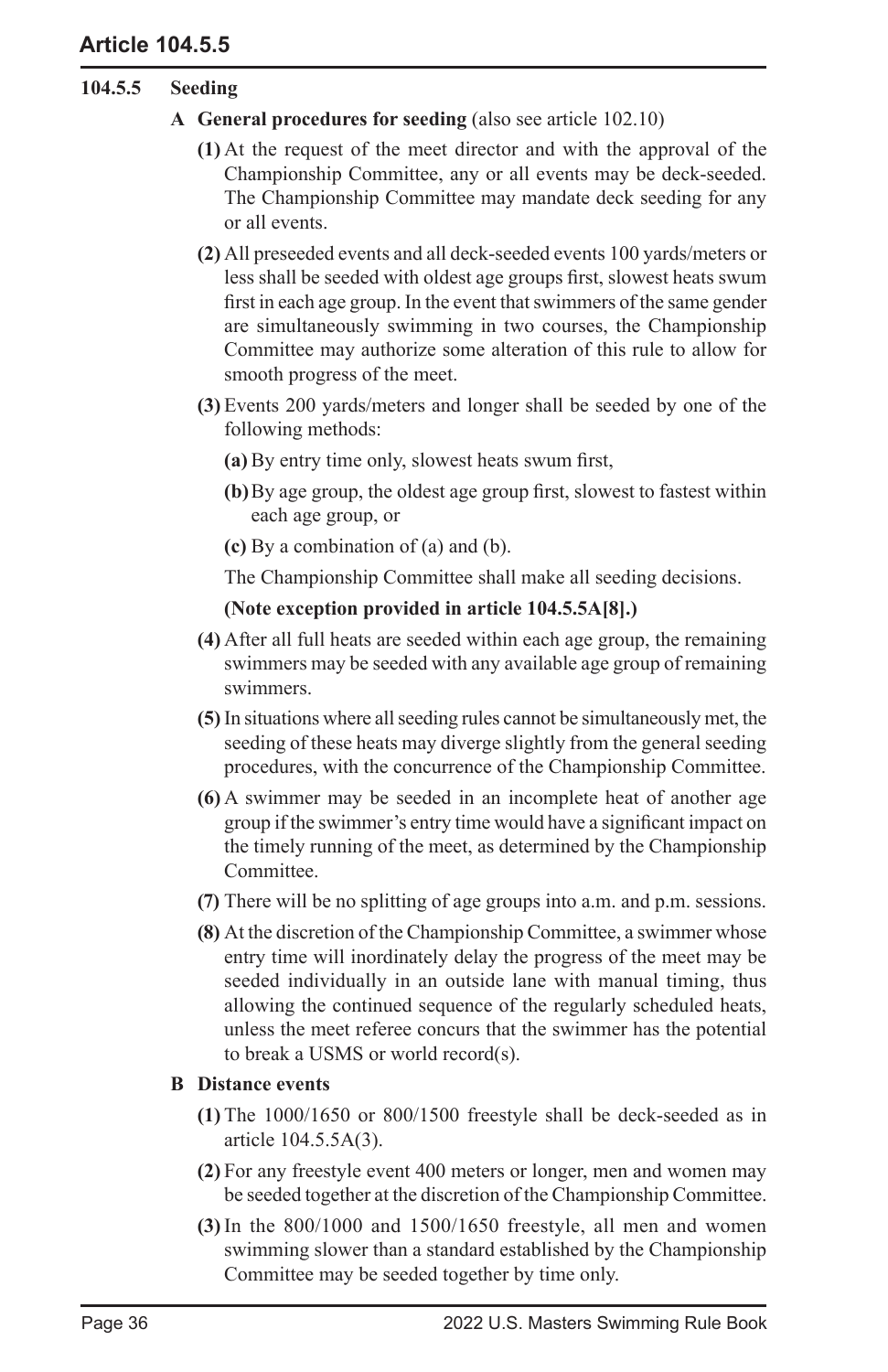### 104.5.5 Seeding

**A General procedures for seeding** (also see article 102.10)

**(1)** At the request of the meet director and with the approval of the Championship Committee, any or all events may be deck-seeded. The Championship Committee may mandate deck seeding for any or all events.

**(2)** All preseeded events and all deck-seeded events 100 yards/meters or less shall be seeded with oldest age groups first, slowest heats swum first in each age group. In the event that swimmers of the same gender are simultaneously swimming in two courses, the Championship Committee may authorize some alteration of this rule to allow for smooth progress of the meet.

**(3)** Events 200 yards/meters and longer shall be seeded by one of the following methods:

**(a)** By entry time only, slowest heats swum first,

**(b)** By age group, the oldest age group first, slowest to fastest within each age group, or

**(c)** By a combination of (a) and (b).

The Championship Committee shall make all seeding decisions.

**(Note exception provided in article 104.5.5A[8].)**

**(4)** After all full heats are seeded within each age group, the remaining swimmers may be seeded with any available age group of remaining swimmers.

**(5)** In situations where all seeding rules cannot be simultaneously met, the seeding of these heats may diverge slightly from the general seeding procedures, with the concurrence of the Championship Committee.

**(6)** A swimmer may be seeded in an incomplete heat of another age group if the swimmer's entry time would have a significant impact on the timely running of the meet, as determined by the Championship Committee.

**(7)** There will be no splitting of age groups into a.m. and p.m. sessions.

**(8)** At the discretion of the Championship Committee, a swimmer whose entry time will inordinately delay the progress of the meet may be seeded individually in an outside lane with manual timing, thus allowing the continued sequence of the regularly scheduled heats, unless the meet referee concurs that the swimmer has the potential to break a USMS or world record(s).

**B Distance events**

**(1)** The 1000/1650 or 800/1500 freestyle shall be deck-seeded as in article 104.5.5A(3).

**(2)** For any freestyle event 400 meters or longer, men and women may be seeded together at the discretion of the Championship Committee.

**(3)** In the 800/1000 and 1500/1650 freestyle, all men and women swimming slower than a standard established by the Championship Committee may be seeded together by time only.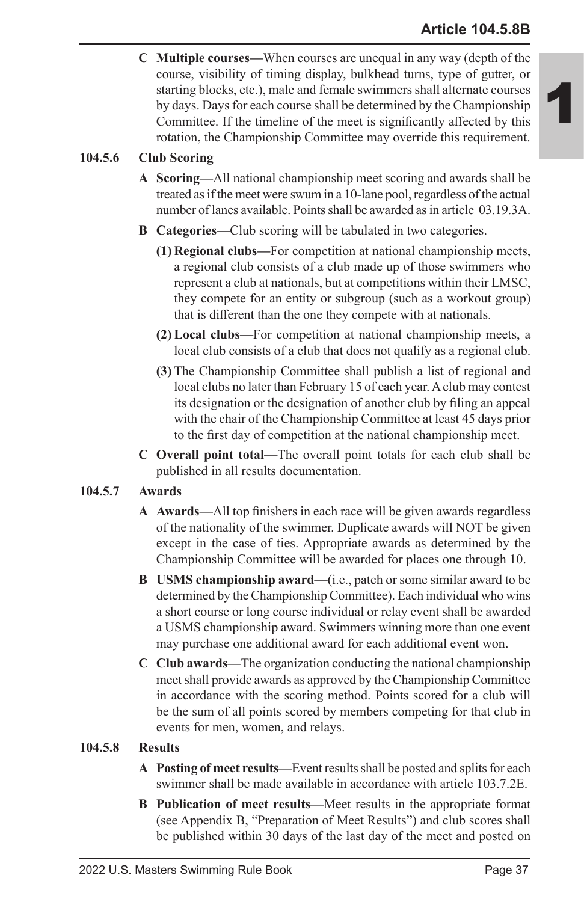**C Multiple courses—**When courses are unequal in any way (depth of the course, visibility of timing display, bulkhead turns, type of gutter, or starting blocks, etc.), male and female swimmers shall alternate courses by days. Days for each course shall be determined by the Championship Committee. If the timeline of the meet is significantly affected by this rotation, the Championship Committee may override this requirement.

### 104.5.6 Club Scoring

**A Scoring—**All national championship meet scoring and awards shall be treated as if the meet were swum in a 10-lane pool, regardless of the actual number of lanes available. Points shall be awarded as in article 03.19.3A.

**B Categories—**Club scoring will be tabulated in two categories.

**(1) Regional clubs—**For competition at national championship meets, a regional club consists of a club made up of those swimmers who represent a club at nationals, but at competitions within their LMSC, they compete for an entity or subgroup (such as a workout group) that is different than the one they compete with at nationals.

**(2) Local clubs—**For competition at national championship meets, a local club consists of a club that does not qualify as a regional club.

**(3)** The Championship Committee shall publish a list of regional and local clubs no later than February 15 of each year. A club may contest its designation or the designation of another club by filing an appeal with the chair of the Championship Committee at least 45 days prior to the first day of competition at the national championship meet.

**C Overall point total—**The overall point totals for each club shall be published in all results documentation.

### 104.5.7 Awards

**A Awards—**All top finishers in each race will be given awards regardless of the nationality of the swimmer. Duplicate awards will NOT be given except in the case of ties. Appropriate awards as determined by the Championship Committee will be awarded for places one through 10.

**B USMS championship award—**(i.e., patch or some similar award to be determined by the Championship Committee). Each individual who wins a short course or long course individual or relay event shall be awarded a USMS championship award. Swimmers winning more than one event may purchase one additional award for each additional event won.

**C Club awards—**The organization conducting the national championship meet shall provide awards as approved by the Championship Committee in accordance with the scoring method. Points scored for a club will be the sum of all points scored by members competing for that club in events for men, women, and relays.

### 104.5.8 Results

**A Posting of meet results—**Event results shall be posted and splits for each swimmer shall be made available in accordance with article 103.7.2E.

**B Publication of meet results—**Meet results in the appropriate format (see Appendix B, "Preparation of Meet Results") and club scores shall be published within 30 days of the last day of the meet and posted on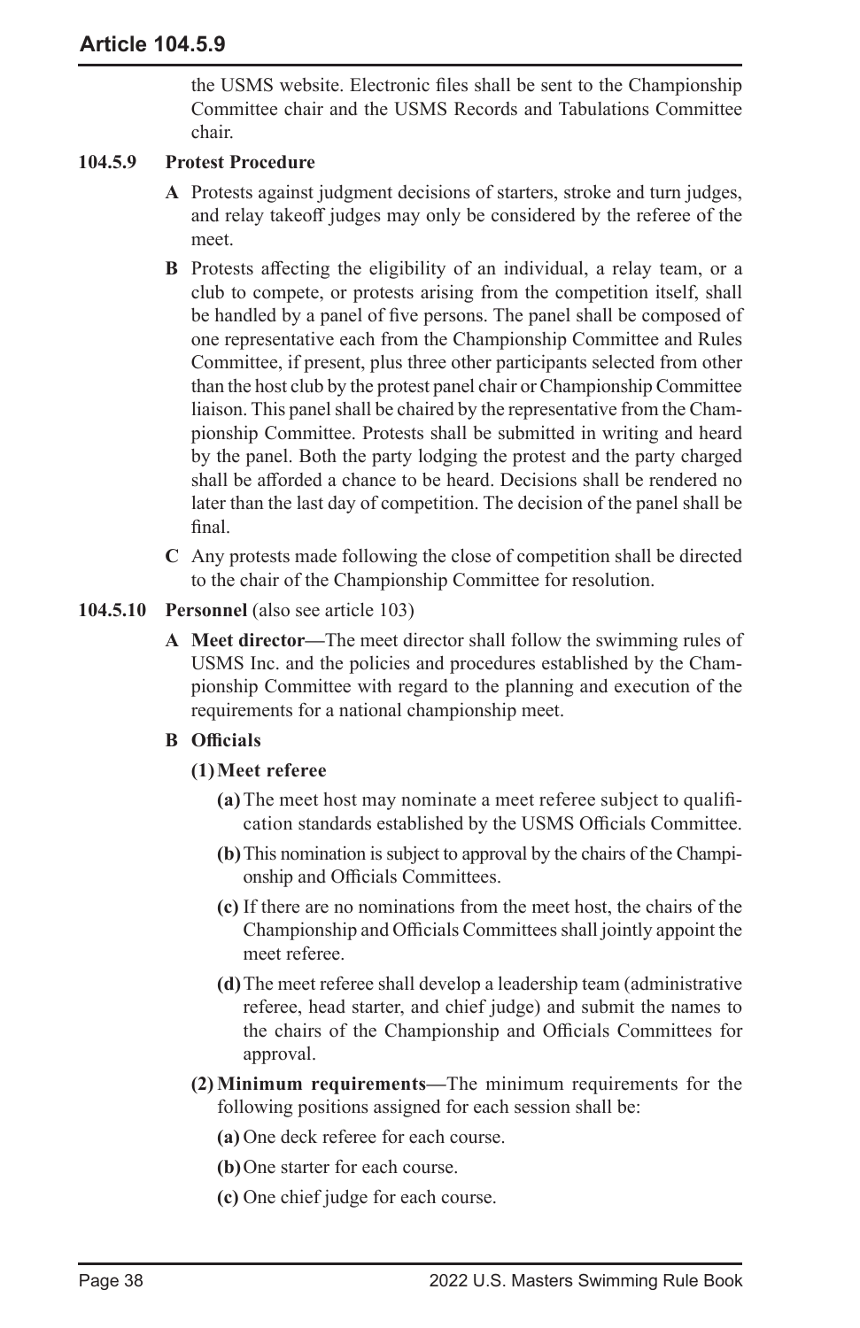the USMS website. Electronic files shall be sent to the Championship Committee chair and the USMS Records and Tabulations Committee chair.

**104.5.9 Protest Procedure**

**A** Protests against judgment decisions of starters, stroke and turn judges, and relay takeoff judges may only be considered by the referee of the meet.

**B** Protests affecting the eligibility of an individual, a relay team, or a club to compete, or protests arising from the competition itself, shall be handled by a panel of five persons. The panel shall be composed of one representative each from the Championship Committee and Rules Committee, if present, plus three other participants selected from other than the host club by the protest panel chair or Championship Committee liaison. This panel shall be chaired by the representative from the Championship Committee. Protests shall be submitted in writing and heard by the panel. Both the party lodging the protest and the party charged shall be afforded a chance to be heard. Decisions shall be rendered no later than the last day of competition. The decision of the panel shall be final.

**C** Any protests made following the close of competition shall be directed to the chair of the Championship Committee for resolution.

**104.5.10 Personnel** (also see article 103)

**A** **Meet director—**The meet director shall follow the swimming rules of USMS Inc. and the policies and procedures established by the Championship Committee with regard to the planning and execution of the requirements for a national championship meet.

**B** **Officials**

**(1) Meet referee**

**(a)** The meet host may nominate a meet referee subject to qualification standards established by the USMS Officials Committee.

**(b)** This nomination is subject to approval by the chairs of the Championship and Officials Committees.

**(c)** If there are no nominations from the meet host, the chairs of the Championship and Officials Committees shall jointly appoint the meet referee.

**(d)** The meet referee shall develop a leadership team (administrative referee, head starter, and chief judge) and submit the names to the chairs of the Championship and Officials Committees for approval.

**(2) Minimum requirements—**The minimum requirements for the following positions assigned for each session shall be:

**(a)** One deck referee for each course.

**(b)** One starter for each course.

**(c)** One chief judge for each course.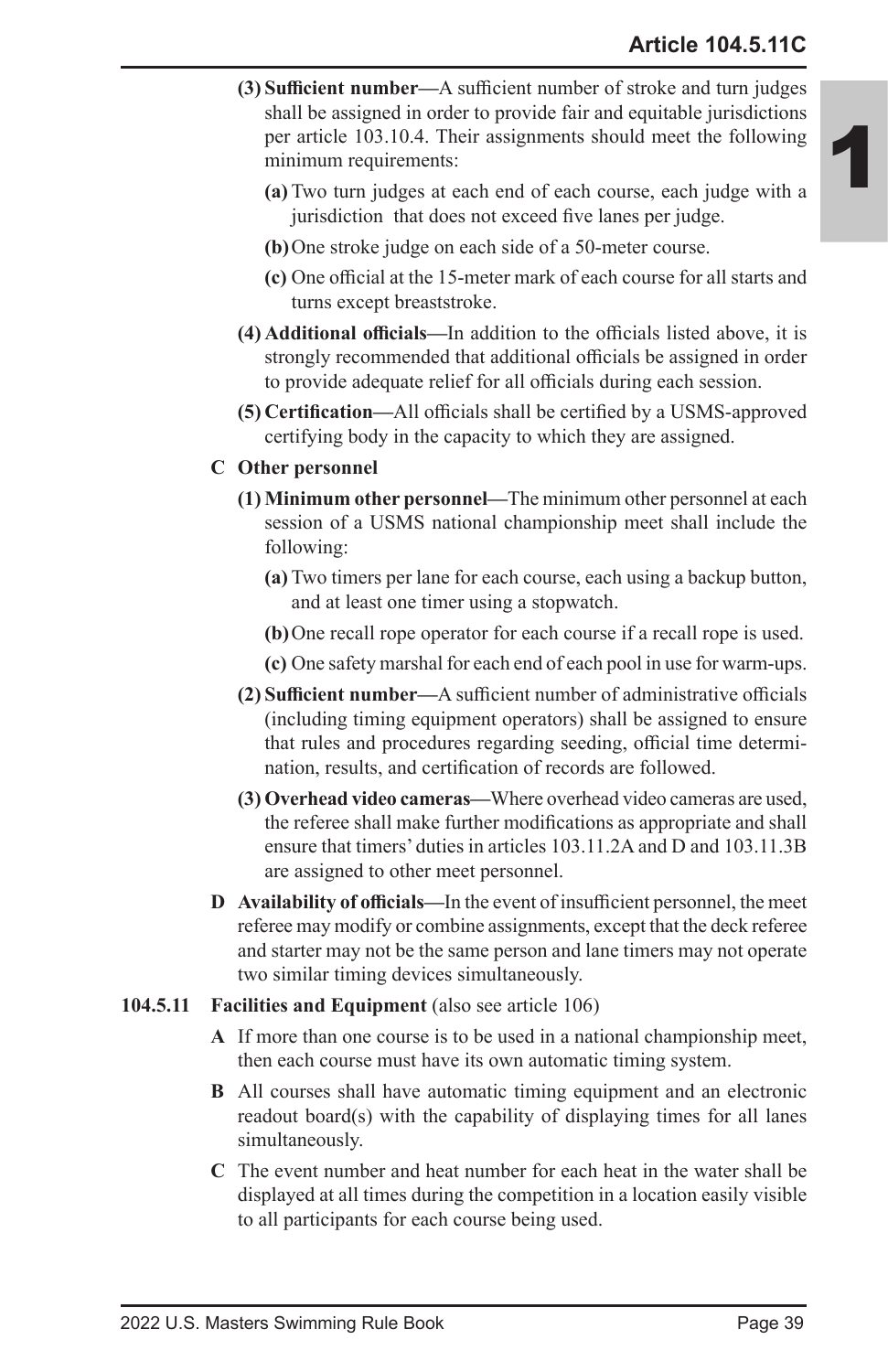**(3) Sufficient number—**A sufficient number of stroke and turn judges shall be assigned in order to provide fair and equitable jurisdictions per article 103.10.4. Their assignments should meet the following minimum requirements:

**(a)** Two turn judges at each end of each course, each judge with a jurisdiction that does not exceed five lanes per judge.

**(b)** One stroke judge on each side of a 50-meter course.

**(c)** One official at the 15-meter mark of each course for all starts and turns except breaststroke.

**(4) Additional officials—**In addition to the officials listed above, it is strongly recommended that additional officials be assigned in order to provide adequate relief for all officials during each session.

**(5) Certification—**All officials shall be certified by a USMS-approved certifying body in the capacity to which they are assigned.

**C Other personnel**

**(1) Minimum other personnel—**The minimum other personnel at each session of a USMS national championship meet shall include the following:

**(a)** Two timers per lane for each course, each using a backup button, and at least one timer using a stopwatch.

**(b)** One recall rope operator for each course if a recall rope is used.

**(c)** One safety marshal for each end of each pool in use for warm-ups.

**(2) Sufficient number—**A sufficient number of administrative officials (including timing equipment operators) shall be assigned to ensure that rules and procedures regarding seeding, official time determination, results, and certification of records are followed.

**(3) Overhead video cameras—**Where overhead video cameras are used, the referee shall make further modifications as appropriate and shall ensure that timers' duties in articles 103.11.2A and D and 103.11.3B are assigned to other meet personnel.

**D Availability of officials—**In the event of insufficient personnel, the meet referee may modify or combine assignments, except that the deck referee and starter may not be the same person and lane timers may not operate two similar timing devices simultaneously.

**104.5.11 Facilities and Equipment** (also see article 106)

**A** If more than one course is to be used in a national championship meet, then each course must have its own automatic timing system.

**B** All courses shall have automatic timing equipment and an electronic readout board(s) with the capability of displaying times for all lanes simultaneously.

**C** The event number and heat number for each heat in the water shall be displayed at all times during the competition in a location easily visible to all participants for each course being used.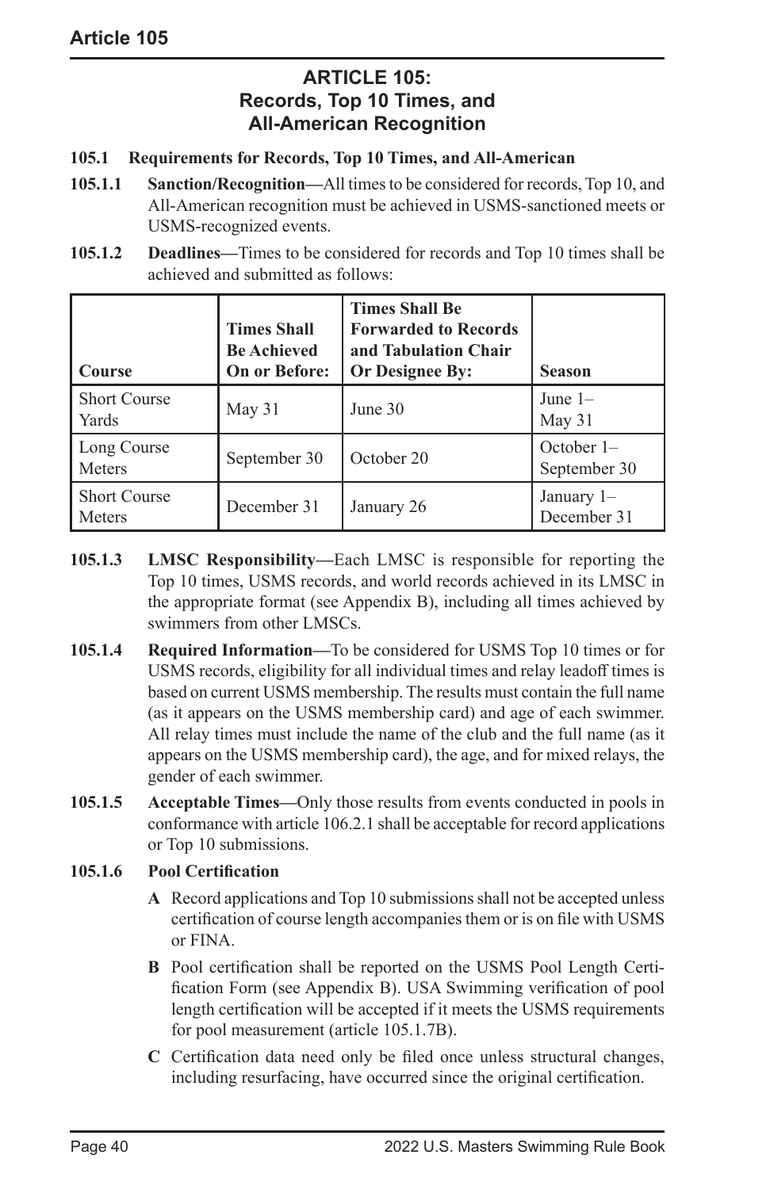## ARTICLE 105: Records, Top 10 Times, and All-American Recognition

**105.1 Requirements for Records, Top 10 Times, and All-American**

**105.1.1 Sanction/Recognition—**All times to be considered for records, Top 10, and All-American recognition must be achieved in USMS-sanctioned meets or USMS-recognized events.

**105.1.2 Deadlines—**Times to be considered for records and Top 10 times shall be achieved and submitted as follows:

| Course | Times Shall Be Achieved On or Before: | Times Shall Be Forwarded to Records and Tabulation Chair Or Designee By: | Season |
|---|---|---|---|
| Short Course Yards | May 31 | June 30 | June 1–May 31 |
| Long Course Meters | September 30 | October 20 | October 1–September 30 |
| Short Course Meters | December 31 | January 26 | January 1–December 31 |

**105.1.3 LMSC Responsibility—**Each LMSC is responsible for reporting the Top 10 times, USMS records, and world records achieved in its LMSC in the appropriate format (see Appendix B), including all times achieved by swimmers from other LMSCs.

**105.1.4 Required Information—**To be considered for USMS Top 10 times or for USMS records, eligibility for all individual times and relay leadoff times is based on current USMS membership. The results must contain the full name (as it appears on the USMS membership card) and age of each swimmer. All relay times must include the name of the club and the full name (as it appears on the USMS membership card), the age, and for mixed relays, the gender of each swimmer.

**105.1.5 Acceptable Times—**Only those results from events conducted in pools in conformance with article 106.2.1 shall be acceptable for record applications or Top 10 submissions.

**105.1.6 Pool Certification**

**A** Record applications and Top 10 submissions shall not be accepted unless certification of course length accompanies them or is on file with USMS or FINA.

**B** Pool certification shall be reported on the USMS Pool Length Certification Form (see Appendix B). USA Swimming verification of pool length certification will be accepted if it meets the USMS requirements for pool measurement (article 105.1.7B).

**C** Certification data need only be filed once unless structural changes, including resurfacing, have occurred since the original certification.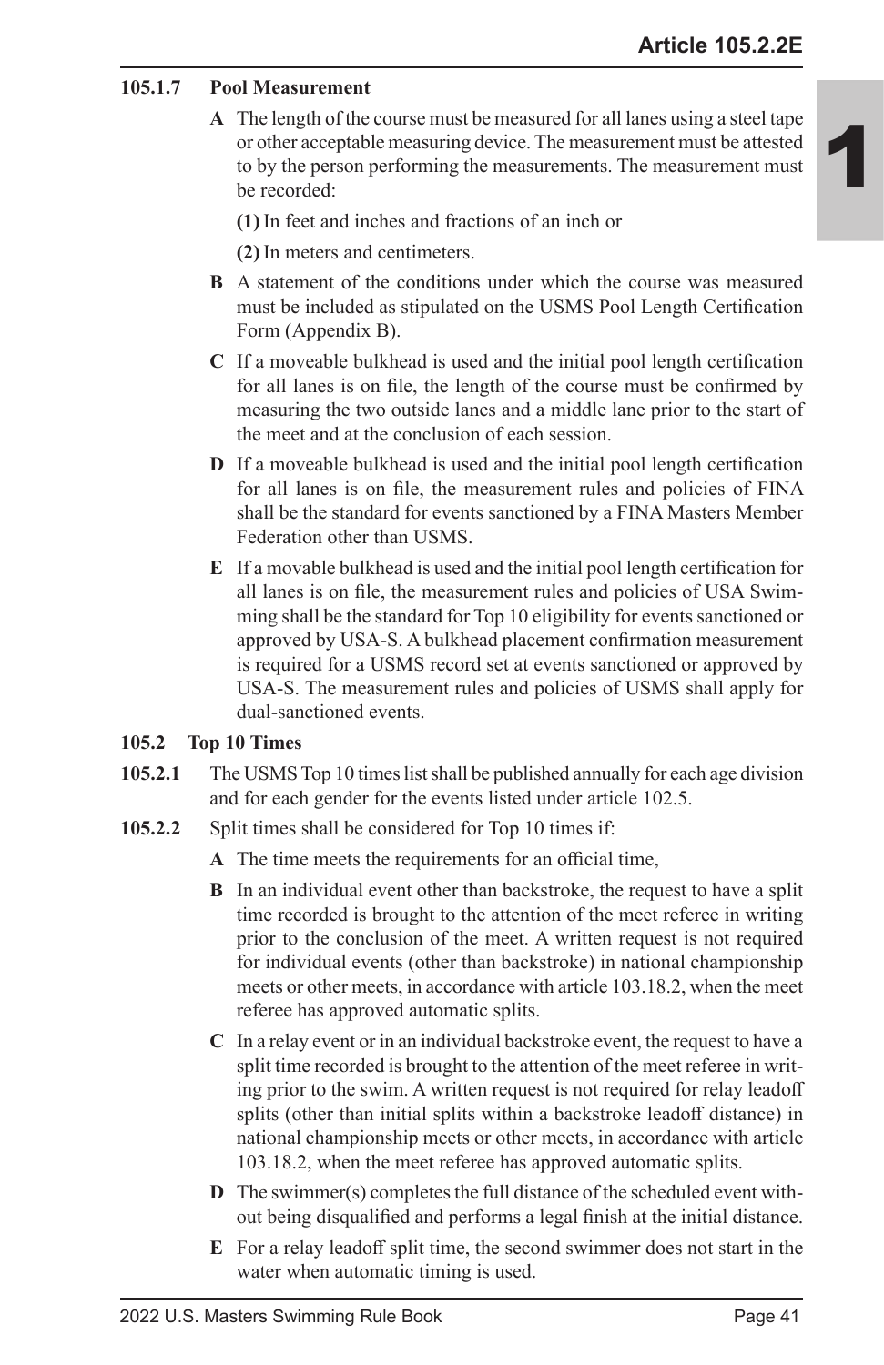**105.1.7 Pool Measurement**

**A** The length of the course must be measured for all lanes using a steel tape or other acceptable measuring device. The measurement must be attested to by the person performing the measurements. The measurement must be recorded:

**(1)** In feet and inches and fractions of an inch or

**(2)** In meters and centimeters.

**B** A statement of the conditions under which the course was measured must be included as stipulated on the USMS Pool Length Certification Form (Appendix B).

**C** If a moveable bulkhead is used and the initial pool length certification for all lanes is on file, the length of the course must be confirmed by measuring the two outside lanes and a middle lane prior to the start of the meet and at the conclusion of each session.

**D** If a moveable bulkhead is used and the initial pool length certification for all lanes is on file, the measurement rules and policies of FINA shall be the standard for events sanctioned by a FINA Masters Member Federation other than USMS.

**E** If a movable bulkhead is used and the initial pool length certification for all lanes is on file, the measurement rules and policies of USA Swimming shall be the standard for Top 10 eligibility for events sanctioned or approved by USA-S. A bulkhead placement confirmation measurement is required for a USMS record set at events sanctioned or approved by USA-S. The measurement rules and policies of USMS shall apply for dual-sanctioned events.

**105.2 Top 10 Times**

**105.2.1** The USMS Top 10 times list shall be published annually for each age division and for each gender for the events listed under article 102.5.

**105.2.2** Split times shall be considered for Top 10 times if:

**A** The time meets the requirements for an official time,

**B** In an individual event other than backstroke, the request to have a split time recorded is brought to the attention of the meet referee in writing prior to the conclusion of the meet. A written request is not required for individual events (other than backstroke) in national championship meets or other meets, in accordance with article 103.18.2, when the meet referee has approved automatic splits.

**C** In a relay event or in an individual backstroke event, the request to have a split time recorded is brought to the attention of the meet referee in writing prior to the swim. A written request is not required for relay leadoff splits (other than initial splits within a backstroke leadoff distance) in national championship meets or other meets, in accordance with article 103.18.2, when the meet referee has approved automatic splits.

**D** The swimmer(s) completes the full distance of the scheduled event without being disqualified and performs a legal finish at the initial distance.

**E** For a relay leadoff split time, the second swimmer does not start in the water when automatic timing is used.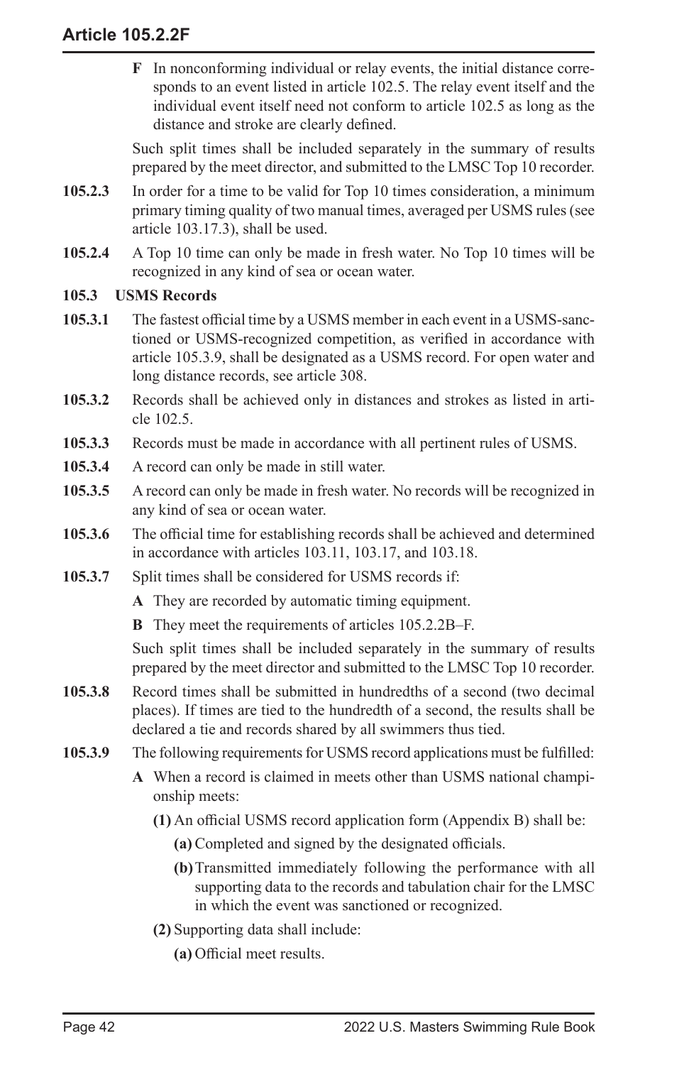**F** In nonconforming individual or relay events, the initial distance corresponds to an event listed in article 102.5. The relay event itself and the individual event itself need not conform to article 102.5 as long as the distance and stroke are clearly defined.

Such split times shall be included separately in the summary of results prepared by the meet director, and submitted to the LMSC Top 10 recorder.

**105.2.3** In order for a time to be valid for Top 10 times consideration, a minimum primary timing quality of two manual times, averaged per USMS rules (see article 103.17.3), shall be used.

**105.2.4** A Top 10 time can only be made in fresh water. No Top 10 times will be recognized in any kind of sea or ocean water.

**105.3 USMS Records**

**105.3.1** The fastest official time by a USMS member in each event in a USMS-sanctioned or USMS-recognized competition, as verified in accordance with article 105.3.9, shall be designated as a USMS record. For open water and long distance records, see article 308.

**105.3.2** Records shall be achieved only in distances and strokes as listed in article 102.5.

**105.3.3** Records must be made in accordance with all pertinent rules of USMS.

**105.3.4** A record can only be made in still water.

**105.3.5** A record can only be made in fresh water. No records will be recognized in any kind of sea or ocean water.

**105.3.6** The official time for establishing records shall be achieved and determined in accordance with articles 103.11, 103.17, and 103.18.

**105.3.7** Split times shall be considered for USMS records if:

**A** They are recorded by automatic timing equipment.

**B** They meet the requirements of articles 105.2.2B–F.

Such split times shall be included separately in the summary of results prepared by the meet director and submitted to the LMSC Top 10 recorder.

**105.3.8** Record times shall be submitted in hundredths of a second (two decimal places). If times are tied to the hundredth of a second, the results shall be declared a tie and records shared by all swimmers thus tied.

**105.3.9** The following requirements for USMS record applications must be fulfilled:

**A** When a record is claimed in meets other than USMS national championship meets:

**(1)** An official USMS record application form (Appendix B) shall be:

**(a)** Completed and signed by the designated officials.

**(b)** Transmitted immediately following the performance with all supporting data to the records and tabulation chair for the LMSC in which the event was sanctioned or recognized.

**(2)** Supporting data shall include:

**(a)** Official meet results.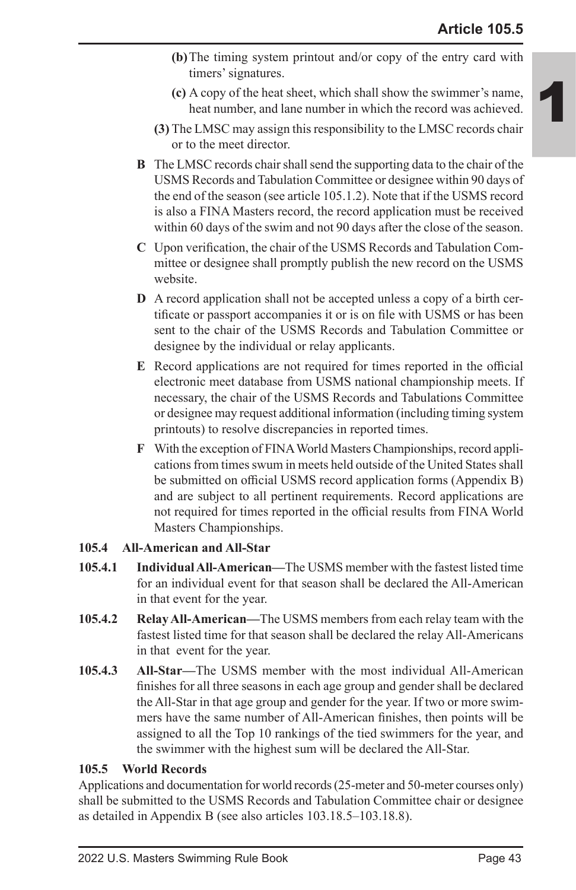(b) The timing system printout and/or copy of the entry card with timers' signatures.

(c) A copy of the heat sheet, which shall show the swimmer's name, heat number, and lane number in which the record was achieved.

(3) The LMSC may assign this responsibility to the LMSC records chair or to the meet director.

**B** The LMSC records chair shall send the supporting data to the chair of the USMS Records and Tabulation Committee or designee within 90 days of the end of the season (see article 105.1.2). Note that if the USMS record is also a FINA Masters record, the record application must be received within 60 days of the swim and not 90 days after the close of the season.

**C** Upon verification, the chair of the USMS Records and Tabulation Committee or designee shall promptly publish the new record on the USMS website.

**D** A record application shall not be accepted unless a copy of a birth certificate or passport accompanies it or is on file with USMS or has been sent to the chair of the USMS Records and Tabulation Committee or designee by the individual or relay applicants.

**E** Record applications are not required for times reported in the official electronic meet database from USMS national championship meets. If necessary, the chair of the USMS Records and Tabulations Committee or designee may request additional information (including timing system printouts) to resolve discrepancies in reported times.

**F** With the exception of FINA World Masters Championships, record applications from times swum in meets held outside of the United States shall be submitted on official USMS record application forms (Appendix B) and are subject to all pertinent requirements. Record applications are not required for times reported in the official results from FINA World Masters Championships.

### 105.4 All-American and All-Star

**105.4.1 Individual All-American—**The USMS member with the fastest listed time for an individual event for that season shall be declared the All-American in that event for the year.

**105.4.2 Relay All-American—**The USMS members from each relay team with the fastest listed time for that season shall be declared the relay All-Americans in that event for the year.

**105.4.3 All-Star—**The USMS member with the most individual All-American finishes for all three seasons in each age group and gender shall be declared the All-Star in that age group and gender for the year. If two or more swimmers have the same number of All-American finishes, then points will be assigned to all the Top 10 rankings of the tied swimmers for the year, and the swimmer with the highest sum will be declared the All-Star.

### 105.5 World Records

Applications and documentation for world records (25-meter and 50-meter courses only) shall be submitted to the USMS Records and Tabulation Committee chair or designee as detailed in Appendix B (see also articles 103.18.5–103.18.8).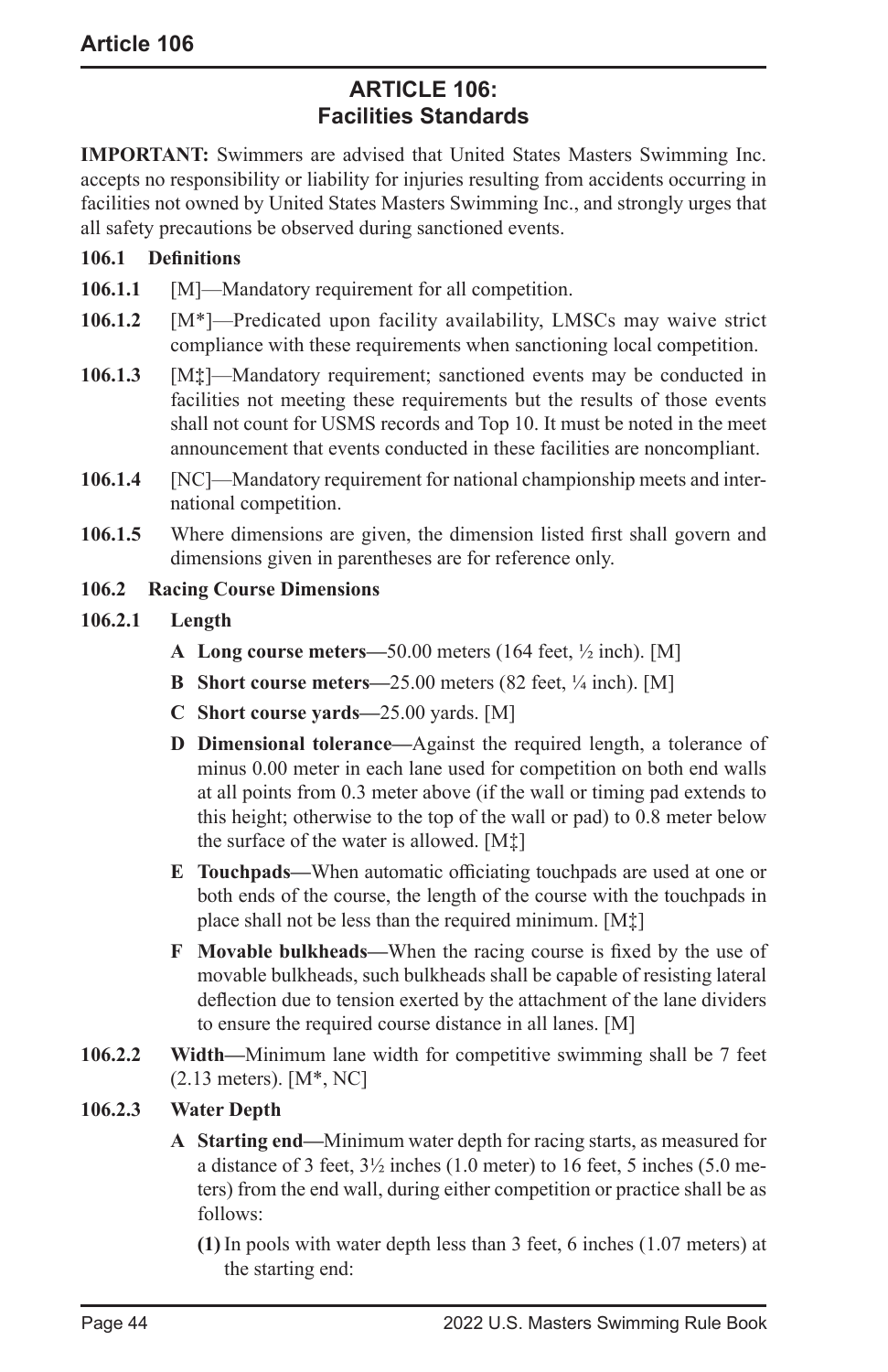# ARTICLE 106: Facilities Standards

**IMPORTANT:** Swimmers are advised that United States Masters Swimming Inc. accepts no responsibility or liability for injuries resulting from accidents occurring in facilities not owned by United States Masters Swimming Inc., and strongly urges that all safety precautions be observed during sanctioned events.

## 106.1 Definitions

**106.1.1** [M]—Mandatory requirement for all competition.

**106.1.2** [M*]—Predicated upon facility availability, LMSCs may waive strict compliance with these requirements when sanctioning local competition.

**106.1.3** [M‡]—Mandatory requirement; sanctioned events may be conducted in facilities not meeting these requirements but the results of those events shall not count for USMS records and Top 10. It must be noted in the meet announcement that events conducted in these facilities are noncompliant.

**106.1.4** [NC]—Mandatory requirement for national championship meets and international competition.

**106.1.5** Where dimensions are given, the dimension listed first shall govern and dimensions given in parentheses are for reference only.

## 106.2 Racing Course Dimensions

### 106.2.1 Length

**A Long course meters—**50.00 meters (164 feet, ½ inch). [M]

**B Short course meters—**25.00 meters (82 feet, ¼ inch). [M]

**C Short course yards—**25.00 yards. [M]

**D Dimensional tolerance—**Against the required length, a tolerance of minus 0.00 meter in each lane used for competition on both end walls at all points from 0.3 meter above (if the wall or timing pad extends to this height; otherwise to the top of the wall or pad) to 0.8 meter below the surface of the water is allowed. [M‡]

**E Touchpads—**When automatic officiating touchpads are used at one or both ends of the course, the length of the course with the touchpads in place shall not be less than the required minimum. [M‡]

**F Movable bulkheads—**When the racing course is fixed by the use of movable bulkheads, such bulkheads shall be capable of resisting lateral deflection due to tension exerted by the attachment of the lane dividers to ensure the required course distance in all lanes. [M]

**106.2.2 Width—**Minimum lane width for competitive swimming shall be 7 feet (2.13 meters). [M*, NC]

### 106.2.3 Water Depth

**A Starting end—**Minimum water depth for racing starts, as measured for a distance of 3 feet, 3½ inches (1.0 meter) to 16 feet, 5 inches (5.0 meters) from the end wall, during either competition or practice shall be as follows:

**(1)** In pools with water depth less than 3 feet, 6 inches (1.07 meters) at the starting end: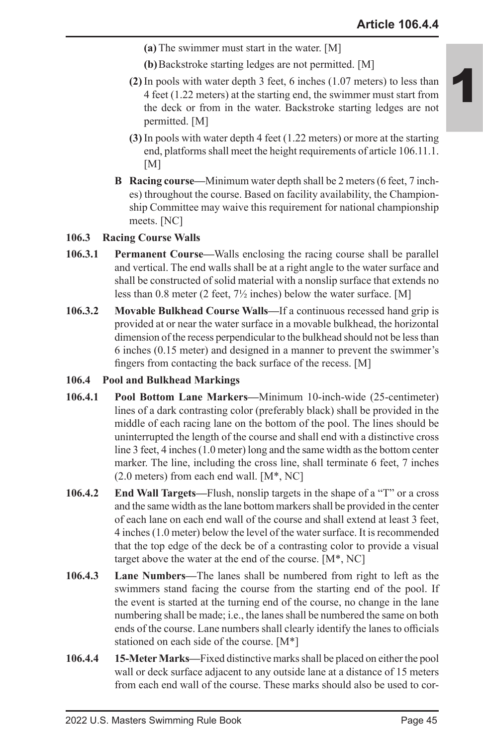(a) The swimmer must start in the water. [M]

(b) Backstroke starting ledges are not permitted. [M]

(2) In pools with water depth 3 feet, 6 inches (1.07 meters) to less than 4 feet (1.22 meters) at the starting end, the swimmer must start from the deck or from in the water. Backstroke starting ledges are not permitted. [M]

(3) In pools with water depth 4 feet (1.22 meters) or more at the starting end, platforms shall meet the height requirements of article 106.11.1. [M]

**B Racing course—**Minimum water depth shall be 2 meters (6 feet, 7 inches) throughout the course. Based on facility availability, the Championship Committee may waive this requirement for national championship meets. [NC]

**106.3 Racing Course Walls**

**106.3.1 Permanent Course—**Walls enclosing the racing course shall be parallel and vertical. The end walls shall be at a right angle to the water surface and shall be constructed of solid material with a nonslip surface that extends no less than 0.8 meter (2 feet, 7½ inches) below the water surface. [M]

**106.3.2 Movable Bulkhead Course Walls—**If a continuous recessed hand grip is provided at or near the water surface in a movable bulkhead, the horizontal dimension of the recess perpendicular to the bulkhead should not be less than 6 inches (0.15 meter) and designed in a manner to prevent the swimmer's fingers from contacting the back surface of the recess. [M]

**106.4 Pool and Bulkhead Markings**

**106.4.1 Pool Bottom Lane Markers—**Minimum 10-inch-wide (25-centimeter) lines of a dark contrasting color (preferably black) shall be provided in the middle of each racing lane on the bottom of the pool. The lines should be uninterrupted the length of the course and shall end with a distinctive cross line 3 feet, 4 inches (1.0 meter) long and the same width as the bottom center marker. The line, including the cross line, shall terminate 6 feet, 7 inches (2.0 meters) from each end wall. [M*, NC]

**106.4.2 End Wall Targets—**Flush, nonslip targets in the shape of a "T" or a cross and the same width as the lane bottom markers shall be provided in the center of each lane on each end wall of the course and shall extend at least 3 feet, 4 inches (1.0 meter) below the level of the water surface. It is recommended that the top edge of the deck be of a contrasting color to provide a visual target above the water at the end of the course. [M*, NC]

**106.4.3 Lane Numbers—**The lanes shall be numbered from right to left as the swimmers stand facing the course from the starting end of the pool. If the event is started at the turning end of the course, no change in the lane numbering shall be made; i.e., the lanes shall be numbered the same on both ends of the course. Lane numbers shall clearly identify the lanes to officials stationed on each side of the course. [M*]

**106.4.4 15-Meter Marks—**Fixed distinctive marks shall be placed on either the pool wall or deck surface adjacent to any outside lane at a distance of 15 meters from each end wall of the course. These marks should also be used to cor-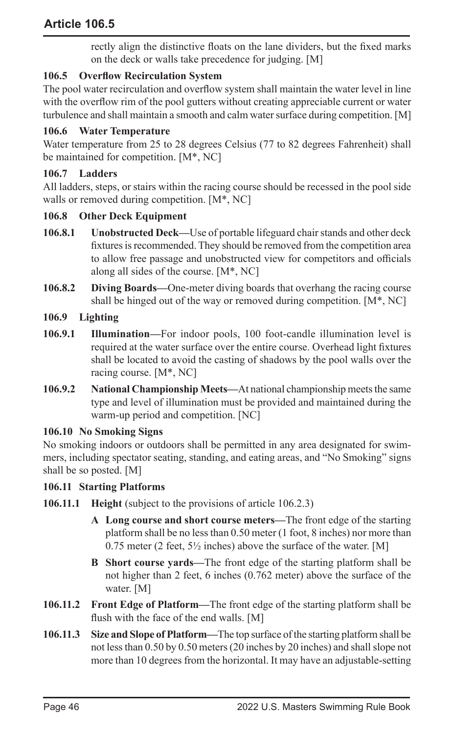rectly align the distinctive floats on the lane dividers, but the fixed marks on the deck or walls take precedence for judging. [M]

**106.5 Overflow Recirculation System**

The pool water recirculation and overflow system shall maintain the water level in line with the overflow rim of the pool gutters without creating appreciable current or water turbulence and shall maintain a smooth and calm water surface during competition. [M]

**106.6 Water Temperature**

Water temperature from 25 to 28 degrees Celsius (77 to 82 degrees Fahrenheit) shall be maintained for competition. [M*, NC]

**106.7 Ladders**

All ladders, steps, or stairs within the racing course should be recessed in the pool side walls or removed during competition. [M*, NC]

**106.8 Other Deck Equipment**

**106.8.1 Unobstructed Deck—**Use of portable lifeguard chair stands and other deck fixtures is recommended. They should be removed from the competition area to allow free passage and unobstructed view for competitors and officials along all sides of the course. [M*, NC]

**106.8.2 Diving Boards—**One-meter diving boards that overhang the racing course shall be hinged out of the way or removed during competition. [M*, NC]

**106.9 Lighting**

**106.9.1 Illumination—**For indoor pools, 100 foot-candle illumination level is required at the water surface over the entire course. Overhead light fixtures shall be located to avoid the casting of shadows by the pool walls over the racing course. [M*, NC]

**106.9.2 National Championship Meets—**At national championship meets the same type and level of illumination must be provided and maintained during the warm-up period and competition. [NC]

**106.10 No Smoking Signs**

No smoking indoors or outdoors shall be permitted in any area designated for swimmers, including spectator seating, standing, and eating areas, and "No Smoking" signs shall be so posted. [M]

**106.11 Starting Platforms**

**106.11.1 Height** (subject to the provisions of article 106.2.3)

**A Long course and short course meters—**The front edge of the starting platform shall be no less than 0.50 meter (1 foot, 8 inches) nor more than 0.75 meter (2 feet, 5½ inches) above the surface of the water. [M]

**B Short course yards—**The front edge of the starting platform shall be not higher than 2 feet, 6 inches (0.762 meter) above the surface of the water. [M]

**106.11.2 Front Edge of Platform—**The front edge of the starting platform shall be flush with the face of the end walls. [M]

**106.11.3 Size and Slope of Platform—**The top surface of the starting platform shall be not less than 0.50 by 0.50 meters (20 inches by 20 inches) and shall slope not more than 10 degrees from the horizontal. It may have an adjustable-setting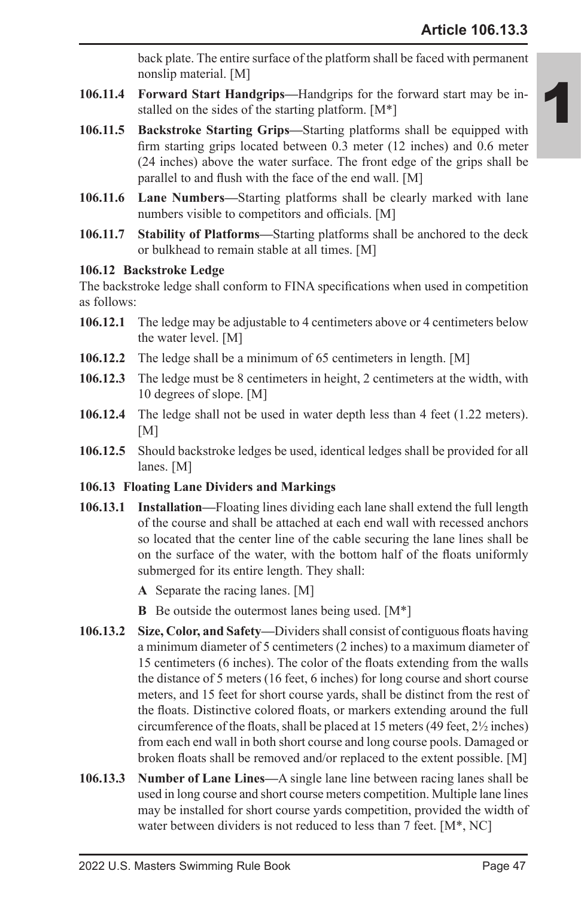back plate. The entire surface of the platform shall be faced with permanent nonslip material. [M]

**106.11.4** **Forward Start Handgrips—**Handgrips for the forward start may be installed on the sides of the starting platform. [M*]

**106.11.5** **Backstroke Starting Grips—**Starting platforms shall be equipped with firm starting grips located between 0.3 meter (12 inches) and 0.6 meter (24 inches) above the water surface. The front edge of the grips shall be parallel to and flush with the face of the end wall. [M]

**106.11.6** **Lane Numbers—**Starting platforms shall be clearly marked with lane numbers visible to competitors and officials. [M]

**106.11.7** **Stability of Platforms—**Starting platforms shall be anchored to the deck or bulkhead to remain stable at all times. [M]

### 106.12 Backstroke Ledge

The backstroke ledge shall conform to FINA specifications when used in competition as follows:

**106.12.1** The ledge may be adjustable to 4 centimeters above or 4 centimeters below the water level. [M]

**106.12.2** The ledge shall be a minimum of 65 centimeters in length. [M]

**106.12.3** The ledge must be 8 centimeters in height, 2 centimeters at the width, with 10 degrees of slope. [M]

**106.12.4** The ledge shall not be used in water depth less than 4 feet (1.22 meters). [M]

**106.12.5** Should backstroke ledges be used, identical ledges shall be provided for all lanes. [M]

### 106.13 Floating Lane Dividers and Markings

**106.13.1** **Installation—**Floating lines dividing each lane shall extend the full length of the course and shall be attached at each end wall with recessed anchors so located that the center line of the cable securing the lane lines shall be on the surface of the water, with the bottom half of the floats uniformly submerged for its entire length. They shall:

- **A** Separate the racing lanes. [M]
- **B** Be outside the outermost lanes being used. [M*]

**106.13.2** **Size, Color, and Safety—**Dividers shall consist of contiguous floats having a minimum diameter of 5 centimeters (2 inches) to a maximum diameter of 15 centimeters (6 inches). The color of the floats extending from the walls the distance of 5 meters (16 feet, 6 inches) for long course and short course meters, and 15 feet for short course yards, shall be distinct from the rest of the floats. Distinctive colored floats, or markers extending around the full circumference of the floats, shall be placed at 15 meters (49 feet, 2½ inches) from each end wall in both short course and long course pools. Damaged or broken floats shall be removed and/or replaced to the extent possible. [M]

**106.13.3** **Number of Lane Lines—**A single lane line between racing lanes shall be used in long course and short course meters competition. Multiple lane lines may be installed for short course yards competition, provided the width of water between dividers is not reduced to less than 7 feet. [M*, NC]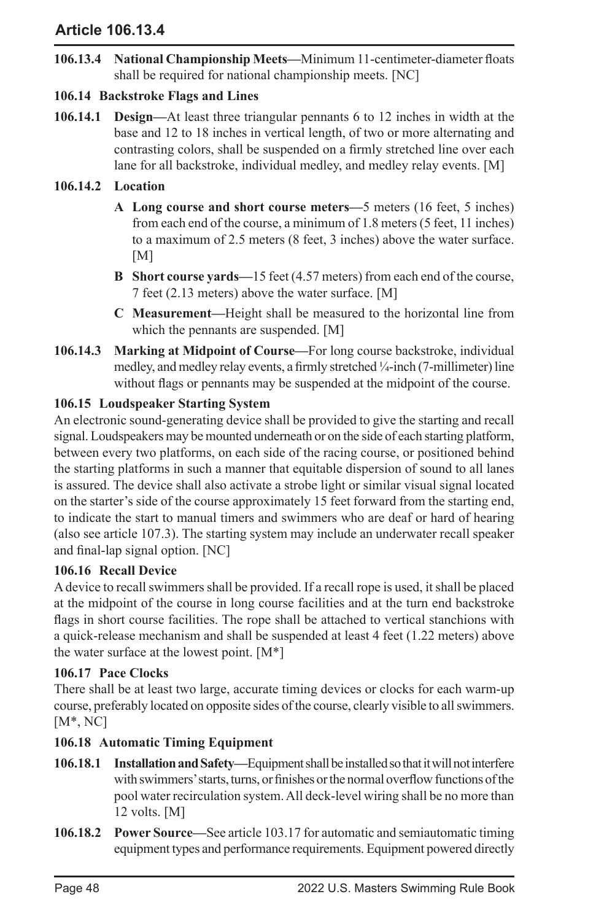**106.13.4 National Championship Meets**—Minimum 11-centimeter-diameter floats shall be required for national championship meets. [NC]

### 106.14 Backstroke Flags and Lines

**106.14.1 Design**—At least three triangular pennants 6 to 12 inches in width at the base and 12 to 18 inches in vertical length, of two or more alternating and contrasting colors, shall be suspended on a firmly stretched line over each lane for all backstroke, individual medley, and medley relay events. [M]

**106.14.2 Location**

- **A Long course and short course meters**—5 meters (16 feet, 5 inches) from each end of the course, a minimum of 1.8 meters (5 feet, 11 inches) to a maximum of 2.5 meters (8 feet, 3 inches) above the water surface. [M]
- **B Short course yards**—15 feet (4.57 meters) from each end of the course, 7 feet (2.13 meters) above the water surface. [M]
- **C Measurement**—Height shall be measured to the horizontal line from which the pennants are suspended. [M]

**106.14.3 Marking at Midpoint of Course**—For long course backstroke, individual medley, and medley relay events, a firmly stretched ¼-inch (7-millimeter) line without flags or pennants may be suspended at the midpoint of the course.

### 106.15 Loudspeaker Starting System

An electronic sound-generating device shall be provided to give the starting and recall signal. Loudspeakers may be mounted underneath or on the side of each starting platform, between every two platforms, on each side of the racing course, or positioned behind the starting platforms in such a manner that equitable dispersion of sound to all lanes is assured. The device shall also activate a strobe light or similar visual signal located on the starter's side of the course approximately 15 feet forward from the starting end, to indicate the start to manual timers and swimmers who are deaf or hard of hearing (also see article 107.3). The starting system may include an underwater recall speaker and final-lap signal option. [NC]

### 106.16 Recall Device

A device to recall swimmers shall be provided. If a recall rope is used, it shall be placed at the midpoint of the course in long course facilities and at the turn end backstroke flags in short course facilities. The rope shall be attached to vertical stanchions with a quick-release mechanism and shall be suspended at least 4 feet (1.22 meters) above the water surface at the lowest point. [M*]

### 106.17 Pace Clocks

There shall be at least two large, accurate timing devices or clocks for each warm-up course, preferably located on opposite sides of the course, clearly visible to all swimmers. [M*, NC]

### 106.18 Automatic Timing Equipment

**106.18.1 Installation and Safety**—Equipment shall be installed so that it will not interfere with swimmers' starts, turns, or finishes or the normal overflow functions of the pool water recirculation system. All deck-level wiring shall be no more than 12 volts. [M]

**106.18.2 Power Source**—See article 103.17 for automatic and semiautomatic timing equipment types and performance requirements. Equipment powered directly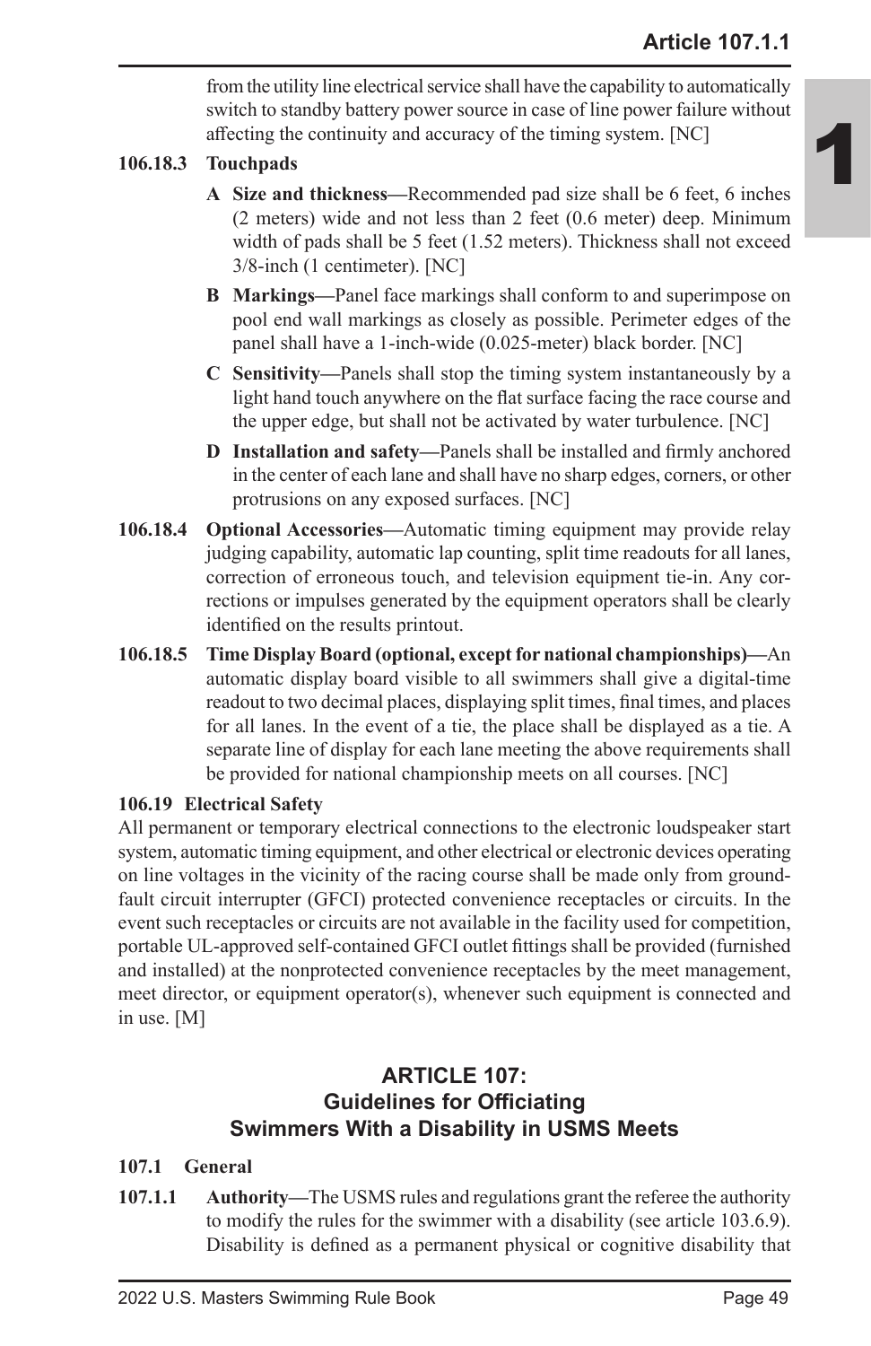from the utility line electrical service shall have the capability to automatically switch to standby battery power source in case of line power failure without affecting the continuity and accuracy of the timing system. [NC]

**106.18.3 Touchpads**

**A Size and thickness—**Recommended pad size shall be 6 feet, 6 inches (2 meters) wide and not less than 2 feet (0.6 meter) deep. Minimum width of pads shall be 5 feet (1.52 meters). Thickness shall not exceed 3/8-inch (1 centimeter). [NC]

**B Markings—**Panel face markings shall conform to and superimpose on pool end wall markings as closely as possible. Perimeter edges of the panel shall have a 1-inch-wide (0.025-meter) black border. [NC]

**C Sensitivity—**Panels shall stop the timing system instantaneously by a light hand touch anywhere on the flat surface facing the race course and the upper edge, but shall not be activated by water turbulence. [NC]

**D Installation and safety—**Panels shall be installed and firmly anchored in the center of each lane and shall have no sharp edges, corners, or other protrusions on any exposed surfaces. [NC]

**106.18.4 Optional Accessories—**Automatic timing equipment may provide relay judging capability, automatic lap counting, split time readouts for all lanes, correction of erroneous touch, and television equipment tie-in. Any corrections or impulses generated by the equipment operators shall be clearly identified on the results printout.

**106.18.5 Time Display Board (optional, except for national championships)—**An automatic display board visible to all swimmers shall give a digital-time readout to two decimal places, displaying split times, final times, and places for all lanes. In the event of a tie, the place shall be displayed as a tie. A separate line of display for each lane meeting the above requirements shall be provided for national championship meets on all courses. [NC]

**106.19 Electrical Safety**

All permanent or temporary electrical connections to the electronic loudspeaker start system, automatic timing equipment, and other electrical or electronic devices operating on line voltages in the vicinity of the racing course shall be made only from ground-fault circuit interrupter (GFCI) protected convenience receptacles or circuits. In the event such receptacles or circuits are not available in the facility used for competition, portable UL-approved self-contained GFCI outlet fittings shall be provided (furnished and installed) at the nonprotected convenience receptacles by the meet management, meet director, or equipment operator(s), whenever such equipment is connected and in use. [M]

## ARTICLE 107: Guidelines for Officiating Swimmers With a Disability in USMS Meets

**107.1 General**

**107.1.1 Authority—**The USMS rules and regulations grant the referee the authority to modify the rules for the swimmer with a disability (see article 103.6.9). Disability is defined as a permanent physical or cognitive disability that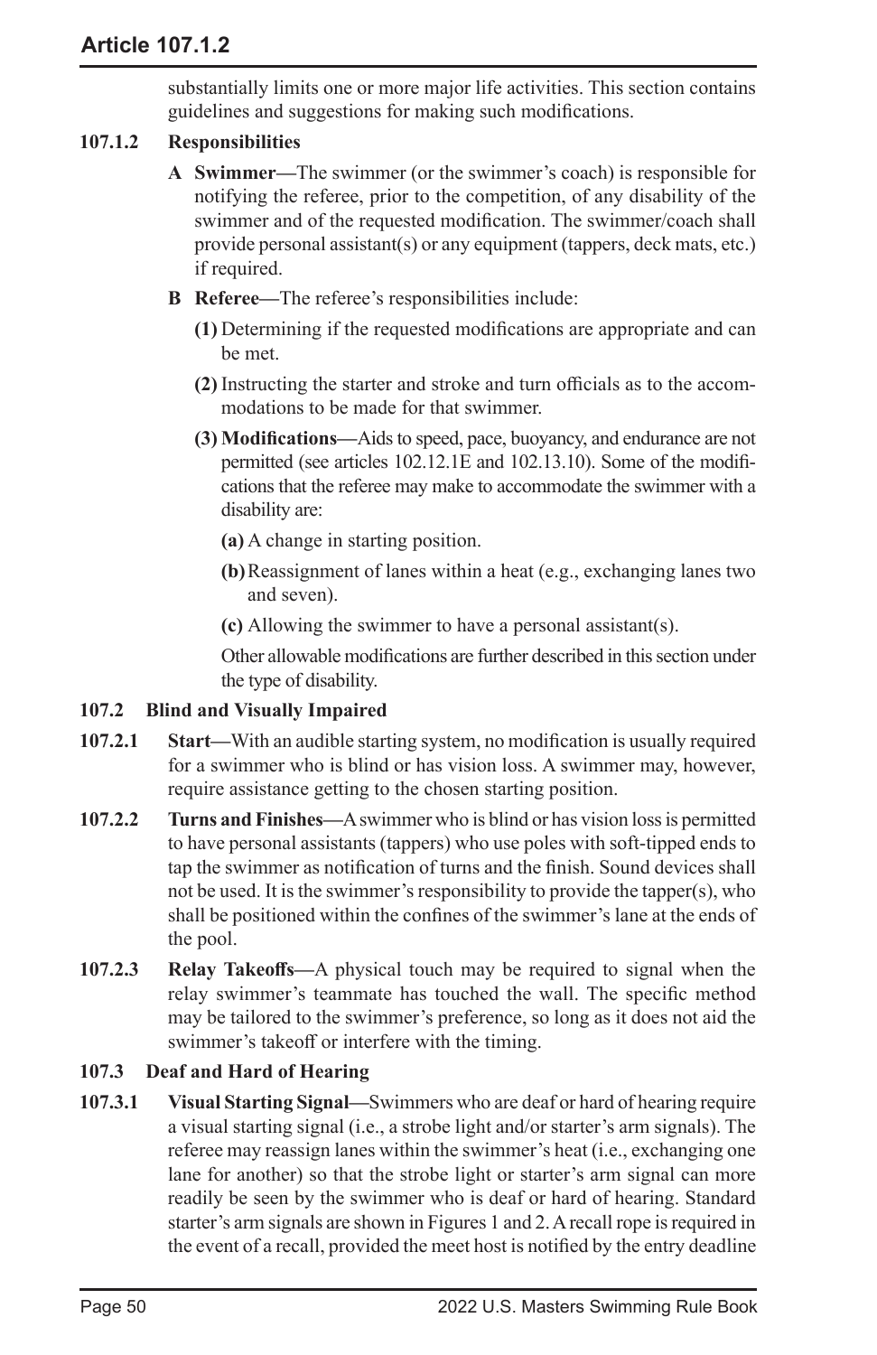substantially limits one or more major life activities. This section contains guidelines and suggestions for making such modifications.

**107.1.2 Responsibilities**

**A Swimmer—**The swimmer (or the swimmer's coach) is responsible for notifying the referee, prior to the competition, of any disability of the swimmer and of the requested modification. The swimmer/coach shall provide personal assistant(s) or any equipment (tappers, deck mats, etc.) if required.

**B Referee—**The referee's responsibilities include:

**(1)** Determining if the requested modifications are appropriate and can be met.

**(2)** Instructing the starter and stroke and turn officials as to the accommodations to be made for that swimmer.

**(3) Modifications—**Aids to speed, pace, buoyancy, and endurance are not permitted (see articles 102.12.1E and 102.13.10). Some of the modifications that the referee may make to accommodate the swimmer with a disability are:

**(a)** A change in starting position.

**(b)** Reassignment of lanes within a heat (e.g., exchanging lanes two and seven).

**(c)** Allowing the swimmer to have a personal assistant(s).

Other allowable modifications are further described in this section under the type of disability.

## 107.2 Blind and Visually Impaired

**107.2.1 Start—**With an audible starting system, no modification is usually required for a swimmer who is blind or has vision loss. A swimmer may, however, require assistance getting to the chosen starting position.

**107.2.2 Turns and Finishes—**A swimmer who is blind or has vision loss is permitted to have personal assistants (tappers) who use poles with soft-tipped ends to tap the swimmer as notification of turns and the finish. Sound devices shall not be used. It is the swimmer's responsibility to provide the tapper(s), who shall be positioned within the confines of the swimmer's lane at the ends of the pool.

**107.2.3 Relay Takeoffs—**A physical touch may be required to signal when the relay swimmer's teammate has touched the wall. The specific method may be tailored to the swimmer's preference, so long as it does not aid the swimmer's takeoff or interfere with the timing.

## 107.3 Deaf and Hard of Hearing

**107.3.1 Visual Starting Signal—**Swimmers who are deaf or hard of hearing require a visual starting signal (i.e., a strobe light and/or starter's arm signals). The referee may reassign lanes within the swimmer's heat (i.e., exchanging one lane for another) so that the strobe light or starter's arm signal can more readily be seen by the swimmer who is deaf or hard of hearing. Standard starter's arm signals are shown in Figures 1 and 2. A recall rope is required in the event of a recall, provided the meet host is notified by the entry deadline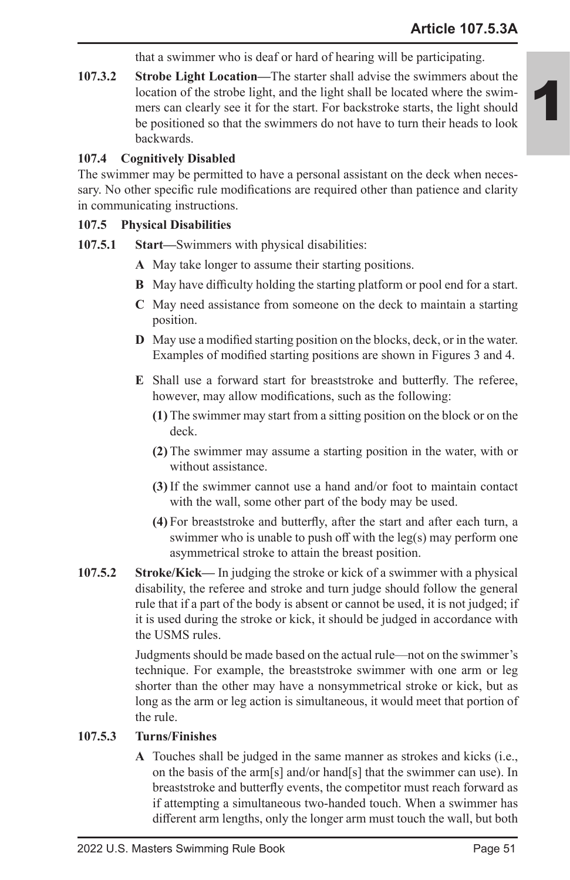that a swimmer who is deaf or hard of hearing will be participating.

**107.3.2 Strobe Light Location—**The starter shall advise the swimmers about the location of the strobe light, and the light shall be located where the swimmers can clearly see it for the start. For backstroke starts, the light should be positioned so that the swimmers do not have to turn their heads to look backwards.

**107.4 Cognitively Disabled**

The swimmer may be permitted to have a personal assistant on the deck when necessary. No other specific rule modifications are required other than patience and clarity in communicating instructions.

**107.5 Physical Disabilities**

**107.5.1 Start—**Swimmers with physical disabilities:

**A** May take longer to assume their starting positions.

**B** May have difficulty holding the starting platform or pool end for a start.

**C** May need assistance from someone on the deck to maintain a starting position.

**D** May use a modified starting position on the blocks, deck, or in the water. Examples of modified starting positions are shown in Figures 3 and 4.

**E** Shall use a forward start for breaststroke and butterfly. The referee, however, may allow modifications, such as the following:

**(1)** The swimmer may start from a sitting position on the block or on the deck.

**(2)** The swimmer may assume a starting position in the water, with or without assistance.

**(3)** If the swimmer cannot use a hand and/or foot to maintain contact with the wall, some other part of the body may be used.

**(4)** For breaststroke and butterfly, after the start and after each turn, a swimmer who is unable to push off with the leg(s) may perform one asymmetrical stroke to attain the breast position.

**107.5.2 Stroke/Kick—** In judging the stroke or kick of a swimmer with a physical disability, the referee and stroke and turn judge should follow the general rule that if a part of the body is absent or cannot be used, it is not judged; if it is used during the stroke or kick, it should be judged in accordance with the USMS rules.

Judgments should be made based on the actual rule—not on the swimmer's technique. For example, the breaststroke swimmer with one arm or leg shorter than the other may have a nonsymmetrical stroke or kick, but as long as the arm or leg action is simultaneous, it would meet that portion of the rule.

**107.5.3 Turns/Finishes**

**A** Touches shall be judged in the same manner as strokes and kicks (i.e., on the basis of the arm[s] and/or hand[s] that the swimmer can use). In breaststroke and butterfly events, the competitor must reach forward as if attempting a simultaneous two-handed touch. When a swimmer has different arm lengths, only the longer arm must touch the wall, but both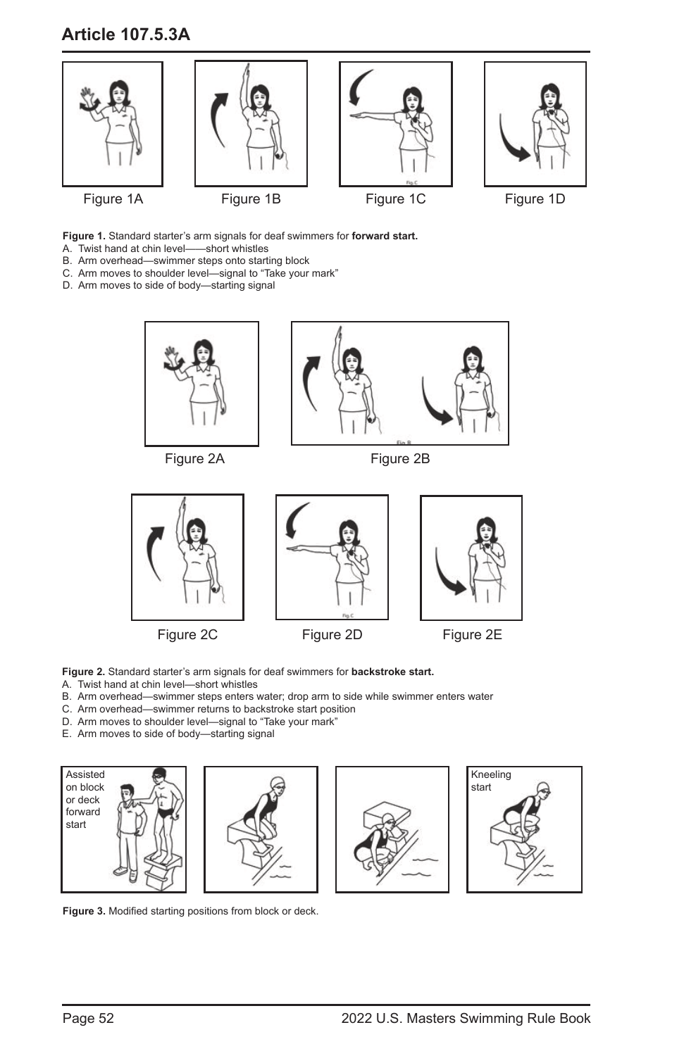## Article 107.5.3A

Figure 1A

Figure 1B

Figure 1C

Figure 1D

**Figure 1.** Standard starter's arm signals for deaf swimmers for **forward start.**

A. Twist hand at chin level——short whistles
B. Arm overhead—swimmer steps onto starting block
C. Arm moves to shoulder level—signal to "Take your mark"
D. Arm moves to side of body—starting signal

Figure 2A

Figure 2B

Figure 2C

Figure 2D

Figure 2E

**Figure 2.** Standard starter's arm signals for deaf swimmers for **backstroke start.**

A. Twist hand at chin level—short whistles
B. Arm overhead—swimmer steps enters water; drop arm to side while swimmer enters water
C. Arm overhead—swimmer returns to backstroke start position
D. Arm moves to shoulder level—signal to "Take your mark"
E. Arm moves to side of body—starting signal

Assisted on block or deck forward start

Kneeling start

**Figure 3.** Modified starting positions from block or deck.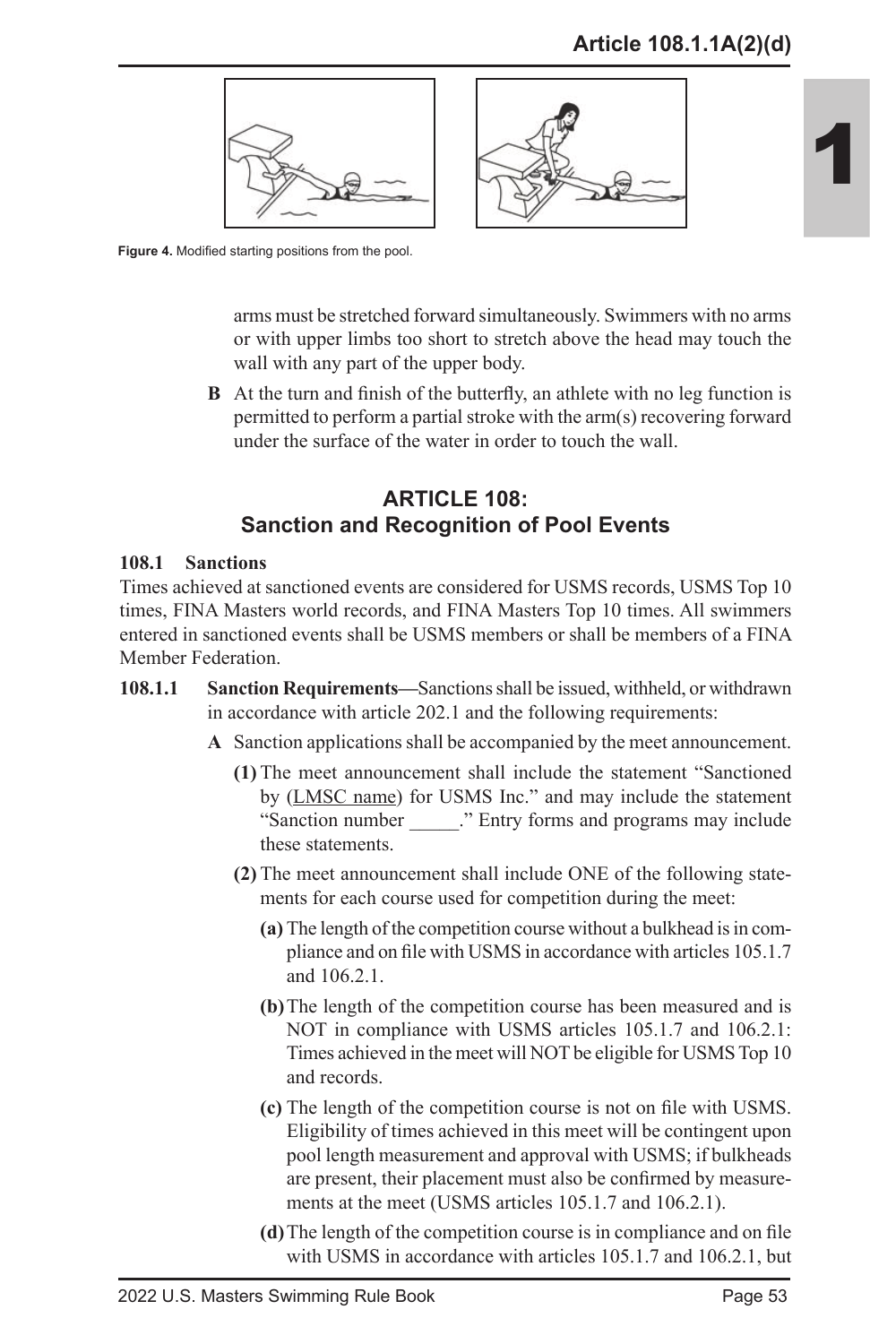Figure 4. Modified starting positions from the pool.

arms must be stretched forward simultaneously. Swimmers with no arms or with upper limbs too short to stretch above the head may touch the wall with any part of the upper body.

**B** At the turn and finish of the butterfly, an athlete with no leg function is permitted to perform a partial stroke with the arm(s) recovering forward under the surface of the water in order to touch the wall.

## ARTICLE 108: Sanction and Recognition of Pool Events

### 108.1 Sanctions

Times achieved at sanctioned events are considered for USMS records, USMS Top 10 times, FINA Masters world records, and FINA Masters Top 10 times. All swimmers entered in sanctioned events shall be USMS members or shall be members of a FINA Member Federation.

**108.1.1 Sanction Requirements—**Sanctions shall be issued, withheld, or withdrawn in accordance with article 202.1 and the following requirements:

**A** Sanction applications shall be accompanied by the meet announcement.

**(1)** The meet announcement shall include the statement "Sanctioned by (LMSC name) for USMS Inc." and may include the statement "Sanction number _____." Entry forms and programs may include these statements.

**(2)** The meet announcement shall include ONE of the following statements for each course used for competition during the meet:

**(a)** The length of the competition course without a bulkhead is in compliance and on file with USMS in accordance with articles 105.1.7 and 106.2.1.

**(b)** The length of the competition course has been measured and is NOT in compliance with USMS articles 105.1.7 and 106.2.1: Times achieved in the meet will NOT be eligible for USMS Top 10 and records.

**(c)** The length of the competition course is not on file with USMS. Eligibility of times achieved in this meet will be contingent upon pool length measurement and approval with USMS; if bulkheads are present, their placement must also be confirmed by measurements at the meet (USMS articles 105.1.7 and 106.2.1).

**(d)** The length of the competition course is in compliance and on file with USMS in accordance with articles 105.1.7 and 106.2.1, but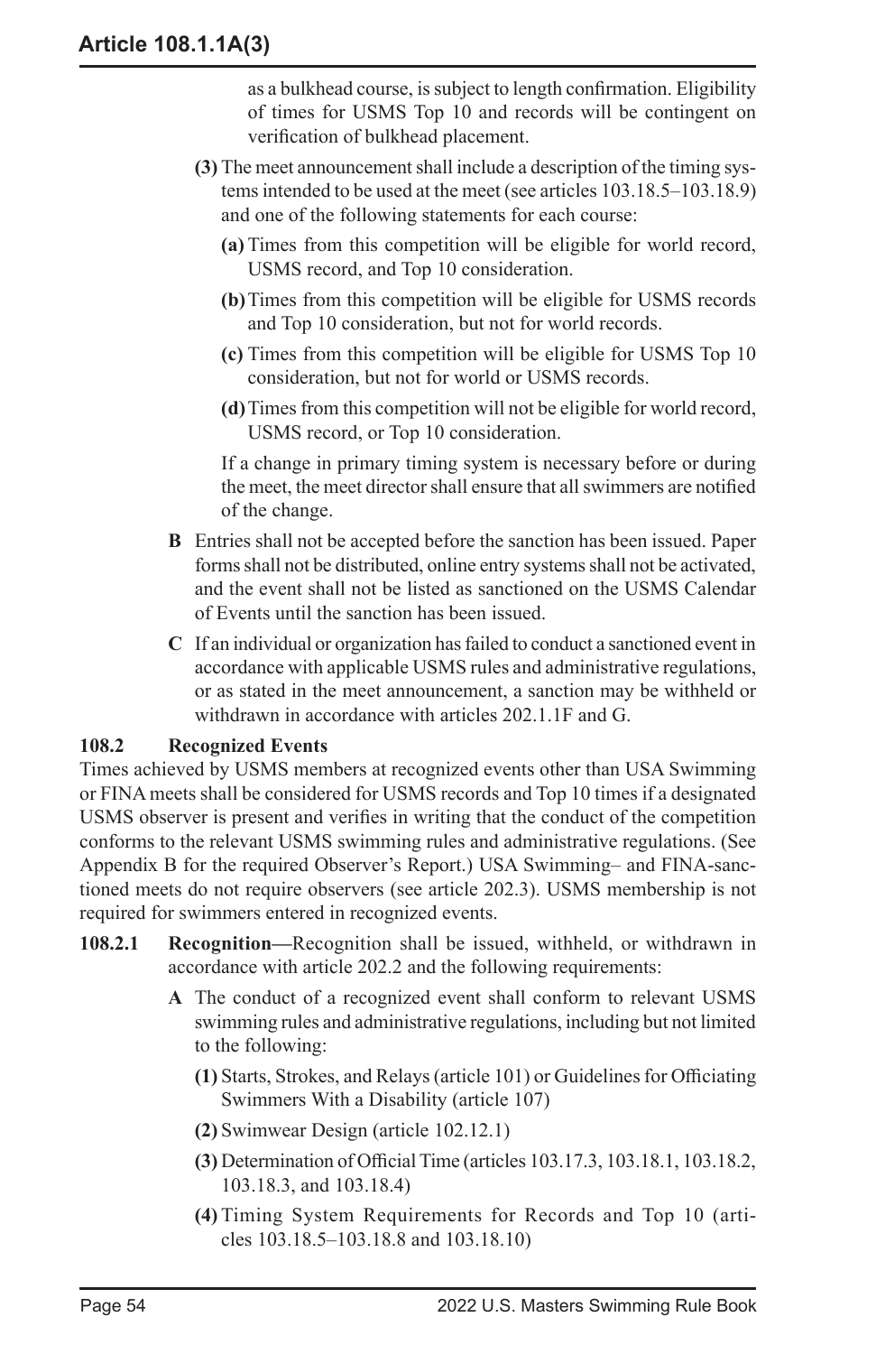as a bulkhead course, is subject to length confirmation. Eligibility of times for USMS Top 10 and records will be contingent on verification of bulkhead placement.

**(3)** The meet announcement shall include a description of the timing systems intended to be used at the meet (see articles 103.18.5–103.18.9) and one of the following statements for each course:

**(a)** Times from this competition will be eligible for world record, USMS record, and Top 10 consideration.

**(b)** Times from this competition will be eligible for USMS records and Top 10 consideration, but not for world records.

**(c)** Times from this competition will be eligible for USMS Top 10 consideration, but not for world or USMS records.

**(d)** Times from this competition will not be eligible for world record, USMS record, or Top 10 consideration.

If a change in primary timing system is necessary before or during the meet, the meet director shall ensure that all swimmers are notified of the change.

**B** Entries shall not be accepted before the sanction has been issued. Paper forms shall not be distributed, online entry systems shall not be activated, and the event shall not be listed as sanctioned on the USMS Calendar of Events until the sanction has been issued.

**C** If an individual or organization has failed to conduct a sanctioned event in accordance with applicable USMS rules and administrative regulations, or as stated in the meet announcement, a sanction may be withheld or withdrawn in accordance with articles 202.1.1F and G.

### 108.2 Recognized Events

Times achieved by USMS members at recognized events other than USA Swimming or FINA meets shall be considered for USMS records and Top 10 times if a designated USMS observer is present and verifies in writing that the conduct of the competition conforms to the relevant USMS swimming rules and administrative regulations. (See Appendix B for the required Observer's Report.) USA Swimming– and FINA-sanctioned meets do not require observers (see article 202.3). USMS membership is not required for swimmers entered in recognized events.

**108.2.1 Recognition—**Recognition shall be issued, withheld, or withdrawn in accordance with article 202.2 and the following requirements:

**A** The conduct of a recognized event shall conform to relevant USMS swimming rules and administrative regulations, including but not limited to the following:

**(1)** Starts, Strokes, and Relays (article 101) or Guidelines for Officiating Swimmers With a Disability (article 107)

**(2)** Swimwear Design (article 102.12.1)

**(3)** Determination of Official Time (articles 103.17.3, 103.18.1, 103.18.2, 103.18.3, and 103.18.4)

**(4)** Timing System Requirements for Records and Top 10 (articles 103.18.5–103.18.8 and 103.18.10)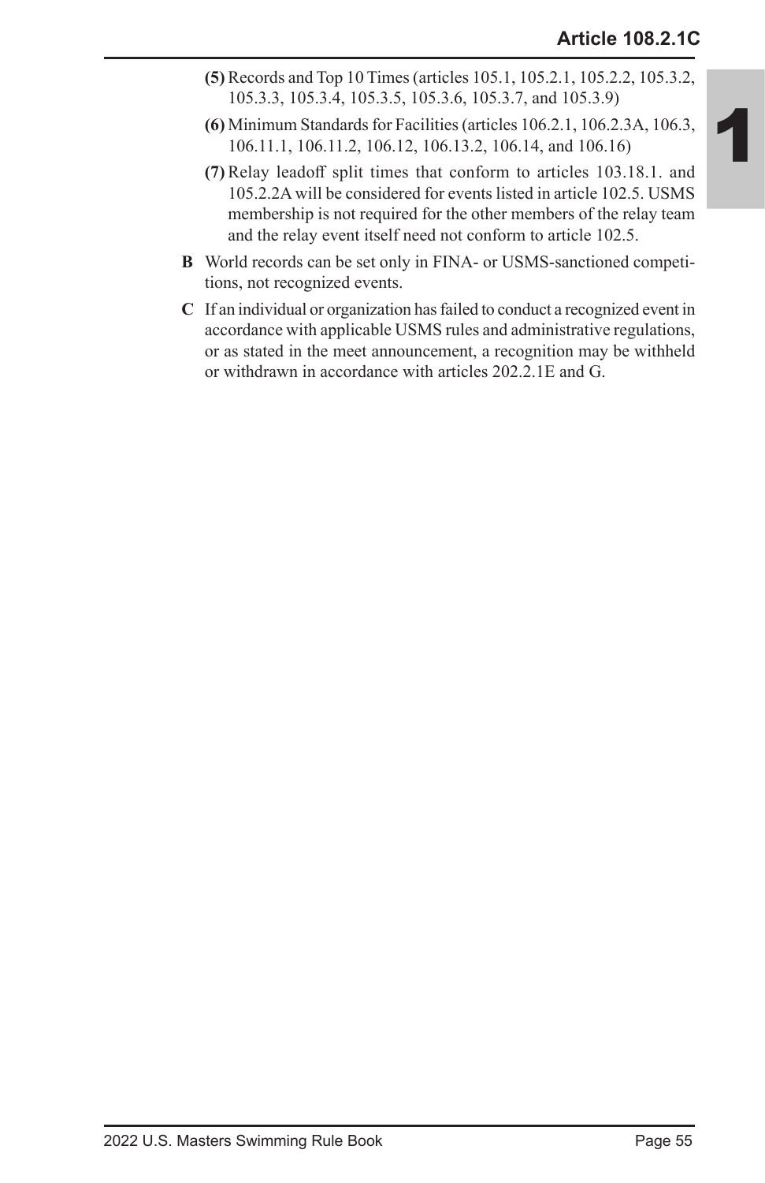**(5)** Records and Top 10 Times (articles 105.1, 105.2.1, 105.2.2, 105.3.2, 105.3.3, 105.3.4, 105.3.5, 105.3.6, 105.3.7, and 105.3.9)

**(6)** Minimum Standards for Facilities (articles 106.2.1, 106.2.3A, 106.3, 106.11.1, 106.11.2, 106.12, 106.13.2, 106.14, and 106.16)

**(7)** Relay leadoff split times that conform to articles 103.18.1. and 105.2.2A will be considered for events listed in article 102.5. USMS membership is not required for the other members of the relay team and the relay event itself need not conform to article 102.5.

**B** World records can be set only in FINA- or USMS-sanctioned competitions, not recognized events.

**C** If an individual or organization has failed to conduct a recognized event in accordance with applicable USMS rules and administrative regulations, or as stated in the meet announcement, a recognition may be withheld or withdrawn in accordance with articles 202.2.1E and G.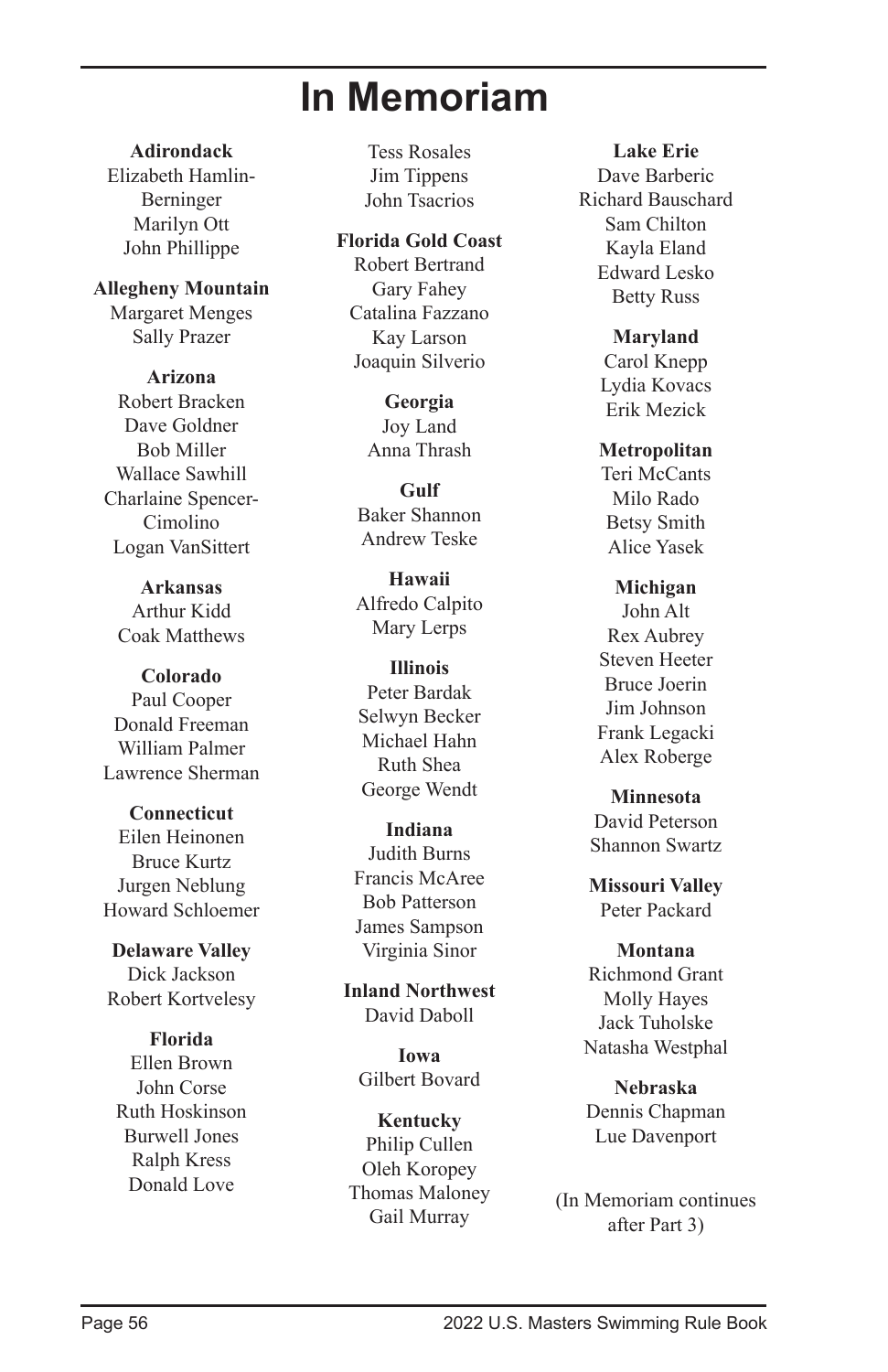# In Memoriam

**Adirondack**
Elizabeth Hamlin-Berninger
Marilyn Ott
John Phillippe

**Allegheny Mountain**
Margaret Menges
Sally Prazer

**Arizona**
Robert Bracken
Dave Goldner
Bob Miller
Wallace Sawhill
Charlaine Spencer-Cimolino
Logan VanSittert

**Arkansas**
Arthur Kidd
Coak Matthews

**Colorado**
Paul Cooper
Donald Freeman
William Palmer
Lawrence Sherman

**Connecticut**
Eilen Heinonen
Bruce Kurtz
Jurgen Neblung
Howard Schloemer

**Delaware Valley**
Dick Jackson
Robert Kortvelesy

**Florida**
Ellen Brown
John Corse
Ruth Hoskinson
Burwell Jones
Ralph Kress
Donald Love
Tess Rosales
Jim Tippens
John Tsacrios

**Florida Gold Coast**
Robert Bertrand
Gary Fahey
Catalina Fazzano
Kay Larson
Joaquin Silverio

**Georgia**
Joy Land
Anna Thrash

**Gulf**
Baker Shannon
Andrew Teske

**Hawaii**
Alfredo Calpito
Mary Lerps

**Illinois**
Peter Bardak
Selwyn Becker
Michael Hahn
Ruth Shea
George Wendt

**Indiana**
Judith Burns
Francis McAree
Bob Patterson
James Sampson
Virginia Sinor

**Inland Northwest**
David Daboll

**Iowa**
Gilbert Bovard

**Kentucky**
Philip Cullen
Oleh Koropey
Thomas Maloney
Gail Murray

**Lake Erie**
Dave Barberic
Richard Bauschard
Sam Chilton
Kayla Eland
Edward Lesko
Betty Russ

**Maryland**
Carol Knepp
Lydia Kovacs
Erik Mezick

**Metropolitan**
Teri McCants
Milo Rado
Betsy Smith
Alice Yasek

**Michigan**
John Alt
Rex Aubrey
Steven Heeter
Bruce Joerin
Jim Johnson
Frank Legacki
Alex Roberge

**Minnesota**
David Peterson
Shannon Swartz

**Missouri Valley**
Peter Packard

**Montana**
Richmond Grant
Molly Hayes
Jack Tuholske
Natasha Westphal

**Nebraska**
Dennis Chapman
Lue Davenport

(In Memoriam continues after Part 3)